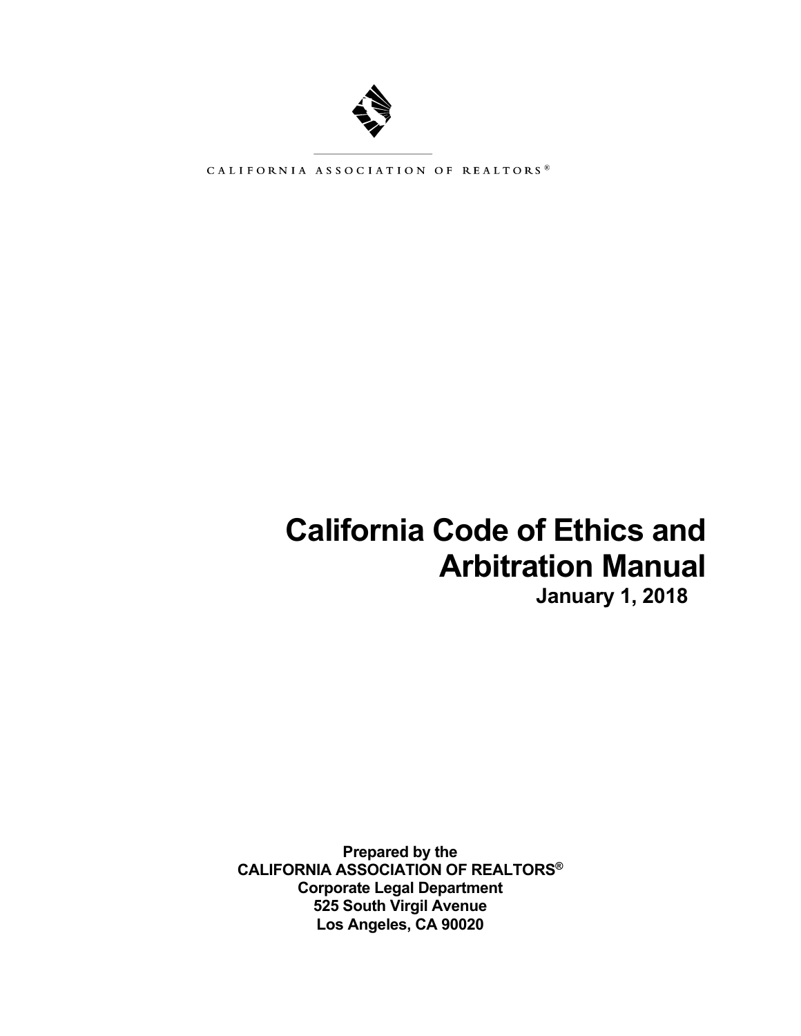CALIFORNIA ASSOCIATION OF REALTORS®

# California Code of Ethics and Arbitration Manual

**January 1, 2018**

**Prepared by the**
**CALIFORNIA ASSOCIATION OF REALTORS®**
**Corporate Legal Department**
**525 South Virgil Avenue**
**Los Angeles, CA 90020**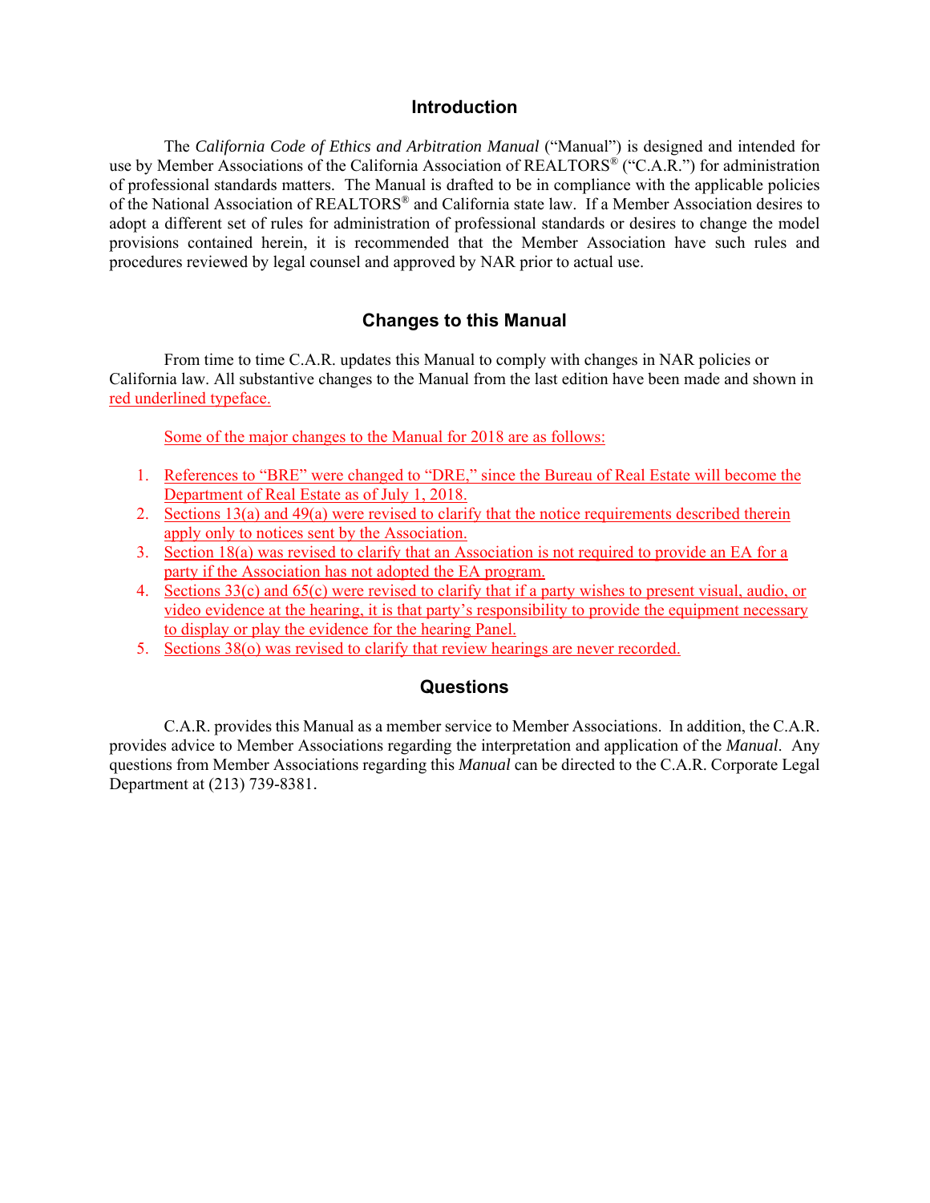## Introduction

The *California Code of Ethics and Arbitration Manual* ("Manual") is designed and intended for use by Member Associations of the California Association of REALTORS® ("C.A.R.") for administration of professional standards matters. The Manual is drafted to be in compliance with the applicable policies of the National Association of REALTORS® and California state law. If a Member Association desires to adopt a different set of rules for administration of professional standards or desires to change the model provisions contained herein, it is recommended that the Member Association have such rules and procedures reviewed by legal counsel and approved by NAR prior to actual use.

## Changes to this Manual

From time to time C.A.R. updates this Manual to comply with changes in NAR policies or California law. All substantive changes to the Manual from the last edition have been made and shown in red underlined typeface.

Some of the major changes to the Manual for 2018 are as follows:

1. References to "BRE" were changed to "DRE," since the Bureau of Real Estate will become the Department of Real Estate as of July 1, 2018.
2. Sections 13(a) and 49(a) were revised to clarify that the notice requirements described therein apply only to notices sent by the Association.
3. Section 18(a) was revised to clarify that an Association is not required to provide an EA for a party if the Association has not adopted the EA program.
4. Sections 33(c) and 65(c) were revised to clarify that if a party wishes to present visual, audio, or video evidence at the hearing, it is that party's responsibility to provide the equipment necessary to display or play the evidence for the hearing Panel.
5. Sections 38(o) was revised to clarify that review hearings are never recorded.

## Questions

C.A.R. provides this Manual as a member service to Member Associations. In addition, the C.A.R. provides advice to Member Associations regarding the interpretation and application of the *Manual*. Any questions from Member Associations regarding this *Manual* can be directed to the C.A.R. Corporate Legal Department at (213) 739-8381.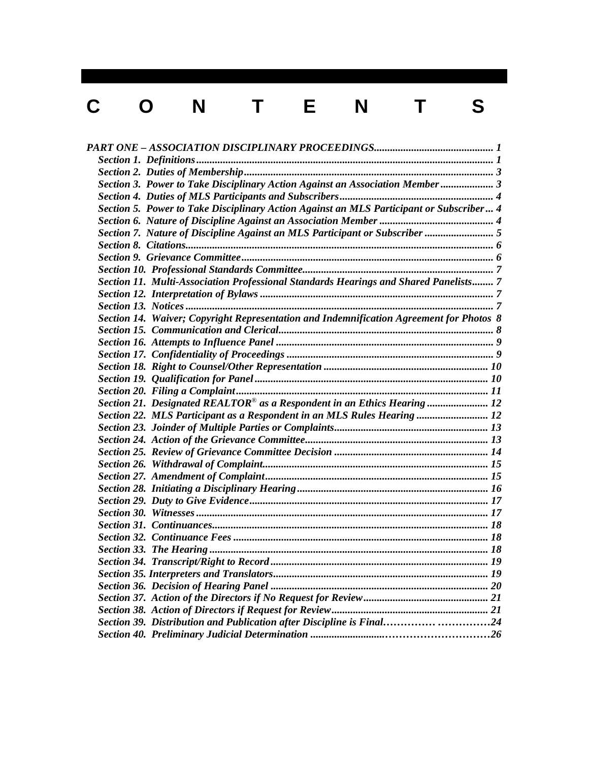# CONTENTS

*PART ONE – ASSOCIATION DISCIPLINARY PROCEEDINGS............................................ 1*

- *Section 1. Definitions.............................................................................................................. 1*
- *Section 2. Duties of Membership............................................................................................ 3*
- *Section 3. Power to Take Disciplinary Action Against an Association Member.................... 3*
- *Section 4. Duties of MLS Participants and Subscribers.......................................................... 4*
- *Section 5. Power to Take Disciplinary Action Against an MLS Participant or Subscriber... 4*
- *Section 6. Nature of Discipline Against an Association Member .......................................... 4*
- *Section 7. Nature of Discipline Against an MLS Participant or Subscriber .......................... 5*
- *Section 8. Citations................................................................................................................. 6*
- *Section 9. Grievance Committee............................................................................................. 6*
- *Section 10. Professional Standards Committee....................................................................... 7*
- *Section 11. Multi-Association Professional Standards Hearings and Shared Panelists........ 7*
- *Section 12. Interpretation of Bylaws ...................................................................................... 7*
- *Section 13. Notices ................................................................................................................. 7*
- *Section 14. Waiver; Copyright Representation and Indemnification Agreement for Photos 8*
- *Section 15. Communication and Clerical................................................................................ 8*
- *Section 16. Attempts to Influence Panel ................................................................................. 9*
- *Section 17. Confidentiality of Proceedings ............................................................................. 9*
- *Section 18. Right to Counsel/Other Representation ............................................................. 10*
- *Section 19. Qualification for Panel ...................................................................................... 10*
- *Section 20. Filing a Complaint............................................................................................. 11*
- *Section 21. Designated REALTOR® as a Respondent in an Ethics Hearing ....................... 12*
- *Section 22. MLS Participant as a Respondent in an MLS Rules Hearing .......................... 12*
- *Section 23. Joinder of Multiple Parties or Complaints......................................................... 13*
- *Section 24. Action of the Grievance Committee.................................................................... 13*
- *Section 25. Review of Grievance Committee Decision ......................................................... 14*
- *Section 26. Withdrawal of Complaint................................................................................... 15*
- *Section 27. Amendment of Complaint................................................................................... 15*
- *Section 28. Initiating a Disciplinary Hearing....................................................................... 16*
- *Section 29. Duty to Give Evidence......................................................................................... 17*
- *Section 30. Witnesses............................................................................................................ 17*
- *Section 31. Continuances...................................................................................................... 18*
- *Section 32. Continuance Fees ............................................................................................... 18*
- *Section 33. The Hearing ....................................................................................................... 18*
- *Section 34. Transcript/Right to Record................................................................................. 19*
- *Section 35. Interpreters and Translators................................................................................ 19*
- *Section 36. Decision of Hearing Panel ................................................................................. 20*
- *Section 37. Action of the Directors if No Request for Review.............................................. 21*
- *Section 38. Action of Directors if Request for Review.......................................................... 21*
- *Section 39. Distribution and Publication after Discipline is Final……………………………24*
- *Section 40. Preliminary Judicial Determination .........................……………………………26*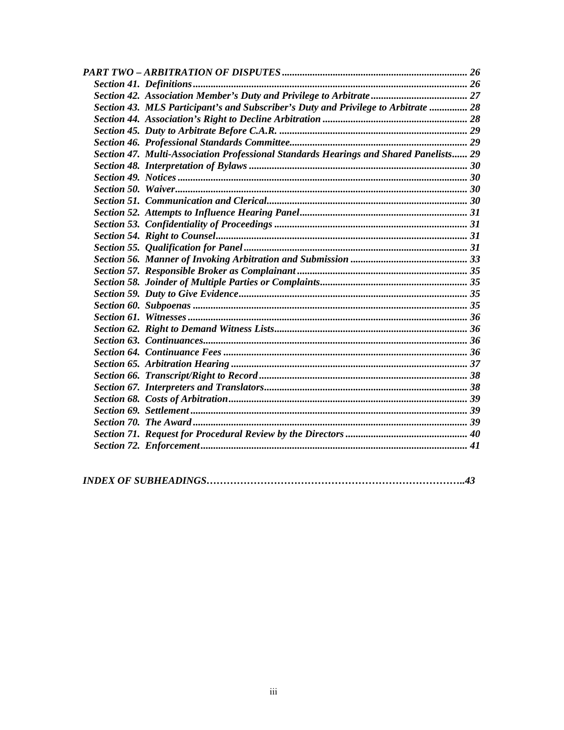***PART TWO – ARBITRATION OF DISPUTES*** ........................................................................ ***26***

***Section 41. Definitions*** .......................................................................................................... ***26***
***Section 42. Association Member's Duty and Privilege to Arbitrate*** ...................................... ***27***
***Section 43. MLS Participant's and Subscriber's Duty and Privilege to Arbitrate*** ............... ***28***
***Section 44. Association's Right to Decline Arbitration*** ......................................................... ***28***
***Section 45. Duty to Arbitrate Before C.A.R.*** ......................................................................... ***29***
***Section 46. Professional Standards Committee*** ..................................................................... ***29***
***Section 47. Multi-Association Professional Standards Hearings and Shared Panelists*** ...... ***29***
***Section 48. Interpretation of Bylaws*** ..................................................................................... ***30***
***Section 49. Notices*** ................................................................................................................. ***30***
***Section 50. Waiver*** .................................................................................................................. ***30***
***Section 51. Communication and Clerical*** .............................................................................. ***30***
***Section 52. Attempts to Influence Hearing Panel*** ................................................................. ***31***
***Section 53. Confidentiality of Proceedings*** ........................................................................... ***31***
***Section 54. Right to Counsel*** .................................................................................................. ***31***
***Section 55. Qualification for Panel*** ........................................................................................ ***31***
***Section 56. Manner of Invoking Arbitration and Submission*** ............................................. ***33***
***Section 57. Responsible Broker as Complainant*** ................................................................... ***35***
***Section 58. Joinder of Multiple Parties or Complaints*** .......................................................... ***35***
***Section 59. Duty to Give Evidence*** ......................................................................................... ***35***
***Section 60. Subpoenas*** ........................................................................................................... ***35***
***Section 61. Witnesses*** ............................................................................................................. ***36***
***Section 62. Right to Demand Witness Lists*** ........................................................................... ***36***
***Section 63. Continuances*** ....................................................................................................... ***36***
***Section 64. Continuance Fees*** ................................................................................................ ***36***
***Section 65. Arbitration Hearing*** ............................................................................................ ***37***
***Section 66. Transcript/Right to Record*** ................................................................................. ***38***
***Section 67. Interpreters and Translators*** ............................................................................... ***38***
***Section 68. Costs of Arbitration*** ............................................................................................. ***39***
***Section 69. Settlement*** ............................................................................................................ ***39***
***Section 70. The Award*** ........................................................................................................... ***39***
***Section 71. Request for Procedural Review by the Directors*** ................................................ ***40***
***Section 72. Enforcement*** ........................................................................................................ ***41***

***INDEX OF SUBHEADINGS***…………………………………………………………………..***43***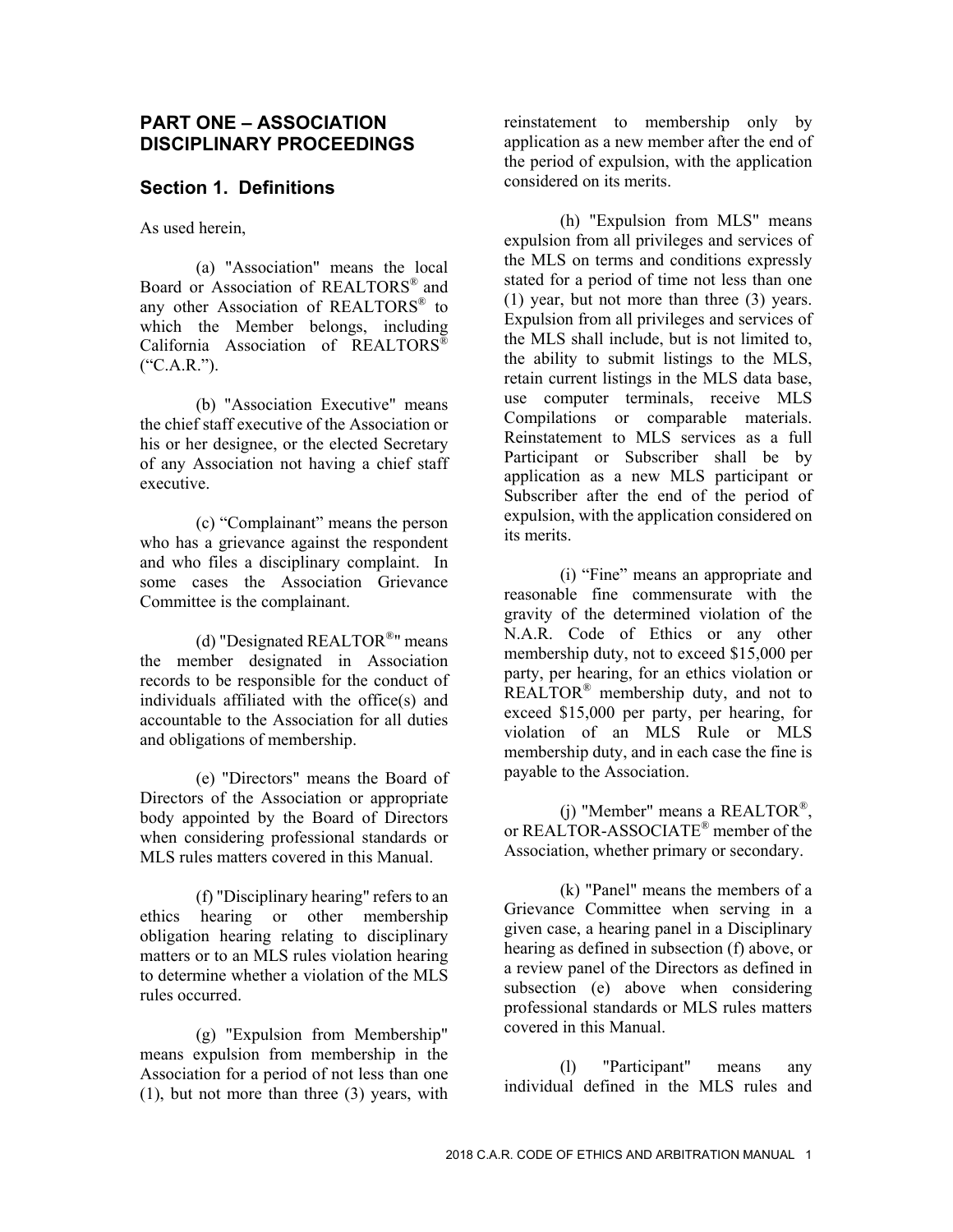## PART ONE – ASSOCIATION DISCIPLINARY PROCEEDINGS

### Section 1. Definitions

As used herein,

(a) "Association" means the local Board or Association of REALTORS® and any other Association of REALTORS® to which the Member belongs, including California Association of REALTORS® ("C.A.R.").

(b) "Association Executive" means the chief staff executive of the Association or his or her designee, or the elected Secretary of any Association not having a chief staff executive.

(c) "Complainant" means the person who has a grievance against the respondent and who files a disciplinary complaint. In some cases the Association Grievance Committee is the complainant.

(d) "Designated REALTOR®" means the member designated in Association records to be responsible for the conduct of individuals affiliated with the office(s) and accountable to the Association for all duties and obligations of membership.

(e) "Directors" means the Board of Directors of the Association or appropriate body appointed by the Board of Directors when considering professional standards or MLS rules matters covered in this Manual.

(f) "Disciplinary hearing" refers to an ethics hearing or other membership obligation hearing relating to disciplinary matters or to an MLS rules violation hearing to determine whether a violation of the MLS rules occurred.

(g) "Expulsion from Membership" means expulsion from membership in the Association for a period of not less than one (1), but not more than three (3) years, with reinstatement to membership only by application as a new member after the end of the period of expulsion, with the application considered on its merits.

(h) "Expulsion from MLS" means expulsion from all privileges and services of the MLS on terms and conditions expressly stated for a period of time not less than one (1) year, but not more than three (3) years. Expulsion from all privileges and services of the MLS shall include, but is not limited to, the ability to submit listings to the MLS, retain current listings in the MLS data base, use computer terminals, receive MLS Compilations or comparable materials. Reinstatement to MLS services as a full Participant or Subscriber shall be by application as a new MLS participant or Subscriber after the end of the period of expulsion, with the application considered on its merits.

(i) "Fine" means an appropriate and reasonable fine commensurate with the gravity of the determined violation of the N.A.R. Code of Ethics or any other membership duty, not to exceed $15,000 per party, per hearing, for an ethics violation or REALTOR® membership duty, and not to exceed $15,000 per party, per hearing, for violation of an MLS Rule or MLS membership duty, and in each case the fine is payable to the Association.

(j) "Member" means a REALTOR®, or REALTOR-ASSOCIATE® member of the Association, whether primary or secondary.

(k) "Panel" means the members of a Grievance Committee when serving in a given case, a hearing panel in a Disciplinary hearing as defined in subsection (f) above, or a review panel of the Directors as defined in subsection (e) above when considering professional standards or MLS rules matters covered in this Manual.

(l) "Participant" means any individual defined in the MLS rules and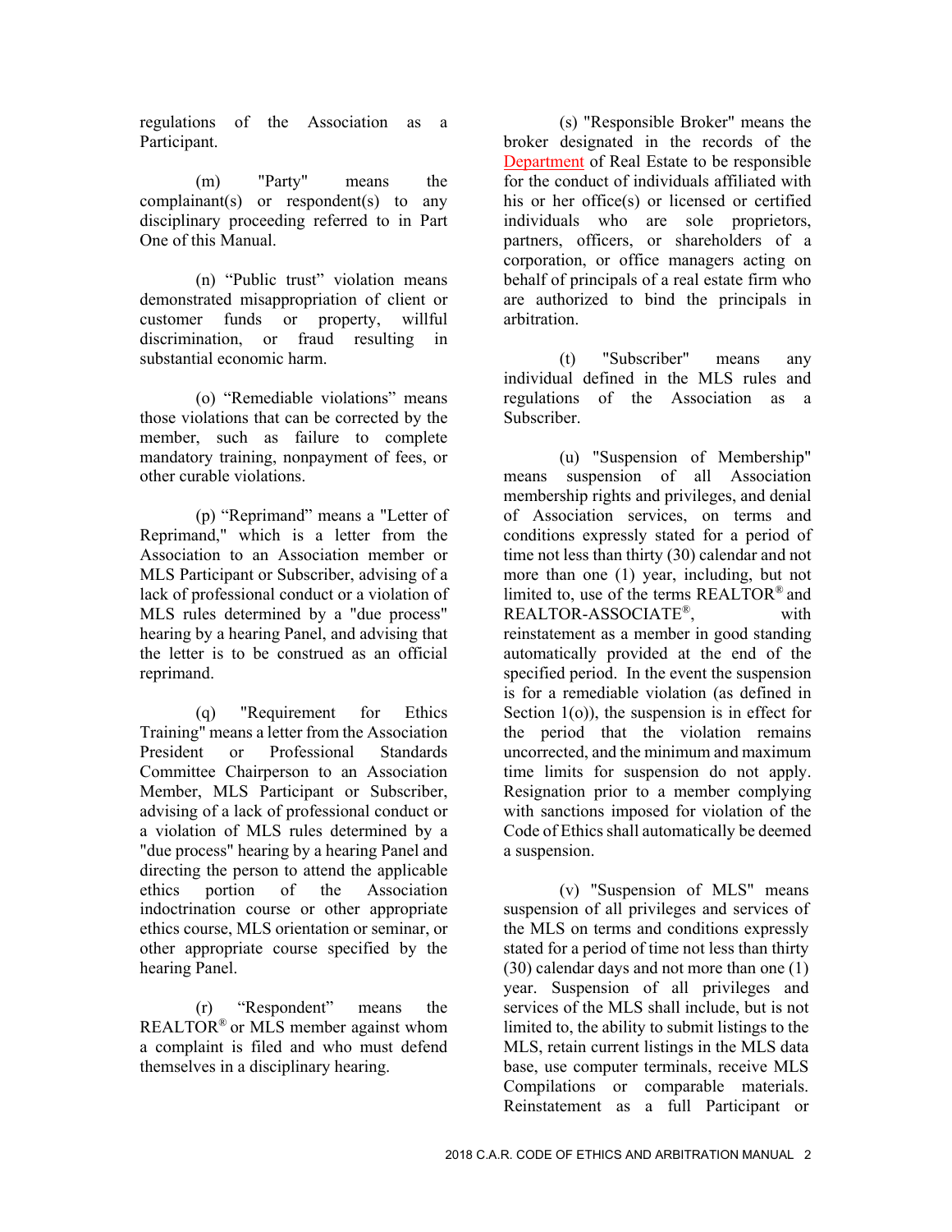regulations of the Association as a Participant.

(m) "Party" means the complainant(s) or respondent(s) to any disciplinary proceeding referred to in Part One of this Manual.

(n) "Public trust" violation means demonstrated misappropriation of client or customer funds or property, willful discrimination, or fraud resulting in substantial economic harm.

(o) "Remediable violations" means those violations that can be corrected by the member, such as failure to complete mandatory training, nonpayment of fees, or other curable violations.

(p) "Reprimand" means a "Letter of Reprimand," which is a letter from the Association to an Association member or MLS Participant or Subscriber, advising of a lack of professional conduct or a violation of MLS rules determined by a "due process" hearing by a hearing Panel, and advising that the letter is to be construed as an official reprimand.

(q) "Requirement for Ethics Training" means a letter from the Association President or Professional Standards Committee Chairperson to an Association Member, MLS Participant or Subscriber, advising of a lack of professional conduct or a violation of MLS rules determined by a "due process" hearing by a hearing Panel and directing the person to attend the applicable ethics portion of the Association indoctrination course or other appropriate ethics course, MLS orientation or seminar, or other appropriate course specified by the hearing Panel.

(r) "Respondent" means the REALTOR® or MLS member against whom a complaint is filed and who must defend themselves in a disciplinary hearing.

(s) "Responsible Broker" means the broker designated in the records of the Department of Real Estate to be responsible for the conduct of individuals affiliated with his or her office(s) or licensed or certified individuals who are sole proprietors, partners, officers, or shareholders of a corporation, or office managers acting on behalf of principals of a real estate firm who are authorized to bind the principals in arbitration.

(t) "Subscriber" means any individual defined in the MLS rules and regulations of the Association as a Subscriber.

(u) "Suspension of Membership" means suspension of all Association membership rights and privileges, and denial of Association services, on terms and conditions expressly stated for a period of time not less than thirty (30) calendar and not more than one (1) year, including, but not limited to, use of the terms REALTOR® and REALTOR-ASSOCIATE®, with reinstatement as a member in good standing automatically provided at the end of the specified period. In the event the suspension is for a remediable violation (as defined in Section 1(o)), the suspension is in effect for the period that the violation remains uncorrected, and the minimum and maximum time limits for suspension do not apply. Resignation prior to a member complying with sanctions imposed for violation of the Code of Ethics shall automatically be deemed a suspension.

(v) "Suspension of MLS" means suspension of all privileges and services of the MLS on terms and conditions expressly stated for a period of time not less than thirty (30) calendar days and not more than one (1) year. Suspension of all privileges and services of the MLS shall include, but is not limited to, the ability to submit listings to the MLS, retain current listings in the MLS data base, use computer terminals, receive MLS Compilations or comparable materials. Reinstatement as a full Participant or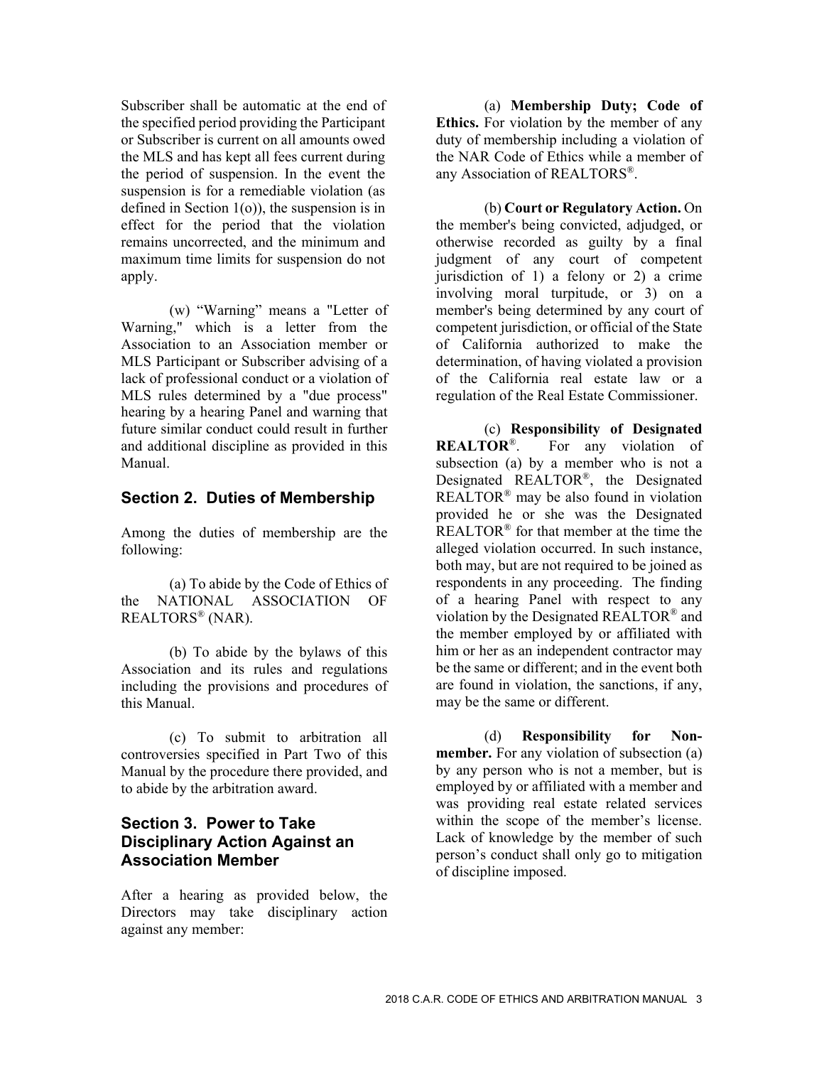Subscriber shall be automatic at the end of the specified period providing the Participant or Subscriber is current on all amounts owed the MLS and has kept all fees current during the period of suspension. In the event the suspension is for a remediable violation (as defined in Section 1(o)), the suspension is in effect for the period that the violation remains uncorrected, and the minimum and maximum time limits for suspension do not apply.

(w) “Warning” means a "Letter of Warning," which is a letter from the Association to an Association member or MLS Participant or Subscriber advising of a lack of professional conduct or a violation of MLS rules determined by a "due process" hearing by a hearing Panel and warning that future similar conduct could result in further and additional discipline as provided in this Manual.

## Section 2. Duties of Membership

Among the duties of membership are the following:

(a) To abide by the Code of Ethics of the NATIONAL ASSOCIATION OF REALTORS® (NAR).

(b) To abide by the bylaws of this Association and its rules and regulations including the provisions and procedures of this Manual.

(c) To submit to arbitration all controversies specified in Part Two of this Manual by the procedure there provided, and to abide by the arbitration award.

## Section 3. Power to Take Disciplinary Action Against an Association Member

After a hearing as provided below, the Directors may take disciplinary action against any member:

(a) **Membership Duty; Code of Ethics.** For violation by the member of any duty of membership including a violation of the NAR Code of Ethics while a member of any Association of REALTORS®.

(b) **Court or Regulatory Action.** On the member's being convicted, adjudged, or otherwise recorded as guilty by a final judgment of any court of competent jurisdiction of 1) a felony or 2) a crime involving moral turpitude, or 3) on a member's being determined by any court of competent jurisdiction, or official of the State of California authorized to make the determination, of having violated a provision of the California real estate law or a regulation of the Real Estate Commissioner.

(c) **Responsibility of Designated REALTOR®**. For any violation of subsection (a) by a member who is not a Designated REALTOR®, the Designated REALTOR® may be also found in violation provided he or she was the Designated REALTOR® for that member at the time the alleged violation occurred. In such instance, both may, but are not required to be joined as respondents in any proceeding. The finding of a hearing Panel with respect to any violation by the Designated REALTOR® and the member employed by or affiliated with him or her as an independent contractor may be the same or different; and in the event both are found in violation, the sanctions, if any, may be the same or different.

(d) **Responsibility for Non-member.** For any violation of subsection (a) by any person who is not a member, but is employed by or affiliated with a member and was providing real estate related services within the scope of the member’s license. Lack of knowledge by the member of such person’s conduct shall only go to mitigation of discipline imposed.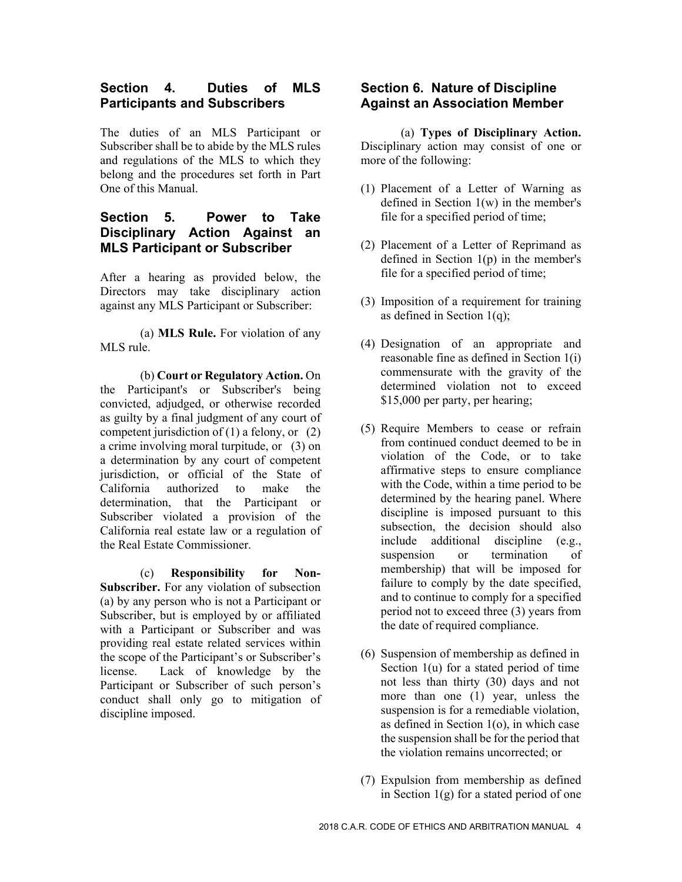## Section 4. Duties of MLS Participants and Subscribers

The duties of an MLS Participant or Subscriber shall be to abide by the MLS rules and regulations of the MLS to which they belong and the procedures set forth in Part One of this Manual.

## Section 5. Power to Take Disciplinary Action Against an MLS Participant or Subscriber

After a hearing as provided below, the Directors may take disciplinary action against any MLS Participant or Subscriber:

(a) **MLS Rule.** For violation of any MLS rule.

(b) **Court or Regulatory Action.** On the Participant's or Subscriber's being convicted, adjudged, or otherwise recorded as guilty by a final judgment of any court of competent jurisdiction of (1) a felony, or (2) a crime involving moral turpitude, or (3) on a determination by any court of competent jurisdiction, or official of the State of California authorized to make the determination, that the Participant or Subscriber violated a provision of the California real estate law or a regulation of the Real Estate Commissioner.

(c) **Responsibility for Non-Subscriber.** For any violation of subsection (a) by any person who is not a Participant or Subscriber, but is employed by or affiliated with a Participant or Subscriber and was providing real estate related services within the scope of the Participant's or Subscriber's license. Lack of knowledge by the Participant or Subscriber of such person's conduct shall only go to mitigation of discipline imposed.

## Section 6. Nature of Discipline Against an Association Member

(a) **Types of Disciplinary Action.** Disciplinary action may consist of one or more of the following:

(1) Placement of a Letter of Warning as defined in Section 1(w) in the member's file for a specified period of time;

(2) Placement of a Letter of Reprimand as defined in Section 1(p) in the member's file for a specified period of time;

(3) Imposition of a requirement for training as defined in Section 1(q);

(4) Designation of an appropriate and reasonable fine as defined in Section 1(i) commensurate with the gravity of the determined violation not to exceed $15,000 per party, per hearing;

(5) Require Members to cease or refrain from continued conduct deemed to be in violation of the Code, or to take affirmative steps to ensure compliance with the Code, within a time period to be determined by the hearing panel. Where discipline is imposed pursuant to this subsection, the decision should also include additional discipline (e.g., suspension or termination of membership) that will be imposed for failure to comply by the date specified, and to continue to comply for a specified period not to exceed three (3) years from the date of required compliance.

(6) Suspension of membership as defined in Section 1(u) for a stated period of time not less than thirty (30) days and not more than one (1) year, unless the suspension is for a remediable violation, as defined in Section 1(o), in which case the suspension shall be for the period that the violation remains uncorrected; or

(7) Expulsion from membership as defined in Section 1(g) for a stated period of one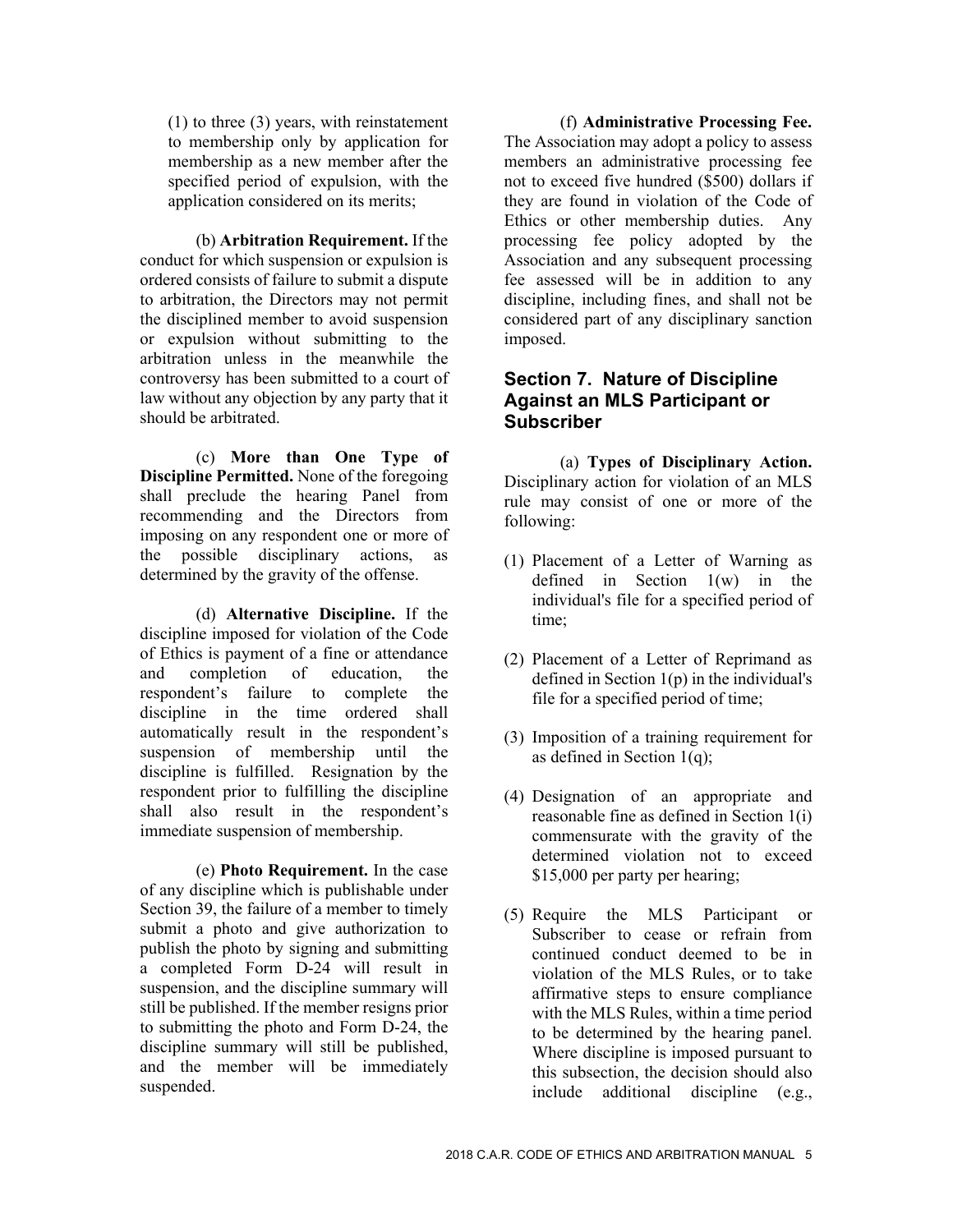(1) to three (3) years, with reinstatement to membership only by application for membership as a new member after the specified period of expulsion, with the application considered on its merits;

(b) **Arbitration Requirement.** If the conduct for which suspension or expulsion is ordered consists of failure to submit a dispute to arbitration, the Directors may not permit the disciplined member to avoid suspension or expulsion without submitting to the arbitration unless in the meanwhile the controversy has been submitted to a court of law without any objection by any party that it should be arbitrated.

(c) **More than One Type of Discipline Permitted.** None of the foregoing shall preclude the hearing Panel from recommending and the Directors from imposing on any respondent one or more of the possible disciplinary actions, as determined by the gravity of the offense.

(d) **Alternative Discipline.** If the discipline imposed for violation of the Code of Ethics is payment of a fine or attendance and completion of education, the respondent's failure to complete the discipline in the time ordered shall automatically result in the respondent's suspension of membership until the discipline is fulfilled. Resignation by the respondent prior to fulfilling the discipline shall also result in the respondent's immediate suspension of membership.

(e) **Photo Requirement.** In the case of any discipline which is publishable under Section 39, the failure of a member to timely submit a photo and give authorization to publish the photo by signing and submitting a completed Form D-24 will result in suspension, and the discipline summary will still be published. If the member resigns prior to submitting the photo and Form D-24, the discipline summary will still be published, and the member will be immediately suspended.

(f) **Administrative Processing Fee.** The Association may adopt a policy to assess members an administrative processing fee not to exceed five hundred ($500) dollars if they are found in violation of the Code of Ethics or other membership duties. Any processing fee policy adopted by the Association and any subsequent processing fee assessed will be in addition to any discipline, including fines, and shall not be considered part of any disciplinary sanction imposed.

## Section 7. Nature of Discipline Against an MLS Participant or Subscriber

(a) **Types of Disciplinary Action.** Disciplinary action for violation of an MLS rule may consist of one or more of the following:

(1) Placement of a Letter of Warning as defined in Section 1(w) in the individual's file for a specified period of time;

(2) Placement of a Letter of Reprimand as defined in Section 1(p) in the individual's file for a specified period of time;

(3) Imposition of a training requirement for as defined in Section 1(q);

(4) Designation of an appropriate and reasonable fine as defined in Section 1(i) commensurate with the gravity of the determined violation not to exceed $15,000 per party per hearing;

(5) Require the MLS Participant or Subscriber to cease or refrain from continued conduct deemed to be in violation of the MLS Rules, or to take affirmative steps to ensure compliance with the MLS Rules, within a time period to be determined by the hearing panel. Where discipline is imposed pursuant to this subsection, the decision should also include additional discipline (e.g.,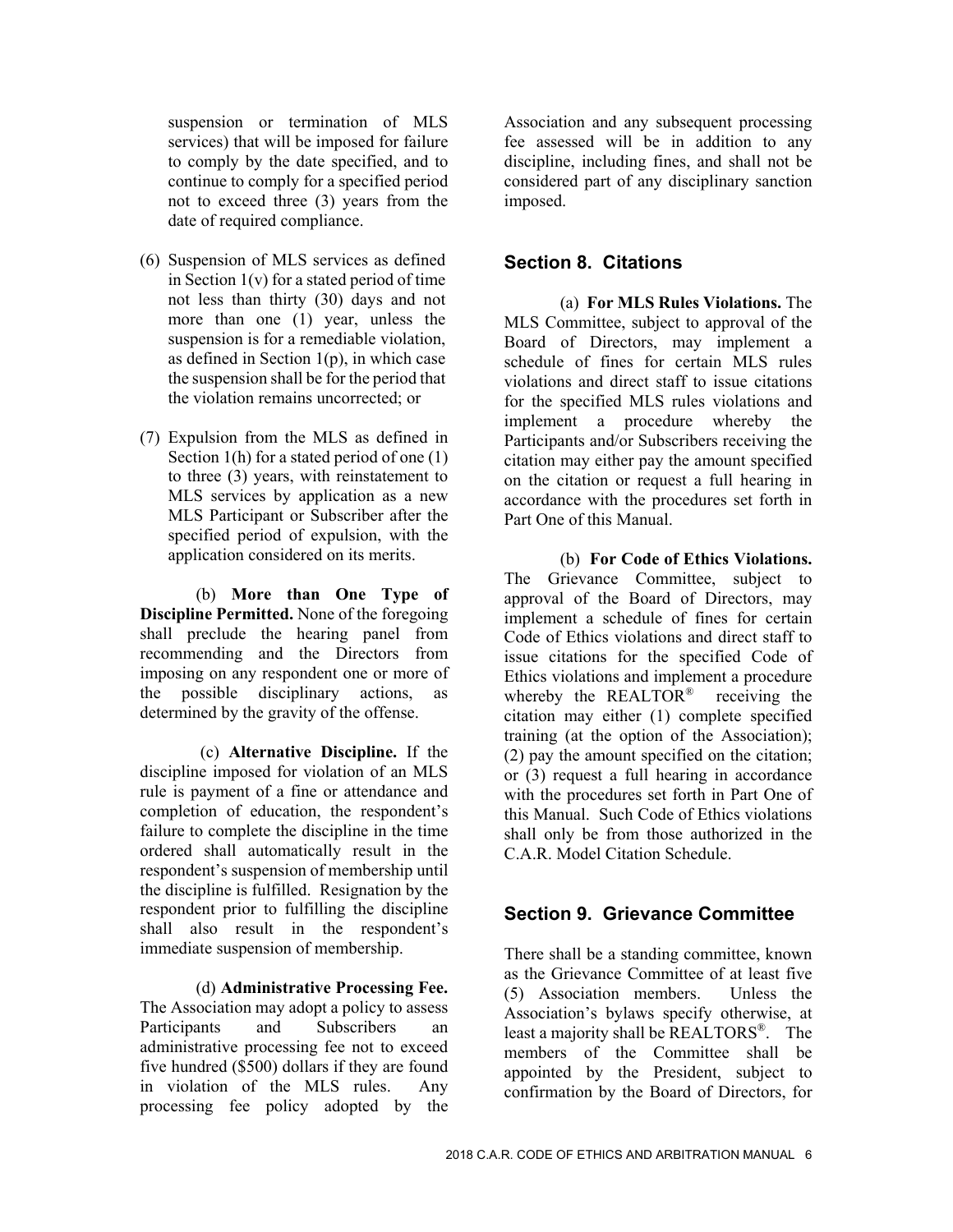suspension or termination of MLS services) that will be imposed for failure to comply by the date specified, and to continue to comply for a specified period not to exceed three (3) years from the date of required compliance.

(6) Suspension of MLS services as defined in Section 1(v) for a stated period of time not less than thirty (30) days and not more than one (1) year, unless the suspension is for a remediable violation, as defined in Section 1(p), in which case the suspension shall be for the period that the violation remains uncorrected; or

(7) Expulsion from the MLS as defined in Section 1(h) for a stated period of one (1) to three (3) years, with reinstatement to MLS services by application as a new MLS Participant or Subscriber after the specified period of expulsion, with the application considered on its merits.

(b) **More than One Type of Discipline Permitted.** None of the foregoing shall preclude the hearing panel from recommending and the Directors from imposing on any respondent one or more of the possible disciplinary actions, as determined by the gravity of the offense.

(c) **Alternative Discipline.** If the discipline imposed for violation of an MLS rule is payment of a fine or attendance and completion of education, the respondent's failure to complete the discipline in the time ordered shall automatically result in the respondent's suspension of membership until the discipline is fulfilled. Resignation by the respondent prior to fulfilling the discipline shall also result in the respondent's immediate suspension of membership.

(d) **Administrative Processing Fee.** The Association may adopt a policy to assess Participants and Subscribers an administrative processing fee not to exceed five hundred ($500) dollars if they are found in violation of the MLS rules. Any processing fee policy adopted by the Association and any subsequent processing fee assessed will be in addition to any discipline, including fines, and shall not be considered part of any disciplinary sanction imposed.

## Section 8. Citations

(a) **For MLS Rules Violations.** The MLS Committee, subject to approval of the Board of Directors, may implement a schedule of fines for certain MLS rules violations and direct staff to issue citations for the specified MLS rules violations and implement a procedure whereby the Participants and/or Subscribers receiving the citation may either pay the amount specified on the citation or request a full hearing in accordance with the procedures set forth in Part One of this Manual.

(b) **For Code of Ethics Violations.** The Grievance Committee, subject to approval of the Board of Directors, may implement a schedule of fines for certain Code of Ethics violations and direct staff to issue citations for the specified Code of Ethics violations and implement a procedure whereby the REALTOR® receiving the citation may either (1) complete specified training (at the option of the Association); (2) pay the amount specified on the citation; or (3) request a full hearing in accordance with the procedures set forth in Part One of this Manual. Such Code of Ethics violations shall only be from those authorized in the C.A.R. Model Citation Schedule.

## Section 9. Grievance Committee

There shall be a standing committee, known as the Grievance Committee of at least five (5) Association members. Unless the Association's bylaws specify otherwise, at least a majority shall be REALTORS®. The members of the Committee shall be appointed by the President, subject to confirmation by the Board of Directors, for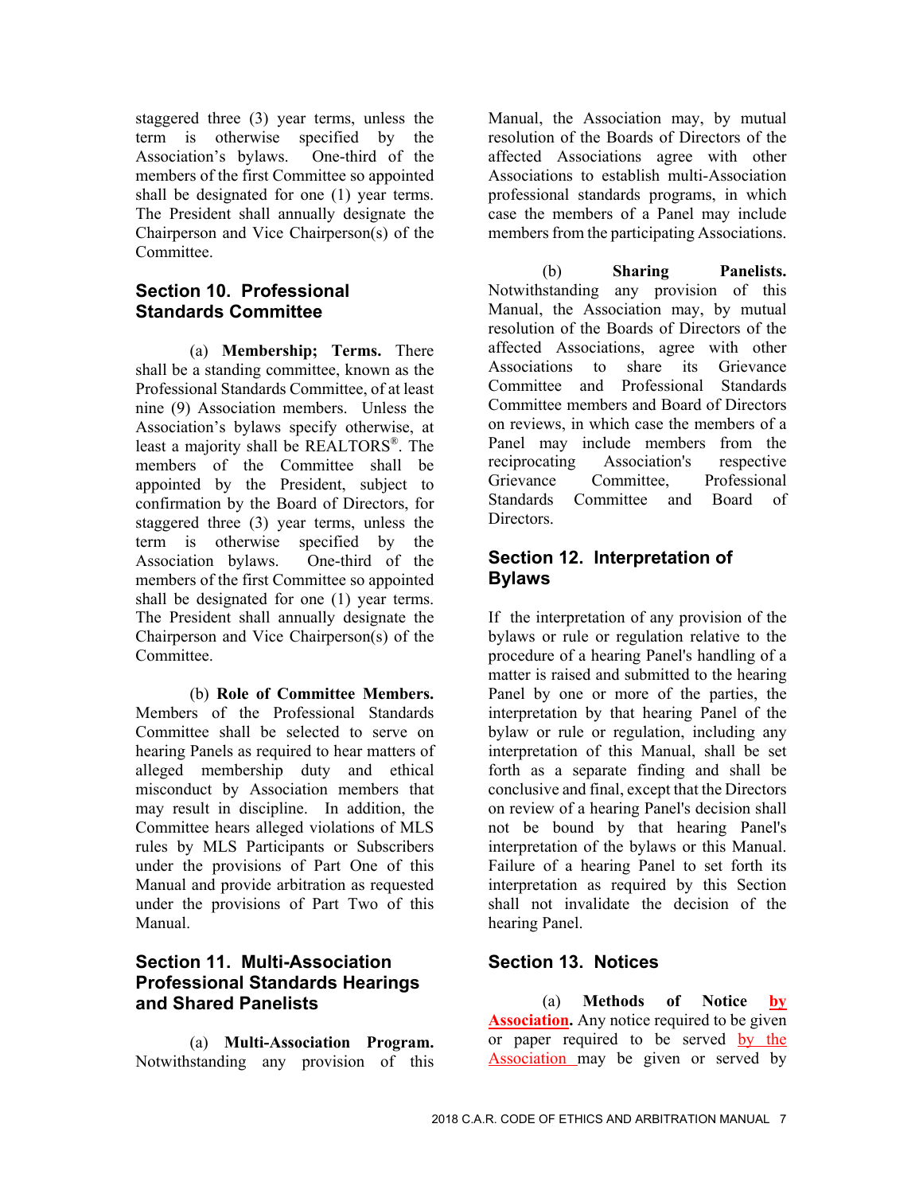staggered three (3) year terms, unless the term is otherwise specified by the Association's bylaws. One-third of the members of the first Committee so appointed shall be designated for one (1) year terms. The President shall annually designate the Chairperson and Vice Chairperson(s) of the Committee.

## Section 10. Professional Standards Committee

(a) **Membership; Terms.** There shall be a standing committee, known as the Professional Standards Committee, of at least nine (9) Association members. Unless the Association's bylaws specify otherwise, at least a majority shall be REALTORS®. The members of the Committee shall be appointed by the President, subject to confirmation by the Board of Directors, for staggered three (3) year terms, unless the term is otherwise specified by the Association bylaws. One-third of the members of the first Committee so appointed shall be designated for one (1) year terms. The President shall annually designate the Chairperson and Vice Chairperson(s) of the Committee.

(b) **Role of Committee Members.** Members of the Professional Standards Committee shall be selected to serve on hearing Panels as required to hear matters of alleged membership duty and ethical misconduct by Association members that may result in discipline. In addition, the Committee hears alleged violations of MLS rules by MLS Participants or Subscribers under the provisions of Part One of this Manual and provide arbitration as requested under the provisions of Part Two of this Manual.

## Section 11. Multi-Association Professional Standards Hearings and Shared Panelists

(a) **Multi-Association Program.** Notwithstanding any provision of this Manual, the Association may, by mutual resolution of the Boards of Directors of the affected Associations agree with other Associations to establish multi-Association professional standards programs, in which case the members of a Panel may include members from the participating Associations.

(b) **Sharing Panelists.** Notwithstanding any provision of this Manual, the Association may, by mutual resolution of the Boards of Directors of the affected Associations, agree with other Associations to share its Grievance Committee and Professional Standards Committee members and Board of Directors on reviews, in which case the members of a Panel may include members from the reciprocating Association's respective Grievance Committee, Professional Standards Committee and Board of Directors.

## Section 12. Interpretation of Bylaws

If the interpretation of any provision of the bylaws or rule or regulation relative to the procedure of a hearing Panel's handling of a matter is raised and submitted to the hearing Panel by one or more of the parties, the interpretation by that hearing Panel of the bylaw or rule or regulation, including any interpretation of this Manual, shall be set forth as a separate finding and shall be conclusive and final, except that the Directors on review of a hearing Panel's decision shall not be bound by that hearing Panel's interpretation of the bylaws or this Manual. Failure of a hearing Panel to set forth its interpretation as required by this Section shall not invalidate the decision of the hearing Panel.

## Section 13. Notices

(a) **Methods of Notice by Association.** Any notice required to be given or paper required to be served by the Association may be given or served by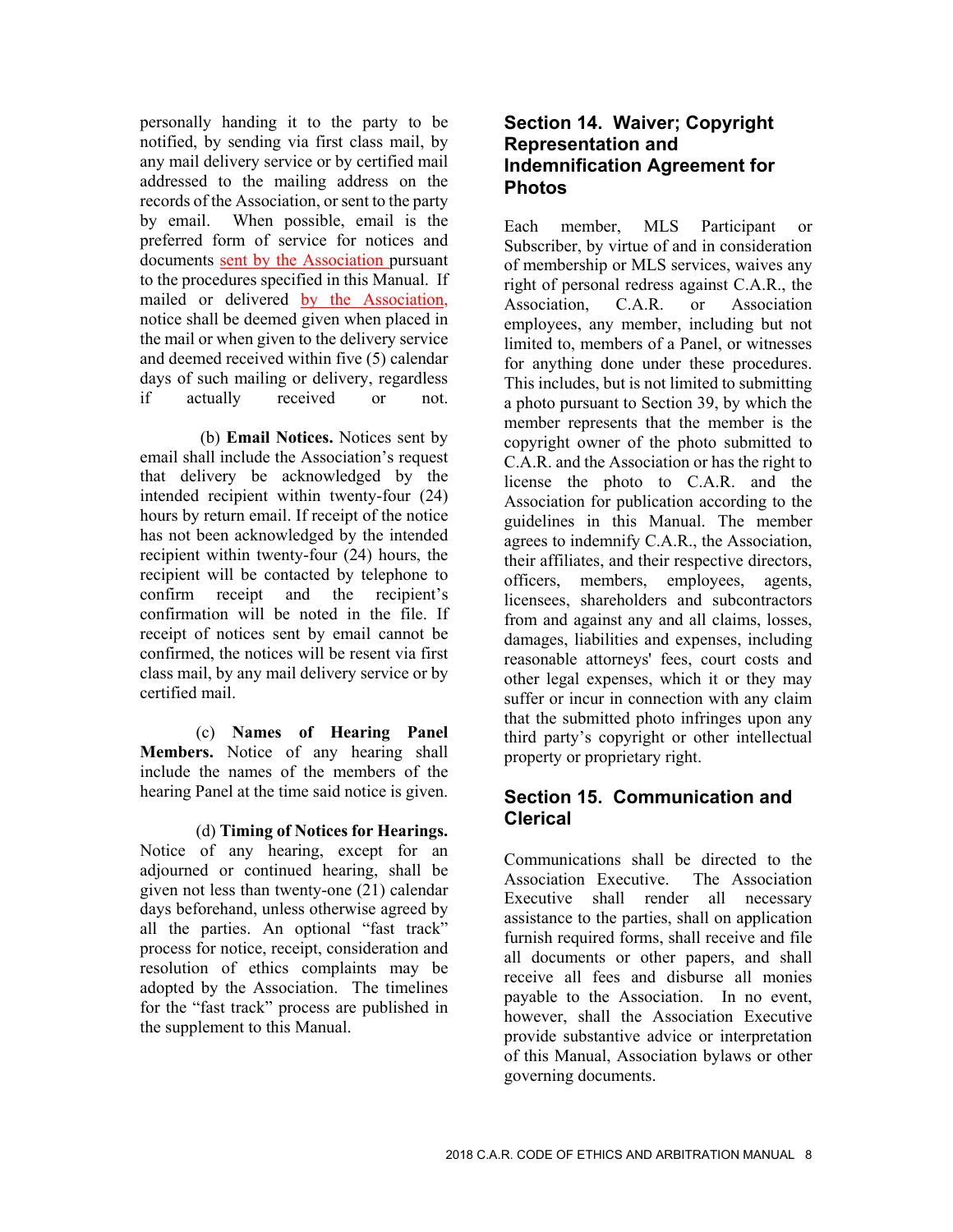personally handing it to the party to be notified, by sending via first class mail, by any mail delivery service or by certified mail addressed to the mailing address on the records of the Association, or sent to the party by email. When possible, email is the preferred form of service for notices and documents sent by the Association pursuant to the procedures specified in this Manual. If mailed or delivered by the Association, notice shall be deemed given when placed in the mail or when given to the delivery service and deemed received within five (5) calendar days of such mailing or delivery, regardless if actually received or not.

(b) **Email Notices.** Notices sent by email shall include the Association's request that delivery be acknowledged by the intended recipient within twenty-four (24) hours by return email. If receipt of the notice has not been acknowledged by the intended recipient within twenty-four (24) hours, the recipient will be contacted by telephone to confirm receipt and the recipient's confirmation will be noted in the file. If receipt of notices sent by email cannot be confirmed, the notices will be resent via first class mail, by any mail delivery service or by certified mail.

(c) **Names of Hearing Panel Members.** Notice of any hearing shall include the names of the members of the hearing Panel at the time said notice is given.

(d) **Timing of Notices for Hearings.** Notice of any hearing, except for an adjourned or continued hearing, shall be given not less than twenty-one (21) calendar days beforehand, unless otherwise agreed by all the parties. An optional "fast track" process for notice, receipt, consideration and resolution of ethics complaints may be adopted by the Association. The timelines for the "fast track" process are published in the supplement to this Manual.

## Section 14. Waiver; Copyright Representation and Indemnification Agreement for Photos

Each member, MLS Participant or Subscriber, by virtue of and in consideration of membership or MLS services, waives any right of personal redress against C.A.R., the Association, C.A.R. or Association employees, any member, including but not limited to, members of a Panel, or witnesses for anything done under these procedures. This includes, but is not limited to submitting a photo pursuant to Section 39, by which the member represents that the member is the copyright owner of the photo submitted to C.A.R. and the Association or has the right to license the photo to C.A.R. and the Association for publication according to the guidelines in this Manual. The member agrees to indemnify C.A.R., the Association, their affiliates, and their respective directors, officers, members, employees, agents, licensees, shareholders and subcontractors from and against any and all claims, losses, damages, liabilities and expenses, including reasonable attorneys' fees, court costs and other legal expenses, which it or they may suffer or incur in connection with any claim that the submitted photo infringes upon any third party's copyright or other intellectual property or proprietary right.

## Section 15. Communication and Clerical

Communications shall be directed to the Association Executive. The Association Executive shall render all necessary assistance to the parties, shall on application furnish required forms, shall receive and file all documents or other papers, and shall receive all fees and disburse all monies payable to the Association. In no event, however, shall the Association Executive provide substantive advice or interpretation of this Manual, Association bylaws or other governing documents.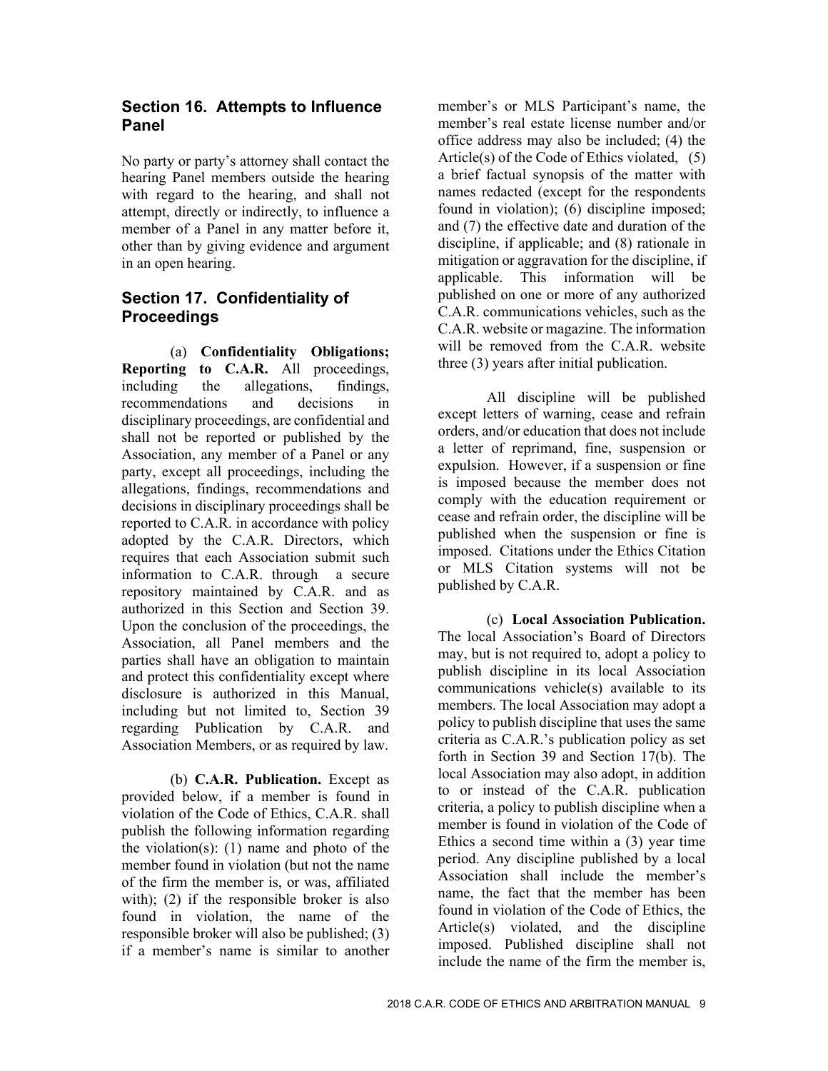## Section 16. Attempts to Influence Panel

No party or party's attorney shall contact the hearing Panel members outside the hearing with regard to the hearing, and shall not attempt, directly or indirectly, to influence a member of a Panel in any matter before it, other than by giving evidence and argument in an open hearing.

## Section 17. Confidentiality of Proceedings

(a) **Confidentiality Obligations; Reporting to C.A.R.** All proceedings, including the allegations, findings, recommendations and decisions in disciplinary proceedings, are confidential and shall not be reported or published by the Association, any member of a Panel or any party, except all proceedings, including the allegations, findings, recommendations and decisions in disciplinary proceedings shall be reported to C.A.R. in accordance with policy adopted by the C.A.R. Directors, which requires that each Association submit such information to C.A.R. through a secure repository maintained by C.A.R. and as authorized in this Section and Section 39. Upon the conclusion of the proceedings, the Association, all Panel members and the parties shall have an obligation to maintain and protect this confidentiality except where disclosure is authorized in this Manual, including but not limited to, Section 39 regarding Publication by C.A.R. and Association Members, or as required by law.

(b) **C.A.R. Publication.** Except as provided below, if a member is found in violation of the Code of Ethics, C.A.R. shall publish the following information regarding the violation(s): (1) name and photo of the member found in violation (but not the name of the firm the member is, or was, affiliated with); (2) if the responsible broker is also found in violation, the name of the responsible broker will also be published; (3) if a member's name is similar to another member's or MLS Participant's name, the member's real estate license number and/or office address may also be included; (4) the Article(s) of the Code of Ethics violated, (5) a brief factual synopsis of the matter with names redacted (except for the respondents found in violation); (6) discipline imposed; and (7) the effective date and duration of the discipline, if applicable; and (8) rationale in mitigation or aggravation for the discipline, if applicable. This information will be published on one or more of any authorized C.A.R. communications vehicles, such as the C.A.R. website or magazine. The information will be removed from the C.A.R. website three (3) years after initial publication.

All discipline will be published except letters of warning, cease and refrain orders, and/or education that does not include a letter of reprimand, fine, suspension or expulsion. However, if a suspension or fine is imposed because the member does not comply with the education requirement or cease and refrain order, the discipline will be published when the suspension or fine is imposed. Citations under the Ethics Citation or MLS Citation systems will not be published by C.A.R.

(c) **Local Association Publication.** The local Association's Board of Directors may, but is not required to, adopt a policy to publish discipline in its local Association communications vehicle(s) available to its members. The local Association may adopt a policy to publish discipline that uses the same criteria as C.A.R.'s publication policy as set forth in Section 39 and Section 17(b). The local Association may also adopt, in addition to or instead of the C.A.R. publication criteria, a policy to publish discipline when a member is found in violation of the Code of Ethics a second time within a (3) year time period. Any discipline published by a local Association shall include the member's name, the fact that the member has been found in violation of the Code of Ethics, the Article(s) violated, and the discipline imposed. Published discipline shall not include the name of the firm the member is,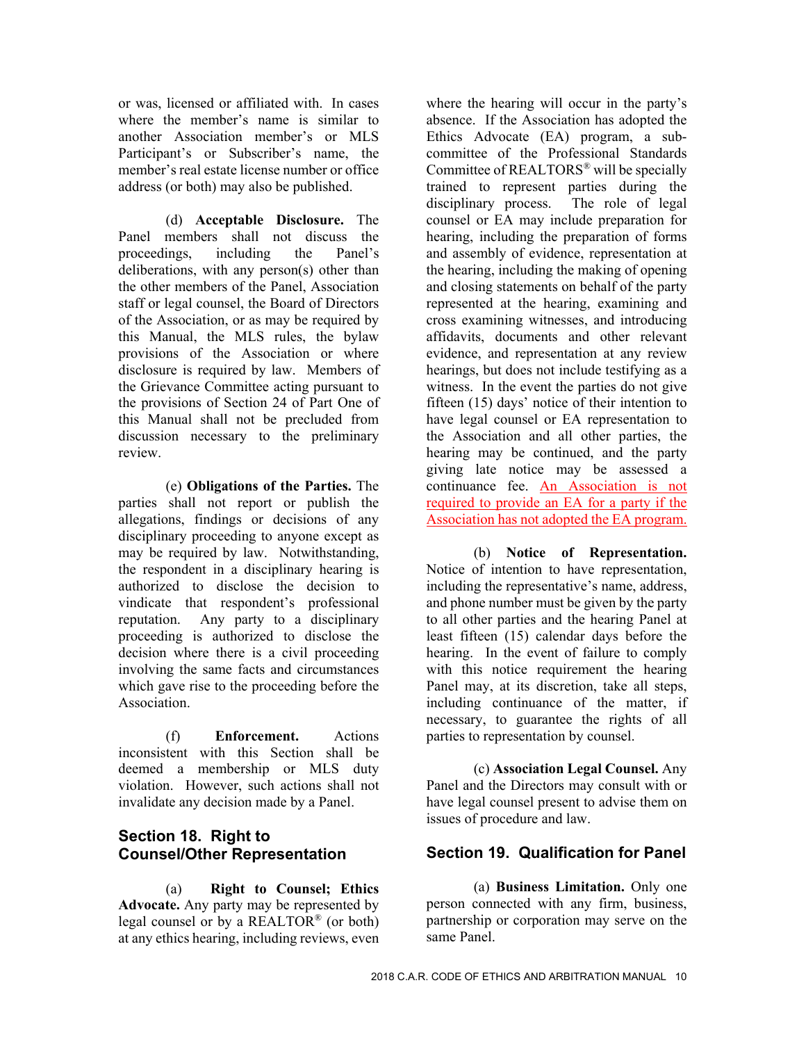or was, licensed or affiliated with. In cases where the member's name is similar to another Association member's or MLS Participant's or Subscriber's name, the member's real estate license number or office address (or both) may also be published.

(d) **Acceptable Disclosure.** The Panel members shall not discuss the proceedings, including the Panel's deliberations, with any person(s) other than the other members of the Panel, Association staff or legal counsel, the Board of Directors of the Association, or as may be required by this Manual, the MLS rules, the bylaw provisions of the Association or where disclosure is required by law. Members of the Grievance Committee acting pursuant to the provisions of Section 24 of Part One of this Manual shall not be precluded from discussion necessary to the preliminary review.

(e) **Obligations of the Parties.** The parties shall not report or publish the allegations, findings or decisions of any disciplinary proceeding to anyone except as may be required by law. Notwithstanding, the respondent in a disciplinary hearing is authorized to disclose the decision to vindicate that respondent's professional reputation. Any party to a disciplinary proceeding is authorized to disclose the decision where there is a civil proceeding involving the same facts and circumstances which gave rise to the proceeding before the Association.

(f) **Enforcement.** Actions inconsistent with this Section shall be deemed a membership or MLS duty violation. However, such actions shall not invalidate any decision made by a Panel.

## Section 18. Right to Counsel/Other Representation

(a) **Right to Counsel; Ethics Advocate.** Any party may be represented by legal counsel or by a REALTOR® (or both) at any ethics hearing, including reviews, even where the hearing will occur in the party's absence. If the Association has adopted the Ethics Advocate (EA) program, a sub-committee of the Professional Standards Committee of REALTORS® will be specially trained to represent parties during the disciplinary process. The role of legal counsel or EA may include preparation for hearing, including the preparation of forms and assembly of evidence, representation at the hearing, including the making of opening and closing statements on behalf of the party represented at the hearing, examining and cross examining witnesses, and introducing affidavits, documents and other relevant evidence, and representation at any review hearings, but does not include testifying as a witness. In the event the parties do not give fifteen (15) days' notice of their intention to have legal counsel or EA representation to the Association and all other parties, the hearing may be continued, and the party giving late notice may be assessed a continuance fee. An Association is not required to provide an EA for a party if the Association has not adopted the EA program.

(b) **Notice of Representation.** Notice of intention to have representation, including the representative's name, address, and phone number must be given by the party to all other parties and the hearing Panel at least fifteen (15) calendar days before the hearing. In the event of failure to comply with this notice requirement the hearing Panel may, at its discretion, take all steps, including continuance of the matter, if necessary, to guarantee the rights of all parties to representation by counsel.

(c) **Association Legal Counsel.** Any Panel and the Directors may consult with or have legal counsel present to advise them on issues of procedure and law.

## Section 19. Qualification for Panel

(a) **Business Limitation.** Only one person connected with any firm, business, partnership or corporation may serve on the same Panel.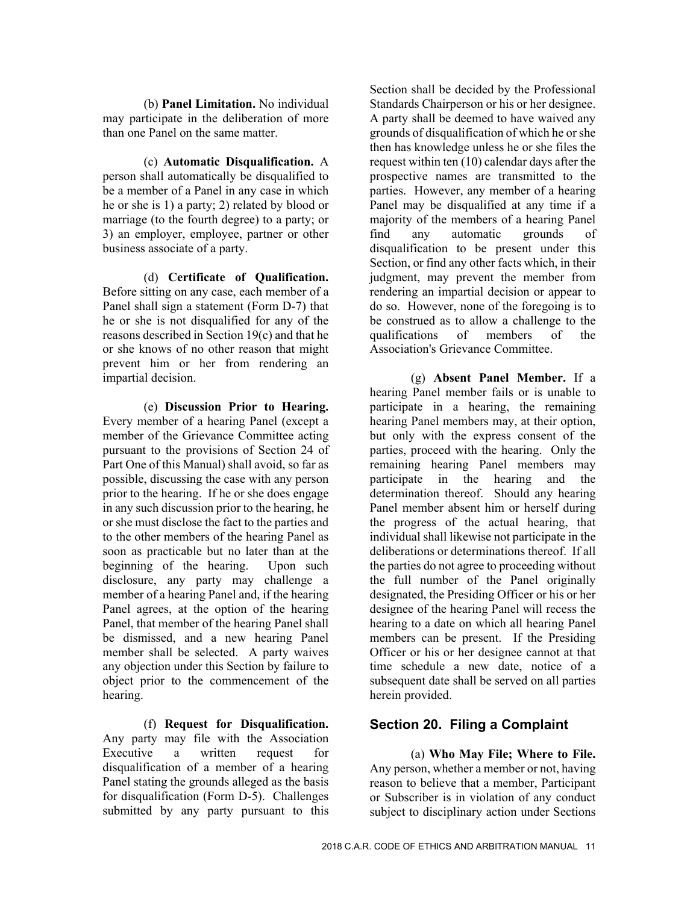(b) **Panel Limitation.** No individual may participate in the deliberation of more than one Panel on the same matter.

(c) **Automatic Disqualification.** A person shall automatically be disqualified to be a member of a Panel in any case in which he or she is 1) a party; 2) related by blood or marriage (to the fourth degree) to a party; or 3) an employer, employee, partner or other business associate of a party.

(d) **Certificate of Qualification.** Before sitting on any case, each member of a Panel shall sign a statement (Form D-7) that he or she is not disqualified for any of the reasons described in Section 19(c) and that he or she knows of no other reason that might prevent him or her from rendering an impartial decision.

(e) **Discussion Prior to Hearing.** Every member of a hearing Panel (except a member of the Grievance Committee acting pursuant to the provisions of Section 24 of Part One of this Manual) shall avoid, so far as possible, discussing the case with any person prior to the hearing. If he or she does engage in any such discussion prior to the hearing, he or she must disclose the fact to the parties and to the other members of the hearing Panel as soon as practicable but no later than at the beginning of the hearing. Upon such disclosure, any party may challenge a member of a hearing Panel and, if the hearing Panel agrees, at the option of the hearing Panel, that member of the hearing Panel shall be dismissed, and a new hearing Panel member shall be selected. A party waives any objection under this Section by failure to object prior to the commencement of the hearing.

(f) **Request for Disqualification.** Any party may file with the Association Executive a written request for disqualification of a member of a hearing Panel stating the grounds alleged as the basis for disqualification (Form D-5). Challenges submitted by any party pursuant to this Section shall be decided by the Professional Standards Chairperson or his or her designee. A party shall be deemed to have waived any grounds of disqualification of which he or she then has knowledge unless he or she files the request within ten (10) calendar days after the prospective names are transmitted to the parties. However, any member of a hearing Panel may be disqualified at any time if a majority of the members of a hearing Panel find any automatic grounds of disqualification to be present under this Section, or find any other facts which, in their judgment, may prevent the member from rendering an impartial decision or appear to do so. However, none of the foregoing is to be construed as to allow a challenge to the qualifications of members of the Association's Grievance Committee.

(g) **Absent Panel Member.** If a hearing Panel member fails or is unable to participate in a hearing, the remaining hearing Panel members may, at their option, but only with the express consent of the parties, proceed with the hearing. Only the remaining hearing Panel members may participate in the hearing and the determination thereof. Should any hearing Panel member absent him or herself during the progress of the actual hearing, that individual shall likewise not participate in the deliberations or determinations thereof. If all the parties do not agree to proceeding without the full number of the Panel originally designated, the Presiding Officer or his or her designee of the hearing Panel will recess the hearing to a date on which all hearing Panel members can be present. If the Presiding Officer or his or her designee cannot at that time schedule a new date, notice of a subsequent date shall be served on all parties herein provided.

## Section 20. Filing a Complaint

(a) **Who May File; Where to File.** Any person, whether a member or not, having reason to believe that a member, Participant or Subscriber is in violation of any conduct subject to disciplinary action under Sections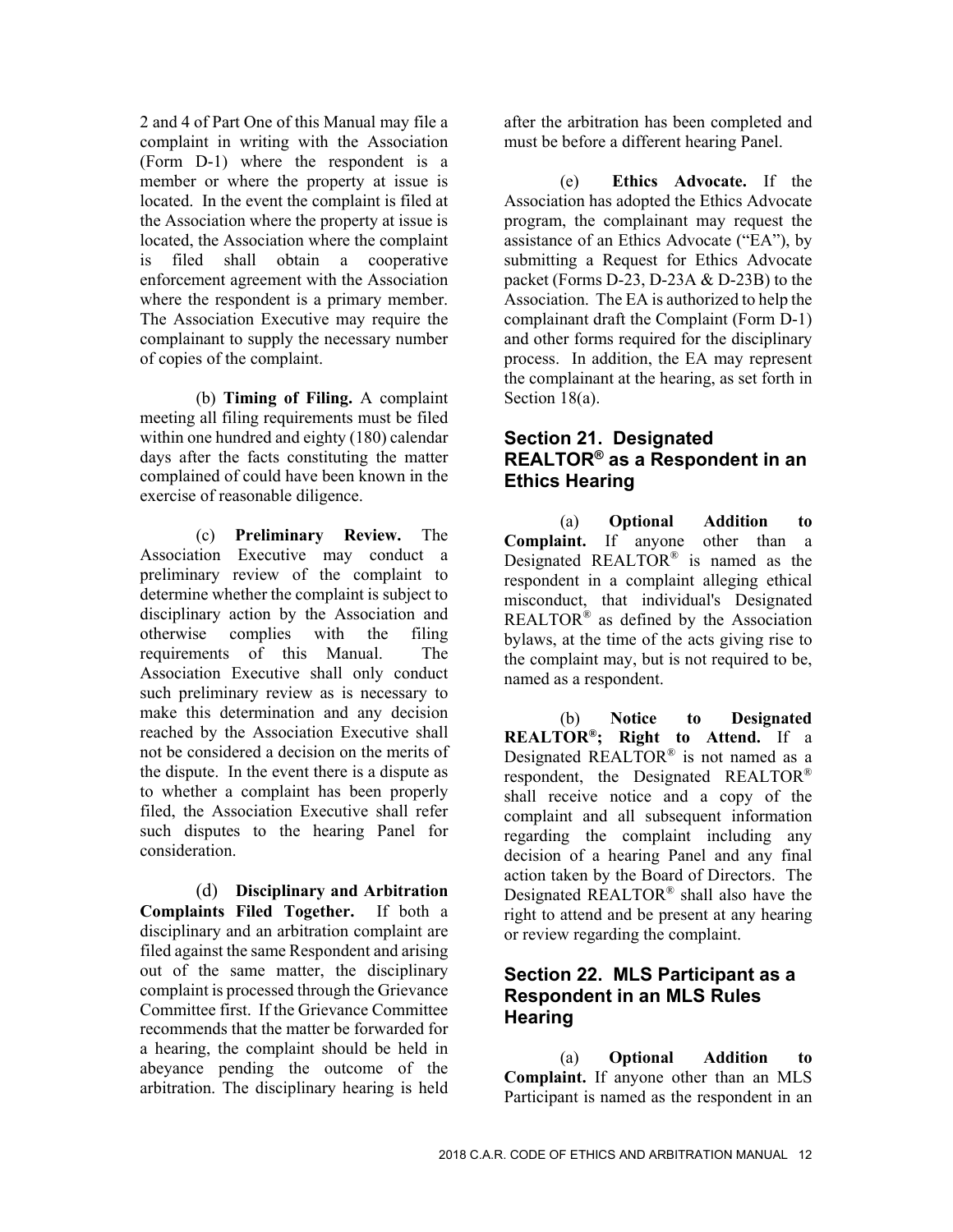2 and 4 of Part One of this Manual may file a complaint in writing with the Association (Form D-1) where the respondent is a member or where the property at issue is located. In the event the complaint is filed at the Association where the property at issue is located, the Association where the complaint is filed shall obtain a cooperative enforcement agreement with the Association where the respondent is a primary member. The Association Executive may require the complainant to supply the necessary number of copies of the complaint.

(b) **Timing of Filing.** A complaint meeting all filing requirements must be filed within one hundred and eighty (180) calendar days after the facts constituting the matter complained of could have been known in the exercise of reasonable diligence.

(c) **Preliminary Review.** The Association Executive may conduct a preliminary review of the complaint to determine whether the complaint is subject to disciplinary action by the Association and otherwise complies with the filing requirements of this Manual. The Association Executive shall only conduct such preliminary review as is necessary to make this determination and any decision reached by the Association Executive shall not be considered a decision on the merits of the dispute. In the event there is a dispute as to whether a complaint has been properly filed, the Association Executive shall refer such disputes to the hearing Panel for consideration.

(d) **Disciplinary and Arbitration Complaints Filed Together.** If both a disciplinary and an arbitration complaint are filed against the same Respondent and arising out of the same matter, the disciplinary complaint is processed through the Grievance Committee first. If the Grievance Committee recommends that the matter be forwarded for a hearing, the complaint should be held in abeyance pending the outcome of the arbitration. The disciplinary hearing is held after the arbitration has been completed and must be before a different hearing Panel.

(e) **Ethics Advocate.** If the Association has adopted the Ethics Advocate program, the complainant may request the assistance of an Ethics Advocate ("EA"), by submitting a Request for Ethics Advocate packet (Forms D-23, D-23A & D-23B) to the Association. The EA is authorized to help the complainant draft the Complaint (Form D-1) and other forms required for the disciplinary process. In addition, the EA may represent the complainant at the hearing, as set forth in Section 18(a).

## Section 21. Designated REALTOR® as a Respondent in an Ethics Hearing

(a) **Optional Addition to Complaint.** If anyone other than a Designated REALTOR® is named as the respondent in a complaint alleging ethical misconduct, that individual's Designated REALTOR® as defined by the Association bylaws, at the time of the acts giving rise to the complaint may, but is not required to be, named as a respondent.

(b) **Notice to Designated REALTOR®; Right to Attend.** If a Designated REALTOR® is not named as a respondent, the Designated REALTOR® shall receive notice and a copy of the complaint and all subsequent information regarding the complaint including any decision of a hearing Panel and any final action taken by the Board of Directors. The Designated REALTOR® shall also have the right to attend and be present at any hearing or review regarding the complaint.

## Section 22. MLS Participant as a Respondent in an MLS Rules Hearing

(a) **Optional Addition to Complaint.** If anyone other than an MLS Participant is named as the respondent in an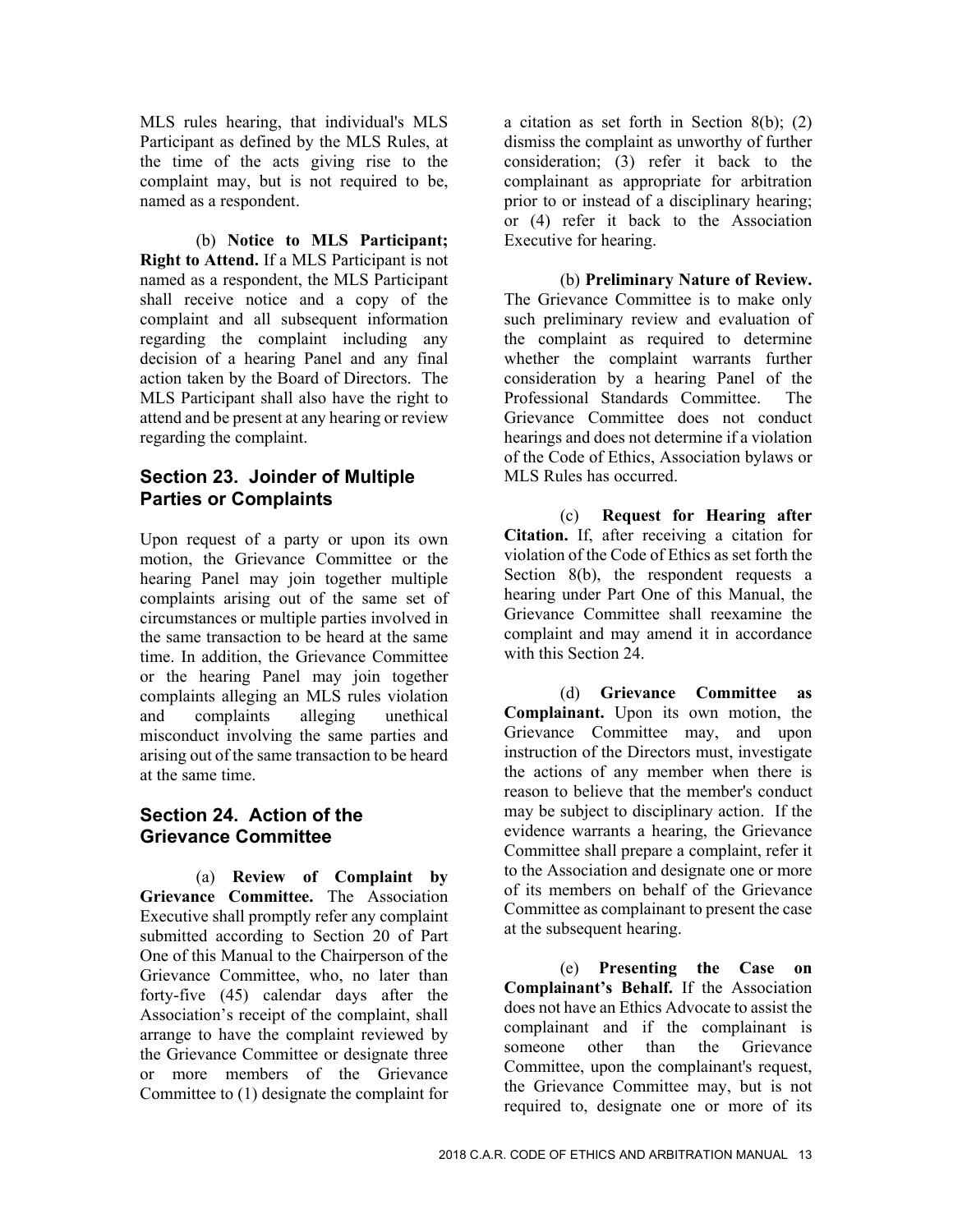MLS rules hearing, that individual's MLS Participant as defined by the MLS Rules, at the time of the acts giving rise to the complaint may, but is not required to be, named as a respondent.

(b) **Notice to MLS Participant; Right to Attend.** If a MLS Participant is not named as a respondent, the MLS Participant shall receive notice and a copy of the complaint and all subsequent information regarding the complaint including any decision of a hearing Panel and any final action taken by the Board of Directors. The MLS Participant shall also have the right to attend and be present at any hearing or review regarding the complaint.

## Section 23. Joinder of Multiple Parties or Complaints

Upon request of a party or upon its own motion, the Grievance Committee or the hearing Panel may join together multiple complaints arising out of the same set of circumstances or multiple parties involved in the same transaction to be heard at the same time. In addition, the Grievance Committee or the hearing Panel may join together complaints alleging an MLS rules violation and complaints alleging unethical misconduct involving the same parties and arising out of the same transaction to be heard at the same time.

## Section 24. Action of the Grievance Committee

(a) **Review of Complaint by Grievance Committee.** The Association Executive shall promptly refer any complaint submitted according to Section 20 of Part One of this Manual to the Chairperson of the Grievance Committee, who, no later than forty-five (45) calendar days after the Association's receipt of the complaint, shall arrange to have the complaint reviewed by the Grievance Committee or designate three or more members of the Grievance Committee to (1) designate the complaint for a citation as set forth in Section 8(b); (2) dismiss the complaint as unworthy of further consideration; (3) refer it back to the complainant as appropriate for arbitration prior to or instead of a disciplinary hearing; or (4) refer it back to the Association Executive for hearing.

(b) **Preliminary Nature of Review.** The Grievance Committee is to make only such preliminary review and evaluation of the complaint as required to determine whether the complaint warrants further consideration by a hearing Panel of the Professional Standards Committee. The Grievance Committee does not conduct hearings and does not determine if a violation of the Code of Ethics, Association bylaws or MLS Rules has occurred.

(c) **Request for Hearing after Citation.** If, after receiving a citation for violation of the Code of Ethics as set forth the Section 8(b), the respondent requests a hearing under Part One of this Manual, the Grievance Committee shall reexamine the complaint and may amend it in accordance with this Section 24.

(d) **Grievance Committee as Complainant.** Upon its own motion, the Grievance Committee may, and upon instruction of the Directors must, investigate the actions of any member when there is reason to believe that the member's conduct may be subject to disciplinary action. If the evidence warrants a hearing, the Grievance Committee shall prepare a complaint, refer it to the Association and designate one or more of its members on behalf of the Grievance Committee as complainant to present the case at the subsequent hearing.

(e) **Presenting the Case on Complainant's Behalf.** If the Association does not have an Ethics Advocate to assist the complainant and if the complainant is someone other than the Grievance Committee, upon the complainant's request, the Grievance Committee may, but is not required to, designate one or more of its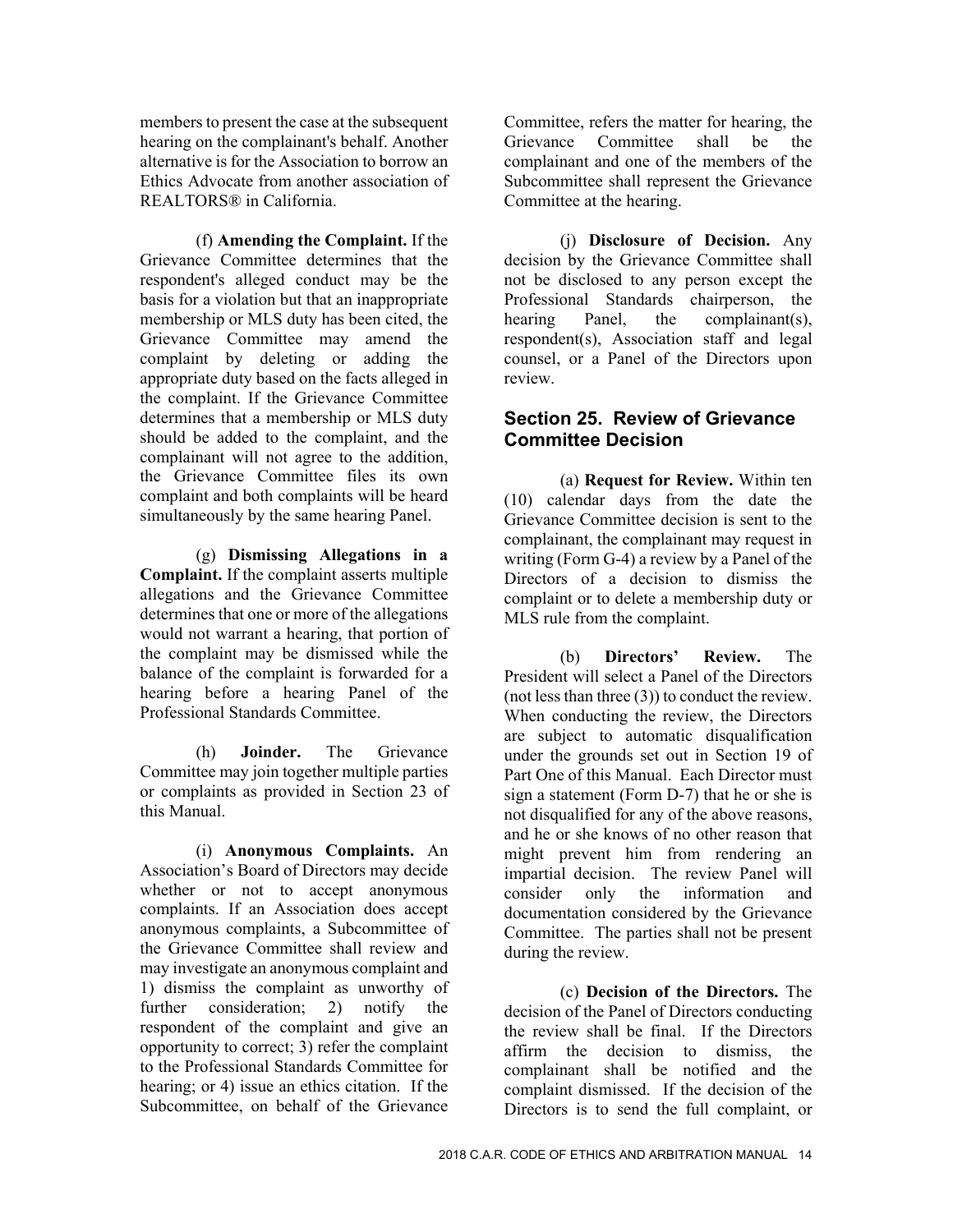members to present the case at the subsequent hearing on the complainant's behalf. Another alternative is for the Association to borrow an Ethics Advocate from another association of REALTORS® in California.

(f) **Amending the Complaint.** If the Grievance Committee determines that the respondent's alleged conduct may be the basis for a violation but that an inappropriate membership or MLS duty has been cited, the Grievance Committee may amend the complaint by deleting or adding the appropriate duty based on the facts alleged in the complaint. If the Grievance Committee determines that a membership or MLS duty should be added to the complaint, and the complainant will not agree to the addition, the Grievance Committee files its own complaint and both complaints will be heard simultaneously by the same hearing Panel.

(g) **Dismissing Allegations in a Complaint.** If the complaint asserts multiple allegations and the Grievance Committee determines that one or more of the allegations would not warrant a hearing, that portion of the complaint may be dismissed while the balance of the complaint is forwarded for a hearing before a hearing Panel of the Professional Standards Committee.

(h) **Joinder.** The Grievance Committee may join together multiple parties or complaints as provided in Section 23 of this Manual.

(i) **Anonymous Complaints.** An Association's Board of Directors may decide whether or not to accept anonymous complaints. If an Association does accept anonymous complaints, a Subcommittee of the Grievance Committee shall review and may investigate an anonymous complaint and 1) dismiss the complaint as unworthy of further consideration; 2) notify the respondent of the complaint and give an opportunity to correct; 3) refer the complaint to the Professional Standards Committee for hearing; or 4) issue an ethics citation. If the Subcommittee, on behalf of the Grievance Committee, refers the matter for hearing, the Grievance Committee shall be the complainant and one of the members of the Subcommittee shall represent the Grievance Committee at the hearing.

(j) **Disclosure of Decision.** Any decision by the Grievance Committee shall not be disclosed to any person except the Professional Standards chairperson, the hearing Panel, the complainant(s), respondent(s), Association staff and legal counsel, or a Panel of the Directors upon review.

## Section 25. Review of Grievance Committee Decision

(a) **Request for Review.** Within ten (10) calendar days from the date the Grievance Committee decision is sent to the complainant, the complainant may request in writing (Form G-4) a review by a Panel of the Directors of a decision to dismiss the complaint or to delete a membership duty or MLS rule from the complaint.

(b) **Directors' Review.** The President will select a Panel of the Directors (not less than three (3)) to conduct the review. When conducting the review, the Directors are subject to automatic disqualification under the grounds set out in Section 19 of Part One of this Manual. Each Director must sign a statement (Form D-7) that he or she is not disqualified for any of the above reasons, and he or she knows of no other reason that might prevent him from rendering an impartial decision. The review Panel will consider only the information and documentation considered by the Grievance Committee. The parties shall not be present during the review.

(c) **Decision of the Directors.** The decision of the Panel of Directors conducting the review shall be final. If the Directors affirm the decision to dismiss, the complainant shall be notified and the complaint dismissed. If the decision of the Directors is to send the full complaint, or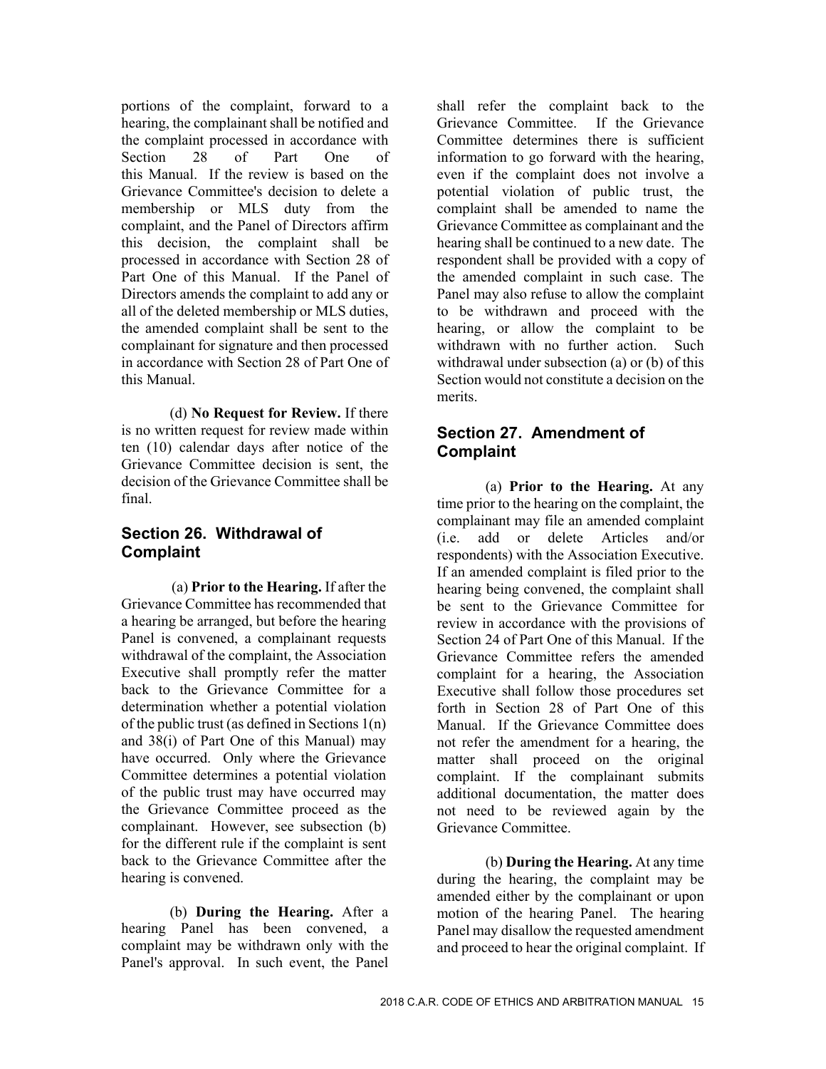portions of the complaint, forward to a hearing, the complainant shall be notified and the complaint processed in accordance with Section 28 of Part One of this Manual. If the review is based on the Grievance Committee's decision to delete a membership or MLS duty from the complaint, and the Panel of Directors affirm this decision, the complaint shall be processed in accordance with Section 28 of Part One of this Manual. If the Panel of Directors amends the complaint to add any or all of the deleted membership or MLS duties, the amended complaint shall be sent to the complainant for signature and then processed in accordance with Section 28 of Part One of this Manual.

(d) **No Request for Review.** If there is no written request for review made within ten (10) calendar days after notice of the Grievance Committee decision is sent, the decision of the Grievance Committee shall be final.

## Section 26. Withdrawal of Complaint

(a) **Prior to the Hearing.** If after the Grievance Committee has recommended that a hearing be arranged, but before the hearing Panel is convened, a complainant requests withdrawal of the complaint, the Association Executive shall promptly refer the matter back to the Grievance Committee for a determination whether a potential violation of the public trust (as defined in Sections 1(n) and 38(i) of Part One of this Manual) may have occurred. Only where the Grievance Committee determines a potential violation of the public trust may have occurred may the Grievance Committee proceed as the complainant. However, see subsection (b) for the different rule if the complaint is sent back to the Grievance Committee after the hearing is convened.

(b) **During the Hearing.** After a hearing Panel has been convened, a complaint may be withdrawn only with the Panel's approval. In such event, the Panel shall refer the complaint back to the Grievance Committee. If the Grievance Committee determines there is sufficient information to go forward with the hearing, even if the complaint does not involve a potential violation of public trust, the complaint shall be amended to name the Grievance Committee as complainant and the hearing shall be continued to a new date. The respondent shall be provided with a copy of the amended complaint in such case. The Panel may also refuse to allow the complaint to be withdrawn and proceed with the hearing, or allow the complaint to be withdrawn with no further action. Such withdrawal under subsection (a) or (b) of this Section would not constitute a decision on the merits.

## Section 27. Amendment of Complaint

(a) **Prior to the Hearing.** At any time prior to the hearing on the complaint, the complainant may file an amended complaint (i.e. add or delete Articles and/or respondents) with the Association Executive. If an amended complaint is filed prior to the hearing being convened, the complaint shall be sent to the Grievance Committee for review in accordance with the provisions of Section 24 of Part One of this Manual. If the Grievance Committee refers the amended complaint for a hearing, the Association Executive shall follow those procedures set forth in Section 28 of Part One of this Manual. If the Grievance Committee does not refer the amendment for a hearing, the matter shall proceed on the original complaint. If the complainant submits additional documentation, the matter does not need to be reviewed again by the Grievance Committee.

(b) **During the Hearing.** At any time during the hearing, the complaint may be amended either by the complainant or upon motion of the hearing Panel. The hearing Panel may disallow the requested amendment and proceed to hear the original complaint. If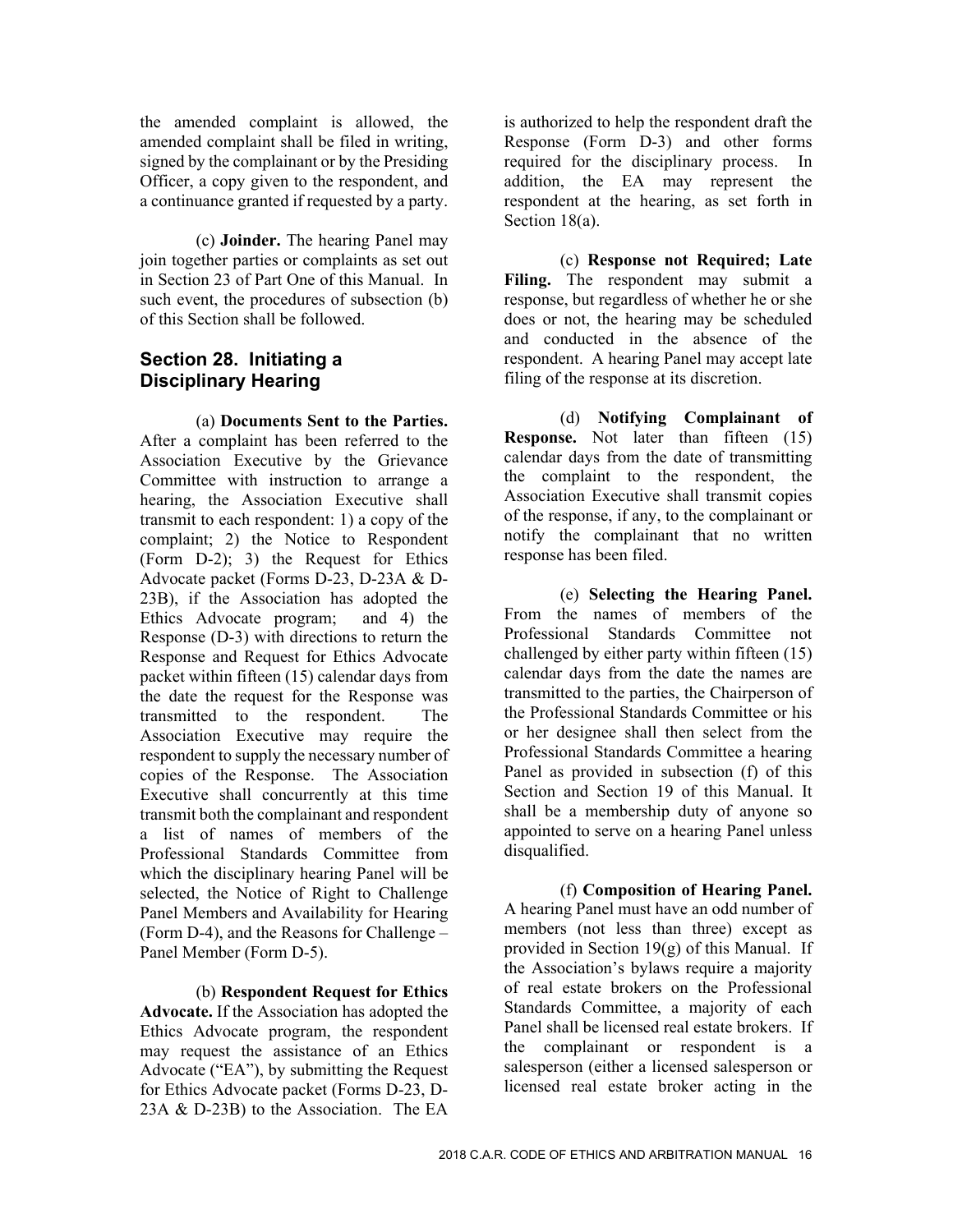the amended complaint is allowed, the amended complaint shall be filed in writing, signed by the complainant or by the Presiding Officer, a copy given to the respondent, and a continuance granted if requested by a party.

(c) **Joinder.** The hearing Panel may join together parties or complaints as set out in Section 23 of Part One of this Manual. In such event, the procedures of subsection (b) of this Section shall be followed.

## Section 28. Initiating a Disciplinary Hearing

(a) **Documents Sent to the Parties.** After a complaint has been referred to the Association Executive by the Grievance Committee with instruction to arrange a hearing, the Association Executive shall transmit to each respondent: 1) a copy of the complaint; 2) the Notice to Respondent (Form D-2); 3) the Request for Ethics Advocate packet (Forms D-23, D-23A & D-23B), if the Association has adopted the Ethics Advocate program; and 4) the Response (D-3) with directions to return the Response and Request for Ethics Advocate packet within fifteen (15) calendar days from the date the request for the Response was transmitted to the respondent. The Association Executive may require the respondent to supply the necessary number of copies of the Response. The Association Executive shall concurrently at this time transmit both the complainant and respondent a list of names of members of the Professional Standards Committee from which the disciplinary hearing Panel will be selected, the Notice of Right to Challenge Panel Members and Availability for Hearing (Form D-4), and the Reasons for Challenge – Panel Member (Form D-5).

(b) **Respondent Request for Ethics Advocate.** If the Association has adopted the Ethics Advocate program, the respondent may request the assistance of an Ethics Advocate ("EA"), by submitting the Request for Ethics Advocate packet (Forms D-23, D-23A & D-23B) to the Association. The EA is authorized to help the respondent draft the Response (Form D-3) and other forms required for the disciplinary process. In addition, the EA may represent the respondent at the hearing, as set forth in Section 18(a).

(c) **Response not Required; Late Filing.** The respondent may submit a response, but regardless of whether he or she does or not, the hearing may be scheduled and conducted in the absence of the respondent. A hearing Panel may accept late filing of the response at its discretion.

(d) **Notifying Complainant of Response.** Not later than fifteen (15) calendar days from the date of transmitting the complaint to the respondent, the Association Executive shall transmit copies of the response, if any, to the complainant or notify the complainant that no written response has been filed.

(e) **Selecting the Hearing Panel.** From the names of members of the Professional Standards Committee not challenged by either party within fifteen (15) calendar days from the date the names are transmitted to the parties, the Chairperson of the Professional Standards Committee or his or her designee shall then select from the Professional Standards Committee a hearing Panel as provided in subsection (f) of this Section and Section 19 of this Manual. It shall be a membership duty of anyone so appointed to serve on a hearing Panel unless disqualified.

(f) **Composition of Hearing Panel.** A hearing Panel must have an odd number of members (not less than three) except as provided in Section 19(g) of this Manual. If the Association's bylaws require a majority of real estate brokers on the Professional Standards Committee, a majority of each Panel shall be licensed real estate brokers. If the complainant or respondent is a salesperson (either a licensed salesperson or licensed real estate broker acting in the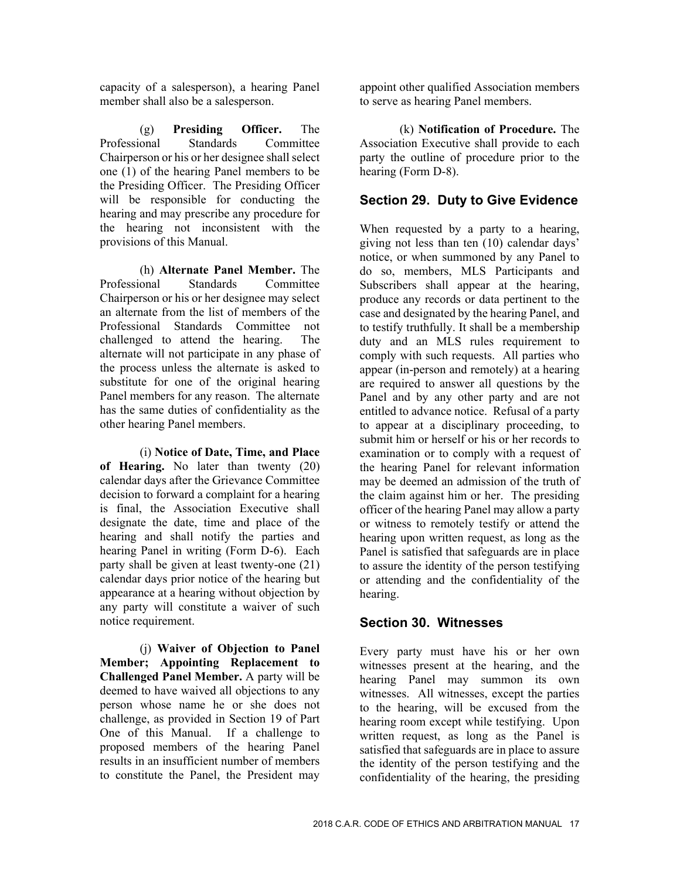capacity of a salesperson), a hearing Panel member shall also be a salesperson.

(g) **Presiding Officer.** The Professional Standards Committee Chairperson or his or her designee shall select one (1) of the hearing Panel members to be the Presiding Officer. The Presiding Officer will be responsible for conducting the hearing and may prescribe any procedure for the hearing not inconsistent with the provisions of this Manual.

(h) **Alternate Panel Member.** The Professional Standards Committee Chairperson or his or her designee may select an alternate from the list of members of the Professional Standards Committee not challenged to attend the hearing. The alternate will not participate in any phase of the process unless the alternate is asked to substitute for one of the original hearing Panel members for any reason. The alternate has the same duties of confidentiality as the other hearing Panel members.

(i) **Notice of Date, Time, and Place of Hearing.** No later than twenty (20) calendar days after the Grievance Committee decision to forward a complaint for a hearing is final, the Association Executive shall designate the date, time and place of the hearing and shall notify the parties and hearing Panel in writing (Form D-6). Each party shall be given at least twenty-one (21) calendar days prior notice of the hearing but appearance at a hearing without objection by any party will constitute a waiver of such notice requirement.

(j) **Waiver of Objection to Panel Member; Appointing Replacement to Challenged Panel Member.** A party will be deemed to have waived all objections to any person whose name he or she does not challenge, as provided in Section 19 of Part One of this Manual. If a challenge to proposed members of the hearing Panel results in an insufficient number of members to constitute the Panel, the President may appoint other qualified Association members to serve as hearing Panel members.

(k) **Notification of Procedure.** The Association Executive shall provide to each party the outline of procedure prior to the hearing (Form D-8).

## Section 29. Duty to Give Evidence

When requested by a party to a hearing, giving not less than ten (10) calendar days' notice, or when summoned by any Panel to do so, members, MLS Participants and Subscribers shall appear at the hearing, produce any records or data pertinent to the case and designated by the hearing Panel, and to testify truthfully. It shall be a membership duty and an MLS rules requirement to comply with such requests. All parties who appear (in-person and remotely) at a hearing are required to answer all questions by the Panel and by any other party and are not entitled to advance notice. Refusal of a party to appear at a disciplinary proceeding, to submit him or herself or his or her records to examination or to comply with a request of the hearing Panel for relevant information may be deemed an admission of the truth of the claim against him or her. The presiding officer of the hearing Panel may allow a party or witness to remotely testify or attend the hearing upon written request, as long as the Panel is satisfied that safeguards are in place to assure the identity of the person testifying or attending and the confidentiality of the hearing.

## Section 30. Witnesses

Every party must have his or her own witnesses present at the hearing, and the hearing Panel may summon its own witnesses. All witnesses, except the parties to the hearing, will be excused from the hearing room except while testifying. Upon written request, as long as the Panel is satisfied that safeguards are in place to assure the identity of the person testifying and the confidentiality of the hearing, the presiding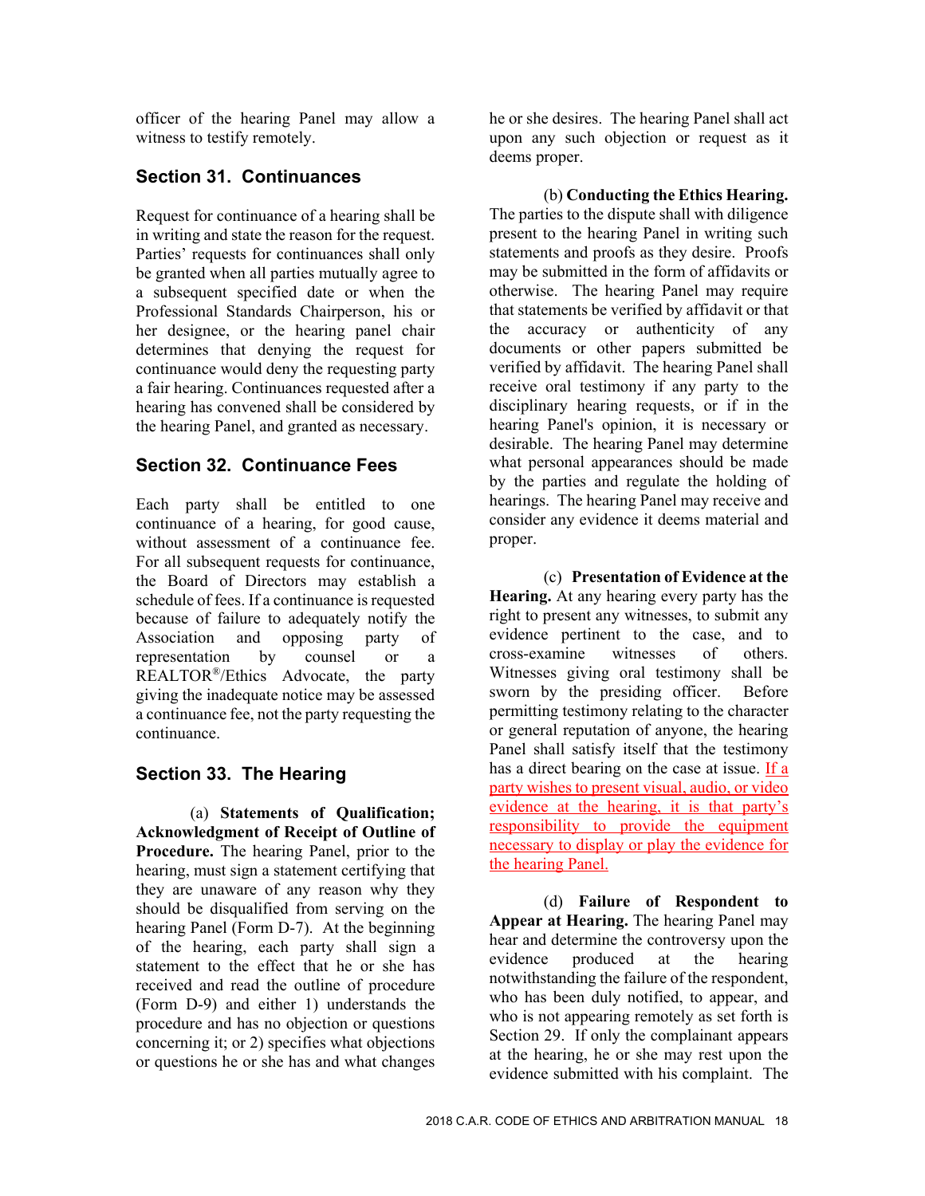officer of the hearing Panel may allow a witness to testify remotely.

## Section 31. Continuances

Request for continuance of a hearing shall be in writing and state the reason for the request. Parties' requests for continuances shall only be granted when all parties mutually agree to a subsequent specified date or when the Professional Standards Chairperson, his or her designee, or the hearing panel chair determines that denying the request for continuance would deny the requesting party a fair hearing. Continuances requested after a hearing has convened shall be considered by the hearing Panel, and granted as necessary.

## Section 32. Continuance Fees

Each party shall be entitled to one continuance of a hearing, for good cause, without assessment of a continuance fee. For all subsequent requests for continuance, the Board of Directors may establish a schedule of fees. If a continuance is requested because of failure to adequately notify the Association and opposing party of representation by counsel or a REALTOR®/Ethics Advocate, the party giving the inadequate notice may be assessed a continuance fee, not the party requesting the continuance.

## Section 33. The Hearing

(a) **Statements of Qualification; Acknowledgment of Receipt of Outline of Procedure.** The hearing Panel, prior to the hearing, must sign a statement certifying that they are unaware of any reason why they should be disqualified from serving on the hearing Panel (Form D-7). At the beginning of the hearing, each party shall sign a statement to the effect that he or she has received and read the outline of procedure (Form D-9) and either 1) understands the procedure and has no objection or questions concerning it; or 2) specifies what objections or questions he or she has and what changes he or she desires. The hearing Panel shall act upon any such objection or request as it deems proper.

(b) **Conducting the Ethics Hearing.** The parties to the dispute shall with diligence present to the hearing Panel in writing such statements and proofs as they desire. Proofs may be submitted in the form of affidavits or otherwise. The hearing Panel may require that statements be verified by affidavit or that the accuracy or authenticity of any documents or other papers submitted be verified by affidavit. The hearing Panel shall receive oral testimony if any party to the disciplinary hearing requests, or if in the hearing Panel's opinion, it is necessary or desirable. The hearing Panel may determine what personal appearances should be made by the parties and regulate the holding of hearings. The hearing Panel may receive and consider any evidence it deems material and proper.

(c) **Presentation of Evidence at the Hearing.** At any hearing every party has the right to present any witnesses, to submit any evidence pertinent to the case, and to cross-examine witnesses of others. Witnesses giving oral testimony shall be sworn by the presiding officer. Before permitting testimony relating to the character or general reputation of anyone, the hearing Panel shall satisfy itself that the testimony has a direct bearing on the case at issue. If a party wishes to present visual, audio, or video evidence at the hearing, it is that party's responsibility to provide the equipment necessary to display or play the evidence for the hearing Panel.

(d) **Failure of Respondent to Appear at Hearing.** The hearing Panel may hear and determine the controversy upon the evidence produced at the hearing notwithstanding the failure of the respondent, who has been duly notified, to appear, and who is not appearing remotely as set forth is Section 29. If only the complainant appears at the hearing, he or she may rest upon the evidence submitted with his complaint. The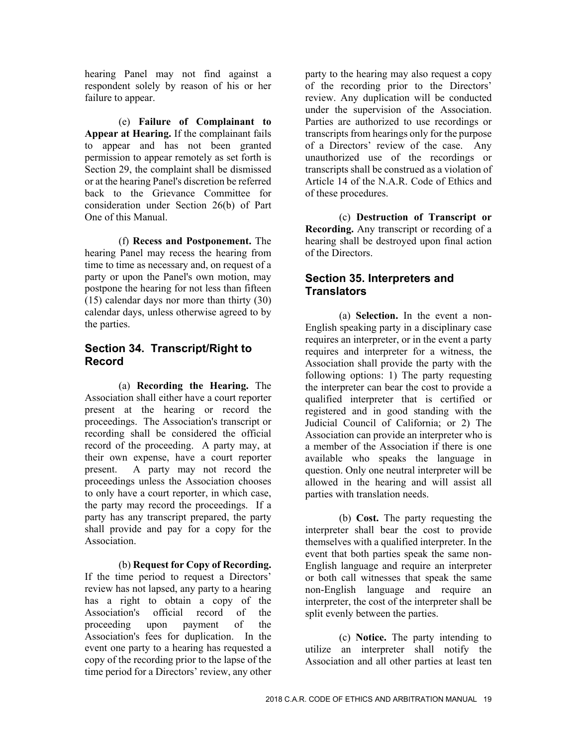hearing Panel may not find against a respondent solely by reason of his or her failure to appear.

(e) **Failure of Complainant to Appear at Hearing.** If the complainant fails to appear and has not been granted permission to appear remotely as set forth is Section 29, the complaint shall be dismissed or at the hearing Panel's discretion be referred back to the Grievance Committee for consideration under Section 26(b) of Part One of this Manual.

(f) **Recess and Postponement.** The hearing Panel may recess the hearing from time to time as necessary and, on request of a party or upon the Panel's own motion, may postpone the hearing for not less than fifteen (15) calendar days nor more than thirty (30) calendar days, unless otherwise agreed to by the parties.

## Section 34. Transcript/Right to Record

(a) **Recording the Hearing.** The Association shall either have a court reporter present at the hearing or record the proceedings. The Association's transcript or recording shall be considered the official record of the proceeding. A party may, at their own expense, have a court reporter present. A party may not record the proceedings unless the Association chooses to only have a court reporter, in which case, the party may record the proceedings. If a party has any transcript prepared, the party shall provide and pay for a copy for the Association.

(b) **Request for Copy of Recording.** If the time period to request a Directors' review has not lapsed, any party to a hearing has a right to obtain a copy of the Association's official record of the proceeding upon payment of the Association's fees for duplication. In the event one party to a hearing has requested a copy of the recording prior to the lapse of the time period for a Directors' review, any other party to the hearing may also request a copy of the recording prior to the Directors' review. Any duplication will be conducted under the supervision of the Association. Parties are authorized to use recordings or transcripts from hearings only for the purpose of a Directors' review of the case. Any unauthorized use of the recordings or transcripts shall be construed as a violation of Article 14 of the N.A.R. Code of Ethics and of these procedures.

(c) **Destruction of Transcript or Recording.** Any transcript or recording of a hearing shall be destroyed upon final action of the Directors.

## Section 35. Interpreters and Translators

(a) **Selection.** In the event a non-English speaking party in a disciplinary case requires an interpreter, or in the event a party requires and interpreter for a witness, the Association shall provide the party with the following options: 1) The party requesting the interpreter can bear the cost to provide a qualified interpreter that is certified or registered and in good standing with the Judicial Council of California; or 2) The Association can provide an interpreter who is a member of the Association if there is one available who speaks the language in question. Only one neutral interpreter will be allowed in the hearing and will assist all parties with translation needs.

(b) **Cost.** The party requesting the interpreter shall bear the cost to provide themselves with a qualified interpreter. In the event that both parties speak the same non-English language and require an interpreter or both call witnesses that speak the same non-English language and require an interpreter, the cost of the interpreter shall be split evenly between the parties.

(c) **Notice.** The party intending to utilize an interpreter shall notify the Association and all other parties at least ten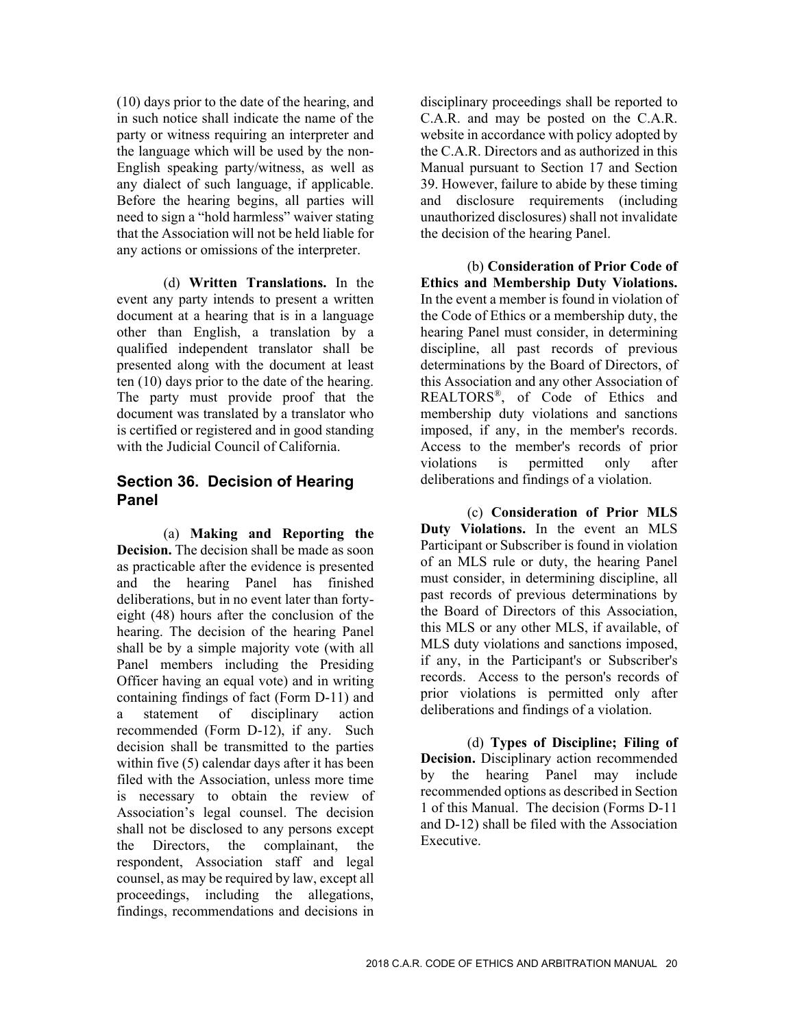(10) days prior to the date of the hearing, and in such notice shall indicate the name of the party or witness requiring an interpreter and the language which will be used by the non-English speaking party/witness, as well as any dialect of such language, if applicable. Before the hearing begins, all parties will need to sign a "hold harmless" waiver stating that the Association will not be held liable for any actions or omissions of the interpreter.

(d) **Written Translations.** In the event any party intends to present a written document at a hearing that is in a language other than English, a translation by a qualified independent translator shall be presented along with the document at least ten (10) days prior to the date of the hearing. The party must provide proof that the document was translated by a translator who is certified or registered and in good standing with the Judicial Council of California.

## Section 36. Decision of Hearing Panel

(a) **Making and Reporting the Decision.** The decision shall be made as soon as practicable after the evidence is presented and the hearing Panel has finished deliberations, but in no event later than forty-eight (48) hours after the conclusion of the hearing. The decision of the hearing Panel shall be by a simple majority vote (with all Panel members including the Presiding Officer having an equal vote) and in writing containing findings of fact (Form D-11) and a statement of disciplinary action recommended (Form D-12), if any. Such decision shall be transmitted to the parties within five (5) calendar days after it has been filed with the Association, unless more time is necessary to obtain the review of Association's legal counsel. The decision shall not be disclosed to any persons except the Directors, the complainant, the respondent, Association staff and legal counsel, as may be required by law, except all proceedings, including the allegations, findings, recommendations and decisions in disciplinary proceedings shall be reported to C.A.R. and may be posted on the C.A.R. website in accordance with policy adopted by the C.A.R. Directors and as authorized in this Manual pursuant to Section 17 and Section 39. However, failure to abide by these timing and disclosure requirements (including unauthorized disclosures) shall not invalidate the decision of the hearing Panel.

(b) **Consideration of Prior Code of Ethics and Membership Duty Violations.** In the event a member is found in violation of the Code of Ethics or a membership duty, the hearing Panel must consider, in determining discipline, all past records of previous determinations by the Board of Directors, of this Association and any other Association of REALTORS®, of Code of Ethics and membership duty violations and sanctions imposed, if any, in the member's records. Access to the member's records of prior violations is permitted only after deliberations and findings of a violation.

(c) **Consideration of Prior MLS Duty Violations.** In the event an MLS Participant or Subscriber is found in violation of an MLS rule or duty, the hearing Panel must consider, in determining discipline, all past records of previous determinations by the Board of Directors of this Association, this MLS or any other MLS, if available, of MLS duty violations and sanctions imposed, if any, in the Participant's or Subscriber's records. Access to the person's records of prior violations is permitted only after deliberations and findings of a violation.

(d) **Types of Discipline; Filing of Decision.** Disciplinary action recommended by the hearing Panel may include recommended options as described in Section 1 of this Manual. The decision (Forms D-11 and D-12) shall be filed with the Association Executive.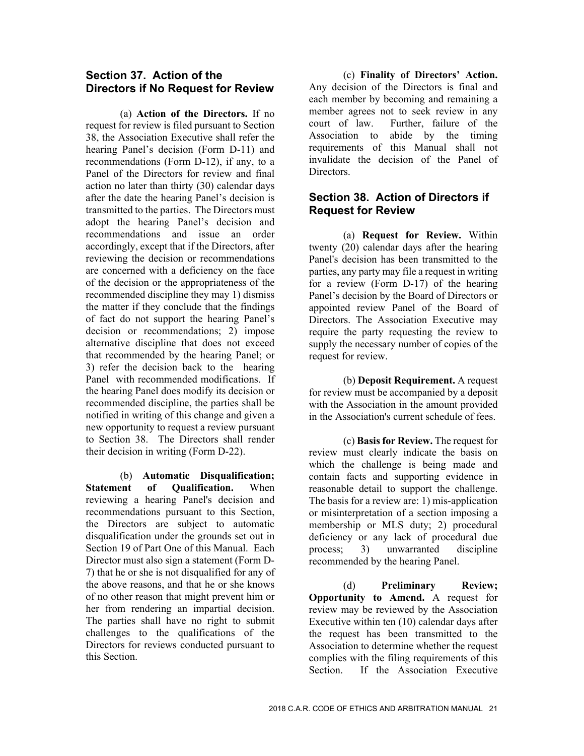## Section 37. Action of the Directors if No Request for Review

(a) **Action of the Directors.** If no request for review is filed pursuant to Section 38, the Association Executive shall refer the hearing Panel's decision (Form D-11) and recommendations (Form D-12), if any, to a Panel of the Directors for review and final action no later than thirty (30) calendar days after the date the hearing Panel's decision is transmitted to the parties. The Directors must adopt the hearing Panel's decision and recommendations and issue an order accordingly, except that if the Directors, after reviewing the decision or recommendations are concerned with a deficiency on the face of the decision or the appropriateness of the recommended discipline they may 1) dismiss the matter if they conclude that the findings of fact do not support the hearing Panel's decision or recommendations; 2) impose alternative discipline that does not exceed that recommended by the hearing Panel; or 3) refer the decision back to the hearing Panel with recommended modifications. If the hearing Panel does modify its decision or recommended discipline, the parties shall be notified in writing of this change and given a new opportunity to request a review pursuant to Section 38. The Directors shall render their decision in writing (Form D-22).

(b) **Automatic Disqualification; Statement of Qualification.** When reviewing a hearing Panel's decision and recommendations pursuant to this Section, the Directors are subject to automatic disqualification under the grounds set out in Section 19 of Part One of this Manual. Each Director must also sign a statement (Form D-7) that he or she is not disqualified for any of the above reasons, and that he or she knows of no other reason that might prevent him or her from rendering an impartial decision. The parties shall have no right to submit challenges to the qualifications of the Directors for reviews conducted pursuant to this Section.

(c) **Finality of Directors' Action.** Any decision of the Directors is final and each member by becoming and remaining a member agrees not to seek review in any court of law. Further, failure of the Association to abide by the timing requirements of this Manual shall not invalidate the decision of the Panel of Directors.

## Section 38. Action of Directors if Request for Review

(a) **Request for Review.** Within twenty (20) calendar days after the hearing Panel's decision has been transmitted to the parties, any party may file a request in writing for a review (Form D-17) of the hearing Panel's decision by the Board of Directors or appointed review Panel of the Board of Directors. The Association Executive may require the party requesting the review to supply the necessary number of copies of the request for review.

(b) **Deposit Requirement.** A request for review must be accompanied by a deposit with the Association in the amount provided in the Association's current schedule of fees.

(c) **Basis for Review.** The request for review must clearly indicate the basis on which the challenge is being made and contain facts and supporting evidence in reasonable detail to support the challenge. The basis for a review are: 1) mis-application or misinterpretation of a section imposing a membership or MLS duty; 2) procedural deficiency or any lack of procedural due process; 3) unwarranted discipline recommended by the hearing Panel.

(d) **Preliminary Review; Opportunity to Amend.** A request for review may be reviewed by the Association Executive within ten (10) calendar days after the request has been transmitted to the Association to determine whether the request complies with the filing requirements of this Section. If the Association Executive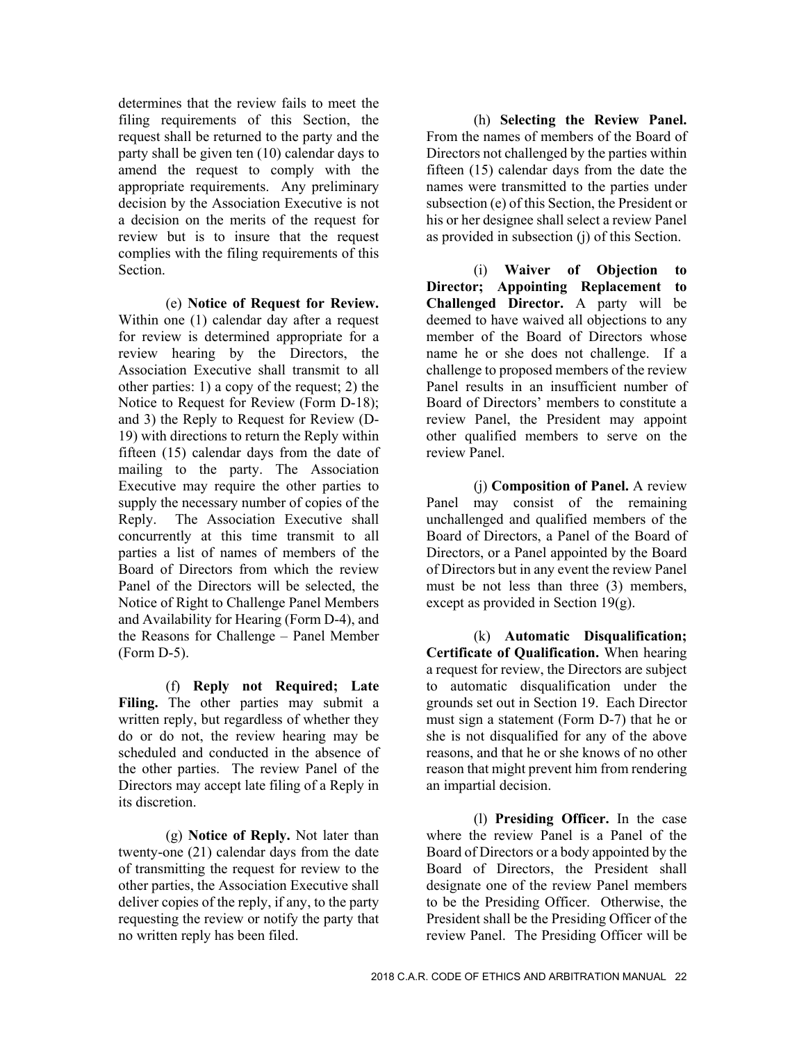determines that the review fails to meet the filing requirements of this Section, the request shall be returned to the party and the party shall be given ten (10) calendar days to amend the request to comply with the appropriate requirements. Any preliminary decision by the Association Executive is not a decision on the merits of the request for review but is to insure that the request complies with the filing requirements of this Section.

(e) **Notice of Request for Review.** Within one (1) calendar day after a request for review is determined appropriate for a review hearing by the Directors, the Association Executive shall transmit to all other parties: 1) a copy of the request; 2) the Notice to Request for Review (Form D-18); and 3) the Reply to Request for Review (D-19) with directions to return the Reply within fifteen (15) calendar days from the date of mailing to the party. The Association Executive may require the other parties to supply the necessary number of copies of the Reply. The Association Executive shall concurrently at this time transmit to all parties a list of names of members of the Board of Directors from which the review Panel of the Directors will be selected, the Notice of Right to Challenge Panel Members and Availability for Hearing (Form D-4), and the Reasons for Challenge – Panel Member (Form D-5).

(f) **Reply not Required; Late Filing.** The other parties may submit a written reply, but regardless of whether they do or do not, the review hearing may be scheduled and conducted in the absence of the other parties. The review Panel of the Directors may accept late filing of a Reply in its discretion.

(g) **Notice of Reply.** Not later than twenty-one (21) calendar days from the date of transmitting the request for review to the other parties, the Association Executive shall deliver copies of the reply, if any, to the party requesting the review or notify the party that no written reply has been filed.

(h) **Selecting the Review Panel.** From the names of members of the Board of Directors not challenged by the parties within fifteen (15) calendar days from the date the names were transmitted to the parties under subsection (e) of this Section, the President or his or her designee shall select a review Panel as provided in subsection (j) of this Section.

(i) **Waiver of Objection to Director; Appointing Replacement to Challenged Director.** A party will be deemed to have waived all objections to any member of the Board of Directors whose name he or she does not challenge. If a challenge to proposed members of the review Panel results in an insufficient number of Board of Directors' members to constitute a review Panel, the President may appoint other qualified members to serve on the review Panel.

(j) **Composition of Panel.** A review Panel may consist of the remaining unchallenged and qualified members of the Board of Directors, a Panel of the Board of Directors, or a Panel appointed by the Board of Directors but in any event the review Panel must be not less than three (3) members, except as provided in Section 19(g).

(k) **Automatic Disqualification; Certificate of Qualification.** When hearing a request for review, the Directors are subject to automatic disqualification under the grounds set out in Section 19. Each Director must sign a statement (Form D-7) that he or she is not disqualified for any of the above reasons, and that he or she knows of no other reason that might prevent him from rendering an impartial decision.

(l) **Presiding Officer.** In the case where the review Panel is a Panel of the Board of Directors or a body appointed by the Board of Directors, the President shall designate one of the review Panel members to be the Presiding Officer. Otherwise, the President shall be the Presiding Officer of the review Panel. The Presiding Officer will be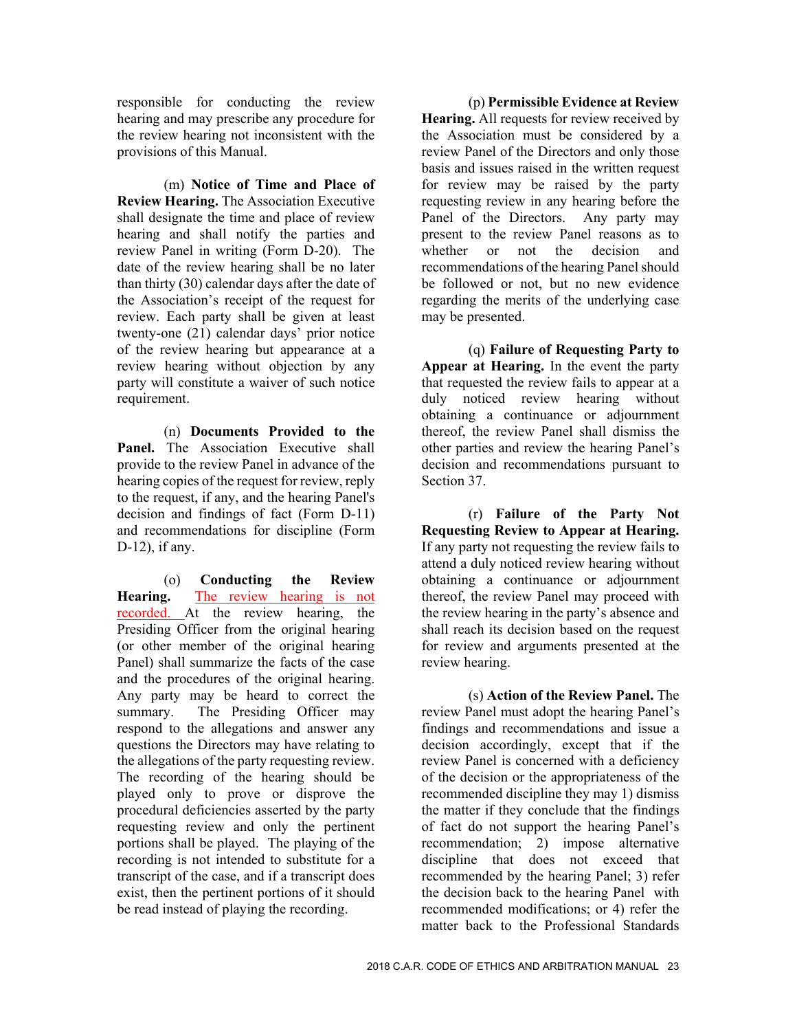responsible for conducting the review hearing and may prescribe any procedure for the review hearing not inconsistent with the provisions of this Manual.

(m) **Notice of Time and Place of Review Hearing.** The Association Executive shall designate the time and place of review hearing and shall notify the parties and review Panel in writing (Form D-20). The date of the review hearing shall be no later than thirty (30) calendar days after the date of the Association's receipt of the request for review. Each party shall be given at least twenty-one (21) calendar days' prior notice of the review hearing but appearance at a review hearing without objection by any party will constitute a waiver of such notice requirement.

(n) **Documents Provided to the Panel.** The Association Executive shall provide to the review Panel in advance of the hearing copies of the request for review, reply to the request, if any, and the hearing Panel's decision and findings of fact (Form D-11) and recommendations for discipline (Form D-12), if any.

(o) **Conducting the Review Hearing.** The review hearing is not recorded. At the review hearing, the Presiding Officer from the original hearing (or other member of the original hearing Panel) shall summarize the facts of the case and the procedures of the original hearing. Any party may be heard to correct the summary. The Presiding Officer may respond to the allegations and answer any questions the Directors may have relating to the allegations of the party requesting review. The recording of the hearing should be played only to prove or disprove the procedural deficiencies asserted by the party requesting review and only the pertinent portions shall be played. The playing of the recording is not intended to substitute for a transcript of the case, and if a transcript does exist, then the pertinent portions of it should be read instead of playing the recording.

(p) **Permissible Evidence at Review Hearing.** All requests for review received by the Association must be considered by a review Panel of the Directors and only those basis and issues raised in the written request for review may be raised by the party requesting review in any hearing before the Panel of the Directors. Any party may present to the review Panel reasons as to whether or not the decision and recommendations of the hearing Panel should be followed or not, but no new evidence regarding the merits of the underlying case may be presented.

(q) **Failure of Requesting Party to Appear at Hearing.** In the event the party that requested the review fails to appear at a duly noticed review hearing without obtaining a continuance or adjournment thereof, the review Panel shall dismiss the other parties and review the hearing Panel's decision and recommendations pursuant to Section 37.

(r) **Failure of the Party Not Requesting Review to Appear at Hearing.** If any party not requesting the review fails to attend a duly noticed review hearing without obtaining a continuance or adjournment thereof, the review Panel may proceed with the review hearing in the party's absence and shall reach its decision based on the request for review and arguments presented at the review hearing.

(s) **Action of the Review Panel.** The review Panel must adopt the hearing Panel's findings and recommendations and issue a decision accordingly, except that if the review Panel is concerned with a deficiency of the decision or the appropriateness of the recommended discipline they may 1) dismiss the matter if they conclude that the findings of fact do not support the hearing Panel's recommendation; 2) impose alternative discipline that does not exceed that recommended by the hearing Panel; 3) refer the decision back to the hearing Panel with recommended modifications; or 4) refer the matter back to the Professional Standards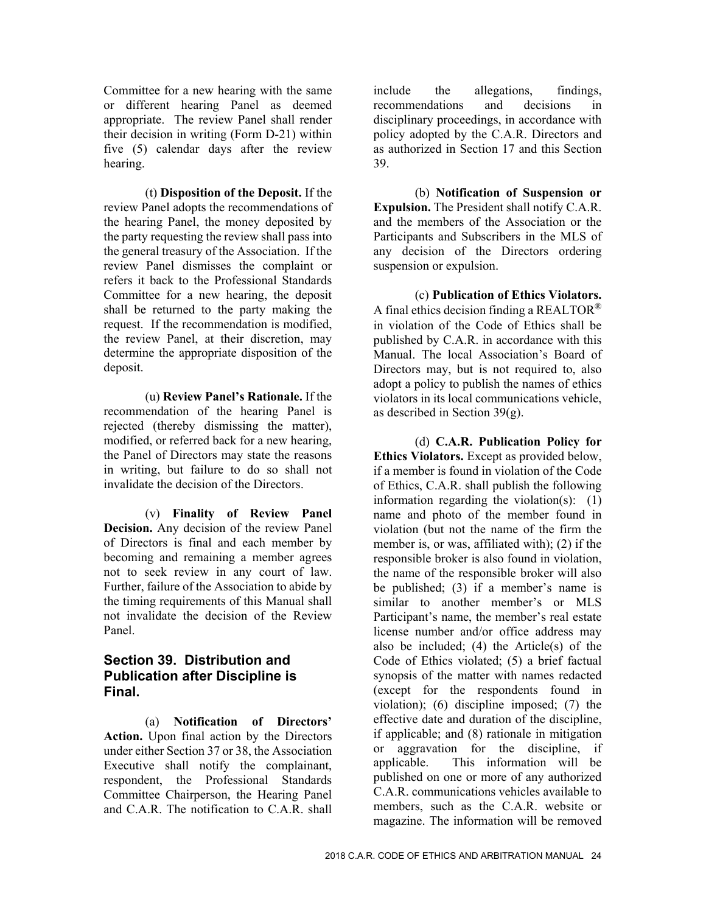Committee for a new hearing with the same or different hearing Panel as deemed appropriate. The review Panel shall render their decision in writing (Form D-21) within five (5) calendar days after the review hearing.

(t) **Disposition of the Deposit.** If the review Panel adopts the recommendations of the hearing Panel, the money deposited by the party requesting the review shall pass into the general treasury of the Association. If the review Panel dismisses the complaint or refers it back to the Professional Standards Committee for a new hearing, the deposit shall be returned to the party making the request. If the recommendation is modified, the review Panel, at their discretion, may determine the appropriate disposition of the deposit.

(u) **Review Panel's Rationale.** If the recommendation of the hearing Panel is rejected (thereby dismissing the matter), modified, or referred back for a new hearing, the Panel of Directors may state the reasons in writing, but failure to do so shall not invalidate the decision of the Directors.

(v) **Finality of Review Panel Decision.** Any decision of the review Panel of Directors is final and each member by becoming and remaining a member agrees not to seek review in any court of law. Further, failure of the Association to abide by the timing requirements of this Manual shall not invalidate the decision of the Review Panel.

## Section 39. Distribution and Publication after Discipline is Final.

(a) **Notification of Directors' Action.** Upon final action by the Directors under either Section 37 or 38, the Association Executive shall notify the complainant, respondent, the Professional Standards Committee Chairperson, the Hearing Panel and C.A.R. The notification to C.A.R. shall include the allegations, findings, recommendations and decisions in disciplinary proceedings, in accordance with policy adopted by the C.A.R. Directors and as authorized in Section 17 and this Section 39.

(b) **Notification of Suspension or Expulsion.** The President shall notify C.A.R. and the members of the Association or the Participants and Subscribers in the MLS of any decision of the Directors ordering suspension or expulsion.

(c) **Publication of Ethics Violators.** A final ethics decision finding a REALTOR® in violation of the Code of Ethics shall be published by C.A.R. in accordance with this Manual. The local Association's Board of Directors may, but is not required to, also adopt a policy to publish the names of ethics violators in its local communications vehicle, as described in Section 39(g).

(d) **C.A.R. Publication Policy for Ethics Violators.** Except as provided below, if a member is found in violation of the Code of Ethics, C.A.R. shall publish the following information regarding the violation(s): (1) name and photo of the member found in violation (but not the name of the firm the member is, or was, affiliated with); (2) if the responsible broker is also found in violation, the name of the responsible broker will also be published; (3) if a member's name is similar to another member's or MLS Participant's name, the member's real estate license number and/or office address may also be included; (4) the Article(s) of the Code of Ethics violated; (5) a brief factual synopsis of the matter with names redacted (except for the respondents found in violation); (6) discipline imposed; (7) the effective date and duration of the discipline, if applicable; and (8) rationale in mitigation or aggravation for the discipline, if applicable. This information will be published on one or more of any authorized C.A.R. communications vehicles available to members, such as the C.A.R. website or magazine. The information will be removed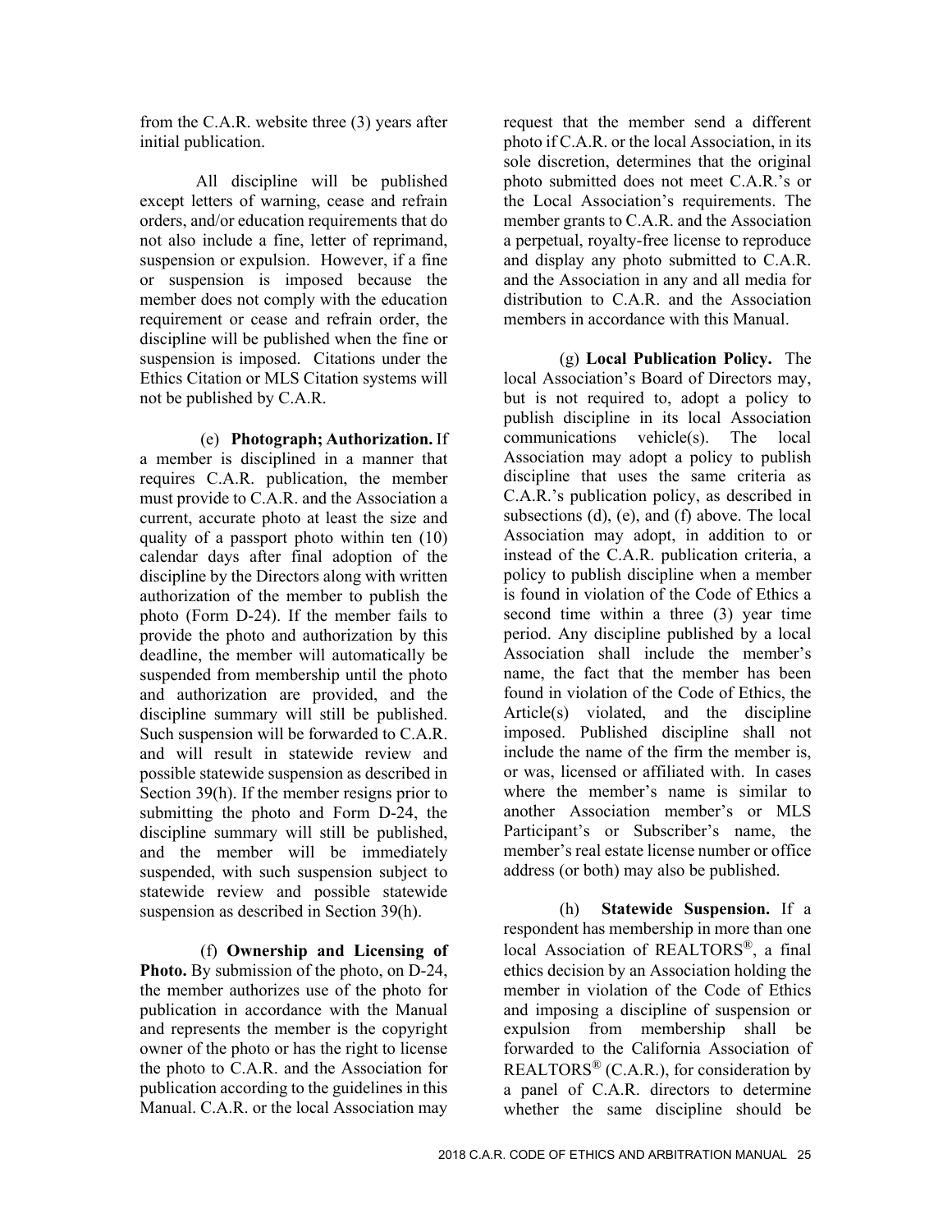from the C.A.R. website three (3) years after initial publication.

All discipline will be published except letters of warning, cease and refrain orders, and/or education requirements that do not also include a fine, letter of reprimand, suspension or expulsion. However, if a fine or suspension is imposed because the member does not comply with the education requirement or cease and refrain order, the discipline will be published when the fine or suspension is imposed. Citations under the Ethics Citation or MLS Citation systems will not be published by C.A.R.

(e) **Photograph; Authorization.** If a member is disciplined in a manner that requires C.A.R. publication, the member must provide to C.A.R. and the Association a current, accurate photo at least the size and quality of a passport photo within ten (10) calendar days after final adoption of the discipline by the Directors along with written authorization of the member to publish the photo (Form D-24). If the member fails to provide the photo and authorization by this deadline, the member will automatically be suspended from membership until the photo and authorization are provided, and the discipline summary will still be published. Such suspension will be forwarded to C.A.R. and will result in statewide review and possible statewide suspension as described in Section 39(h). If the member resigns prior to submitting the photo and Form D-24, the discipline summary will still be published, and the member will be immediately suspended, with such suspension subject to statewide review and possible statewide suspension as described in Section 39(h).

(f) **Ownership and Licensing of Photo.** By submission of the photo, on D-24, the member authorizes use of the photo for publication in accordance with the Manual and represents the member is the copyright owner of the photo or has the right to license the photo to C.A.R. and the Association for publication according to the guidelines in this Manual. C.A.R. or the local Association may request that the member send a different photo if C.A.R. or the local Association, in its sole discretion, determines that the original photo submitted does not meet C.A.R.'s or the Local Association's requirements. The member grants to C.A.R. and the Association a perpetual, royalty-free license to reproduce and display any photo submitted to C.A.R. and the Association in any and all media for distribution to C.A.R. and the Association members in accordance with this Manual.

(g) **Local Publication Policy.** The local Association's Board of Directors may, but is not required to, adopt a policy to publish discipline in its local Association communications vehicle(s). The local Association may adopt a policy to publish discipline that uses the same criteria as C.A.R.'s publication policy, as described in subsections (d), (e), and (f) above. The local Association may adopt, in addition to or instead of the C.A.R. publication criteria, a policy to publish discipline when a member is found in violation of the Code of Ethics a second time within a three (3) year time period. Any discipline published by a local Association shall include the member's name, the fact that the member has been found in violation of the Code of Ethics, the Article(s) violated, and the discipline imposed. Published discipline shall not include the name of the firm the member is, or was, licensed or affiliated with. In cases where the member's name is similar to another Association member's or MLS Participant's or Subscriber's name, the member's real estate license number or office address (or both) may also be published.

(h) **Statewide Suspension.** If a respondent has membership in more than one local Association of REALTORS®, a final ethics decision by an Association holding the member in violation of the Code of Ethics and imposing a discipline of suspension or expulsion from membership shall be forwarded to the California Association of REALTORS® (C.A.R.), for consideration by a panel of C.A.R. directors to determine whether the same discipline should be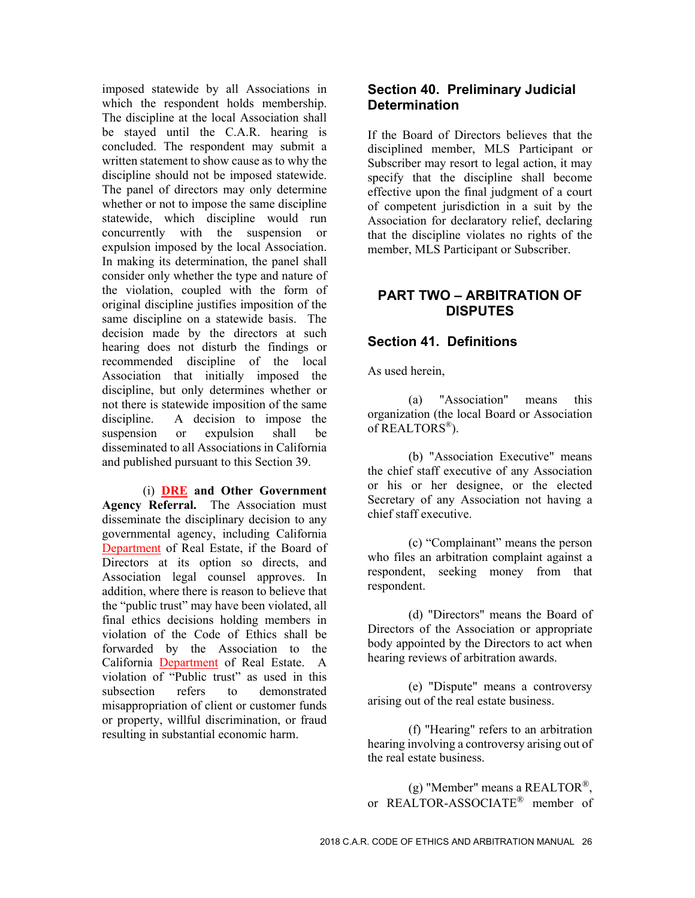imposed statewide by all Associations in which the respondent holds membership. The discipline at the local Association shall be stayed until the C.A.R. hearing is concluded. The respondent may submit a written statement to show cause as to why the discipline should not be imposed statewide. The panel of directors may only determine whether or not to impose the same discipline statewide, which discipline would run concurrently with the suspension or expulsion imposed by the local Association. In making its determination, the panel shall consider only whether the type and nature of the violation, coupled with the form of original discipline justifies imposition of the same discipline on a statewide basis. The decision made by the directors at such hearing does not disturb the findings or recommended discipline of the local Association that initially imposed the discipline, but only determines whether or not there is statewide imposition of the same discipline. A decision to impose the suspension or expulsion shall be disseminated to all Associations in California and published pursuant to this Section 39.

(i) **DRE and Other Government Agency Referral.** The Association must disseminate the disciplinary decision to any governmental agency, including California Department of Real Estate, if the Board of Directors at its option so directs, and Association legal counsel approves. In addition, where there is reason to believe that the "public trust" may have been violated, all final ethics decisions holding members in violation of the Code of Ethics shall be forwarded by the Association to the California Department of Real Estate. A violation of "Public trust" as used in this subsection refers to demonstrated misappropriation of client or customer funds or property, willful discrimination, or fraud resulting in substantial economic harm.

## Section 40. Preliminary Judicial Determination

If the Board of Directors believes that the disciplined member, MLS Participant or Subscriber may resort to legal action, it may specify that the discipline shall become effective upon the final judgment of a court of competent jurisdiction in a suit by the Association for declaratory relief, declaring that the discipline violates no rights of the member, MLS Participant or Subscriber.

# PART TWO – ARBITRATION OF DISPUTES

## Section 41. Definitions

As used herein,

(a) "Association" means this organization (the local Board or Association of REALTORS®).

(b) "Association Executive" means the chief staff executive of any Association or his or her designee, or the elected Secretary of any Association not having a chief staff executive.

(c) "Complainant" means the person who files an arbitration complaint against a respondent, seeking money from that respondent.

(d) "Directors" means the Board of Directors of the Association or appropriate body appointed by the Directors to act when hearing reviews of arbitration awards.

(e) "Dispute" means a controversy arising out of the real estate business.

(f) "Hearing" refers to an arbitration hearing involving a controversy arising out of the real estate business.

(g) "Member" means a REALTOR®, or REALTOR-ASSOCIATE® member of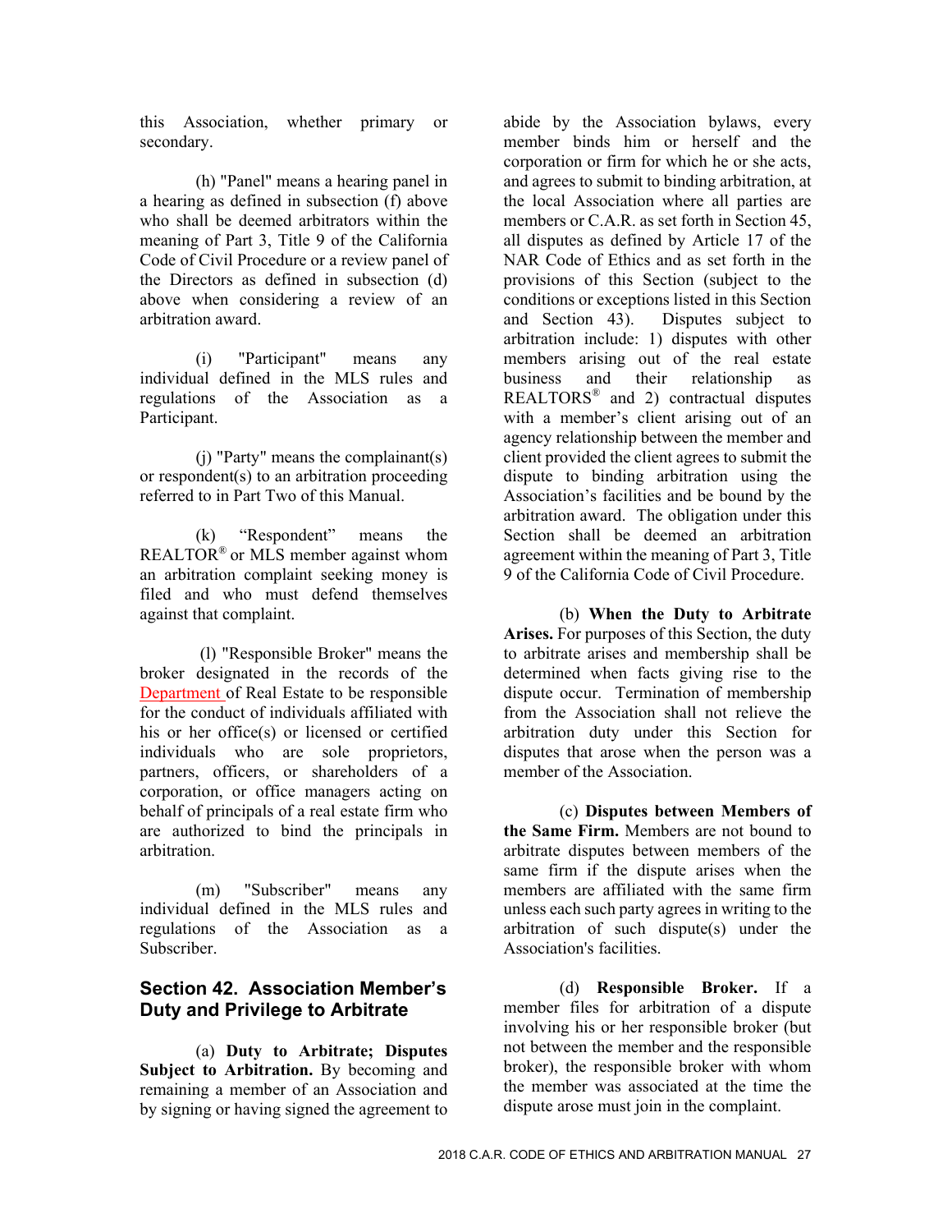this Association, whether primary or secondary.

(h) "Panel" means a hearing panel in a hearing as defined in subsection (f) above who shall be deemed arbitrators within the meaning of Part 3, Title 9 of the California Code of Civil Procedure or a review panel of the Directors as defined in subsection (d) above when considering a review of an arbitration award.

(i) "Participant" means any individual defined in the MLS rules and regulations of the Association as a Participant.

(j) "Party" means the complainant(s) or respondent(s) to an arbitration proceeding referred to in Part Two of this Manual.

(k) "Respondent" means the REALTOR® or MLS member against whom an arbitration complaint seeking money is filed and who must defend themselves against that complaint.

(l) "Responsible Broker" means the broker designated in the records of the Department of Real Estate to be responsible for the conduct of individuals affiliated with his or her office(s) or licensed or certified individuals who are sole proprietors, partners, officers, or shareholders of a corporation, or office managers acting on behalf of principals of a real estate firm who are authorized to bind the principals in arbitration.

(m) "Subscriber" means any individual defined in the MLS rules and regulations of the Association as a Subscriber.

## Section 42. Association Member's Duty and Privilege to Arbitrate

(a) **Duty to Arbitrate; Disputes Subject to Arbitration.** By becoming and remaining a member of an Association and by signing or having signed the agreement to abide by the Association bylaws, every member binds him or herself and the corporation or firm for which he or she acts, and agrees to submit to binding arbitration, at the local Association where all parties are members or C.A.R. as set forth in Section 45, all disputes as defined by Article 17 of the NAR Code of Ethics and as set forth in the provisions of this Section (subject to the conditions or exceptions listed in this Section and Section 43). Disputes subject to arbitration include: 1) disputes with other members arising out of the real estate business and their relationship as REALTORS® and 2) contractual disputes with a member's client arising out of an agency relationship between the member and client provided the client agrees to submit the dispute to binding arbitration using the Association's facilities and be bound by the arbitration award. The obligation under this Section shall be deemed an arbitration agreement within the meaning of Part 3, Title 9 of the California Code of Civil Procedure.

(b) **When the Duty to Arbitrate Arises.** For purposes of this Section, the duty to arbitrate arises and membership shall be determined when facts giving rise to the dispute occur. Termination of membership from the Association shall not relieve the arbitration duty under this Section for disputes that arose when the person was a member of the Association.

(c) **Disputes between Members of the Same Firm.** Members are not bound to arbitrate disputes between members of the same firm if the dispute arises when the members are affiliated with the same firm unless each such party agrees in writing to the arbitration of such dispute(s) under the Association's facilities.

(d) **Responsible Broker.** If a member files for arbitration of a dispute involving his or her responsible broker (but not between the member and the responsible broker), the responsible broker with whom the member was associated at the time the dispute arose must join in the complaint.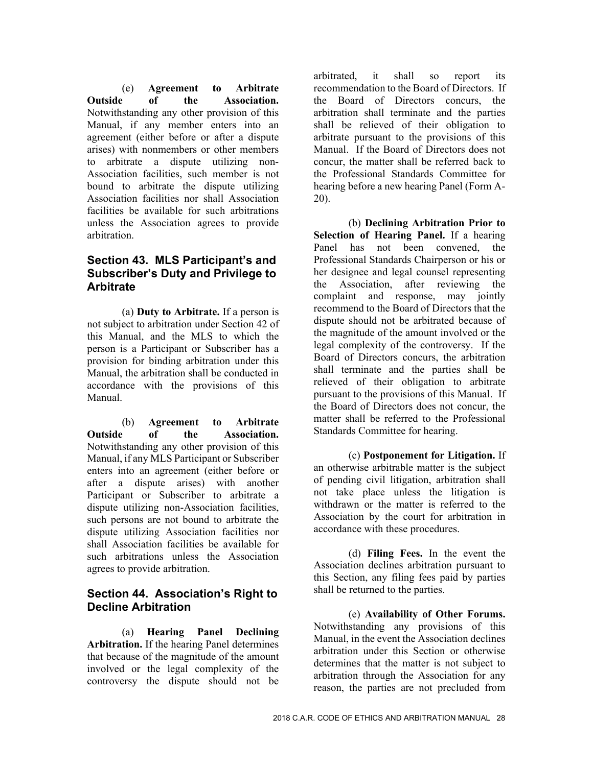(e) **Agreement to Arbitrate Outside of the Association.** Notwithstanding any other provision of this Manual, if any member enters into an agreement (either before or after a dispute arises) with nonmembers or other members to arbitrate a dispute utilizing non-Association facilities, such member is not bound to arbitrate the dispute utilizing Association facilities nor shall Association facilities be available for such arbitrations unless the Association agrees to provide arbitration.

## Section 43. MLS Participant's and Subscriber's Duty and Privilege to Arbitrate

(a) **Duty to Arbitrate.** If a person is not subject to arbitration under Section 42 of this Manual, and the MLS to which the person is a Participant or Subscriber has a provision for binding arbitration under this Manual, the arbitration shall be conducted in accordance with the provisions of this Manual.

(b) **Agreement to Arbitrate Outside of the Association.** Notwithstanding any other provision of this Manual, if any MLS Participant or Subscriber enters into an agreement (either before or after a dispute arises) with another Participant or Subscriber to arbitrate a dispute utilizing non-Association facilities, such persons are not bound to arbitrate the dispute utilizing Association facilities nor shall Association facilities be available for such arbitrations unless the Association agrees to provide arbitration.

## Section 44. Association's Right to Decline Arbitration

(a) **Hearing Panel Declining Arbitration.** If the hearing Panel determines that because of the magnitude of the amount involved or the legal complexity of the controversy the dispute should not be arbitrated, it shall so report its recommendation to the Board of Directors. If the Board of Directors concurs, the arbitration shall terminate and the parties shall be relieved of their obligation to arbitrate pursuant to the provisions of this Manual. If the Board of Directors does not concur, the matter shall be referred back to the Professional Standards Committee for hearing before a new hearing Panel (Form A-20).

(b) **Declining Arbitration Prior to Selection of Hearing Panel.** If a hearing Panel has not been convened, the Professional Standards Chairperson or his or her designee and legal counsel representing the Association, after reviewing the complaint and response, may jointly recommend to the Board of Directors that the dispute should not be arbitrated because of the magnitude of the amount involved or the legal complexity of the controversy. If the Board of Directors concurs, the arbitration shall terminate and the parties shall be relieved of their obligation to arbitrate pursuant to the provisions of this Manual. If the Board of Directors does not concur, the matter shall be referred to the Professional Standards Committee for hearing.

(c) **Postponement for Litigation.** If an otherwise arbitrable matter is the subject of pending civil litigation, arbitration shall not take place unless the litigation is withdrawn or the matter is referred to the Association by the court for arbitration in accordance with these procedures.

(d) **Filing Fees.** In the event the Association declines arbitration pursuant to this Section, any filing fees paid by parties shall be returned to the parties.

(e) **Availability of Other Forums.** Notwithstanding any provisions of this Manual, in the event the Association declines arbitration under this Section or otherwise determines that the matter is not subject to arbitration through the Association for any reason, the parties are not precluded from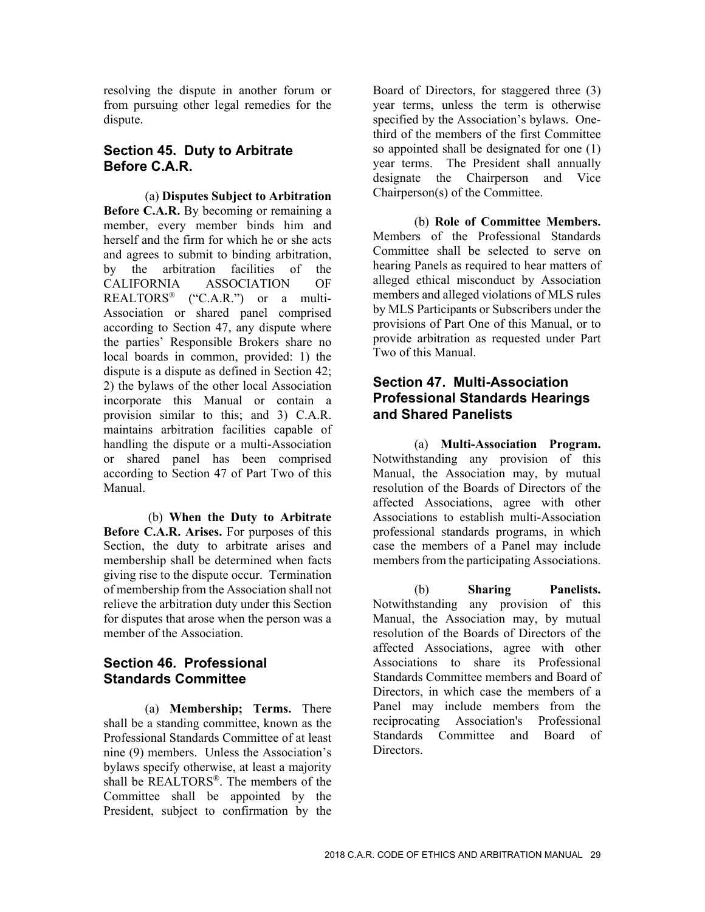resolving the dispute in another forum or from pursuing other legal remedies for the dispute.

## Section 45. Duty to Arbitrate Before C.A.R.

(a) **Disputes Subject to Arbitration Before C.A.R.** By becoming or remaining a member, every member binds him and herself and the firm for which he or she acts and agrees to submit to binding arbitration, by the arbitration facilities of the CALIFORNIA ASSOCIATION OF REALTORS® ("C.A.R.") or a multi-Association or shared panel comprised according to Section 47, any dispute where the parties' Responsible Brokers share no local boards in common, provided: 1) the dispute is a dispute as defined in Section 42; 2) the bylaws of the other local Association incorporate this Manual or contain a provision similar to this; and 3) C.A.R. maintains arbitration facilities capable of handling the dispute or a multi-Association or shared panel has been comprised according to Section 47 of Part Two of this Manual.

(b) **When the Duty to Arbitrate Before C.A.R. Arises.** For purposes of this Section, the duty to arbitrate arises and membership shall be determined when facts giving rise to the dispute occur. Termination of membership from the Association shall not relieve the arbitration duty under this Section for disputes that arose when the person was a member of the Association.

## Section 46. Professional Standards Committee

(a) **Membership; Terms.** There shall be a standing committee, known as the Professional Standards Committee of at least nine (9) members. Unless the Association's bylaws specify otherwise, at least a majority shall be REALTORS®. The members of the Committee shall be appointed by the President, subject to confirmation by the Board of Directors, for staggered three (3) year terms, unless the term is otherwise specified by the Association's bylaws. One-third of the members of the first Committee so appointed shall be designated for one (1) year terms. The President shall annually designate the Chairperson and Vice Chairperson(s) of the Committee.

(b) **Role of Committee Members.** Members of the Professional Standards Committee shall be selected to serve on hearing Panels as required to hear matters of alleged ethical misconduct by Association members and alleged violations of MLS rules by MLS Participants or Subscribers under the provisions of Part One of this Manual, or to provide arbitration as requested under Part Two of this Manual.

## Section 47. Multi-Association Professional Standards Hearings and Shared Panelists

(a) **Multi-Association Program.** Notwithstanding any provision of this Manual, the Association may, by mutual resolution of the Boards of Directors of the affected Associations, agree with other Associations to establish multi-Association professional standards programs, in which case the members of a Panel may include members from the participating Associations.

(b) **Sharing Panelists.** Notwithstanding any provision of this Manual, the Association may, by mutual resolution of the Boards of Directors of the affected Associations, agree with other Associations to share its Professional Standards Committee members and Board of Directors, in which case the members of a Panel may include members from the reciprocating Association's Professional Standards Committee and Board of Directors.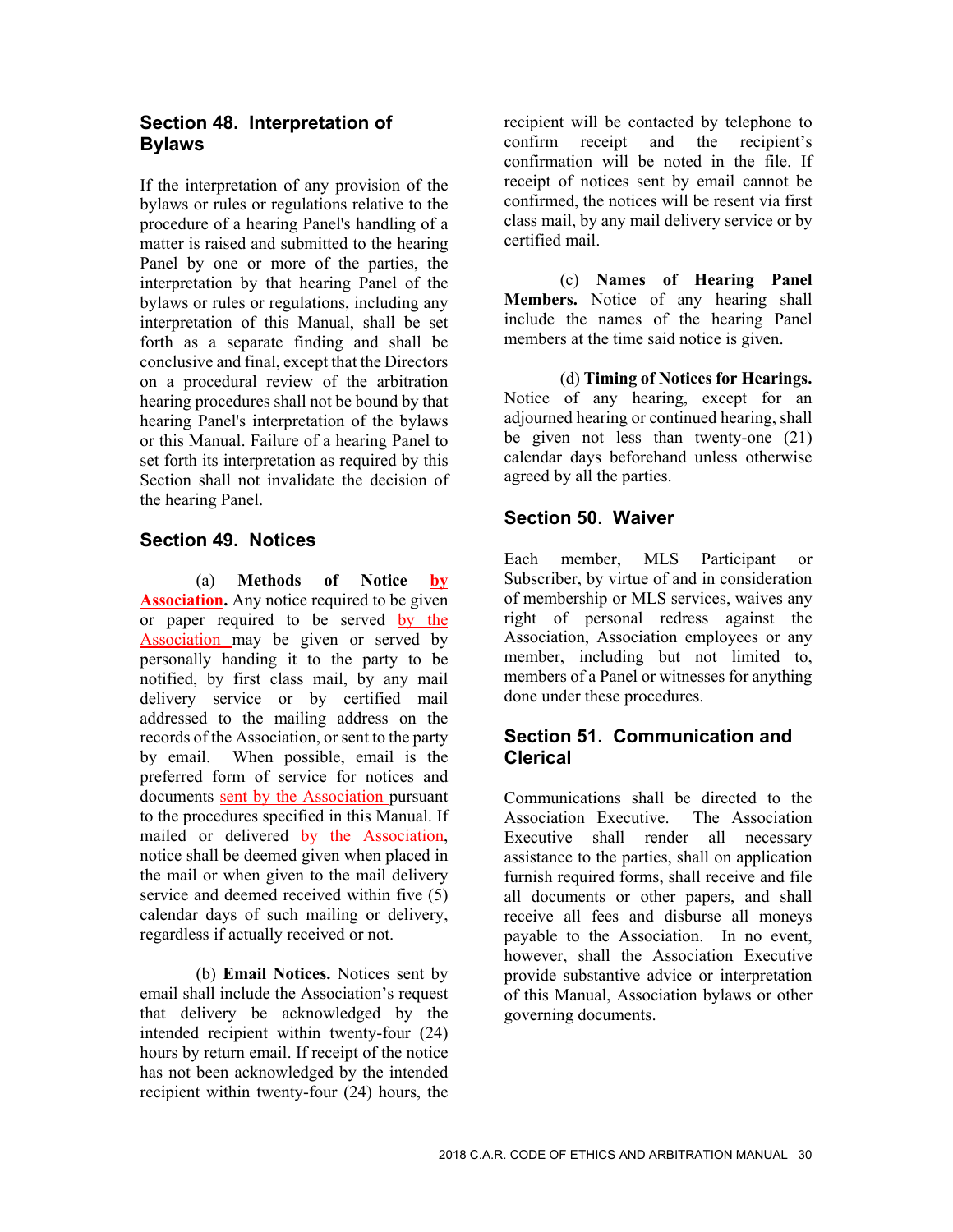## Section 48. Interpretation of Bylaws

If the interpretation of any provision of the bylaws or rules or regulations relative to the procedure of a hearing Panel's handling of a matter is raised and submitted to the hearing Panel by one or more of the parties, the interpretation by that hearing Panel of the bylaws or rules or regulations, including any interpretation of this Manual, shall be set forth as a separate finding and shall be conclusive and final, except that the Directors on a procedural review of the arbitration hearing procedures shall not be bound by that hearing Panel's interpretation of the bylaws or this Manual. Failure of a hearing Panel to set forth its interpretation as required by this Section shall not invalidate the decision of the hearing Panel.

## Section 49. Notices

(a) **Methods of Notice by Association.** Any notice required to be given or paper required to be served by the Association may be given or served by personally handing it to the party to be notified, by first class mail, by any mail delivery service or by certified mail addressed to the mailing address on the records of the Association, or sent to the party by email. When possible, email is the preferred form of service for notices and documents sent by the Association pursuant to the procedures specified in this Manual. If mailed or delivered by the Association, notice shall be deemed given when placed in the mail or when given to the mail delivery service and deemed received within five (5) calendar days of such mailing or delivery, regardless if actually received or not.

(b) **Email Notices.** Notices sent by email shall include the Association's request that delivery be acknowledged by the intended recipient within twenty-four (24) hours by return email. If receipt of the notice has not been acknowledged by the intended recipient within twenty-four (24) hours, the recipient will be contacted by telephone to confirm receipt and the recipient's confirmation will be noted in the file. If receipt of notices sent by email cannot be confirmed, the notices will be resent via first class mail, by any mail delivery service or by certified mail.

(c) **Names of Hearing Panel Members.** Notice of any hearing shall include the names of the hearing Panel members at the time said notice is given.

(d) **Timing of Notices for Hearings.** Notice of any hearing, except for an adjourned hearing or continued hearing, shall be given not less than twenty-one (21) calendar days beforehand unless otherwise agreed by all the parties.

## Section 50. Waiver

Each member, MLS Participant or Subscriber, by virtue of and in consideration of membership or MLS services, waives any right of personal redress against the Association, Association employees or any member, including but not limited to, members of a Panel or witnesses for anything done under these procedures.

## Section 51. Communication and Clerical

Communications shall be directed to the Association Executive. The Association Executive shall render all necessary assistance to the parties, shall on application furnish required forms, shall receive and file all documents or other papers, and shall receive all fees and disburse all moneys payable to the Association. In no event, however, shall the Association Executive provide substantive advice or interpretation of this Manual, Association bylaws or other governing documents.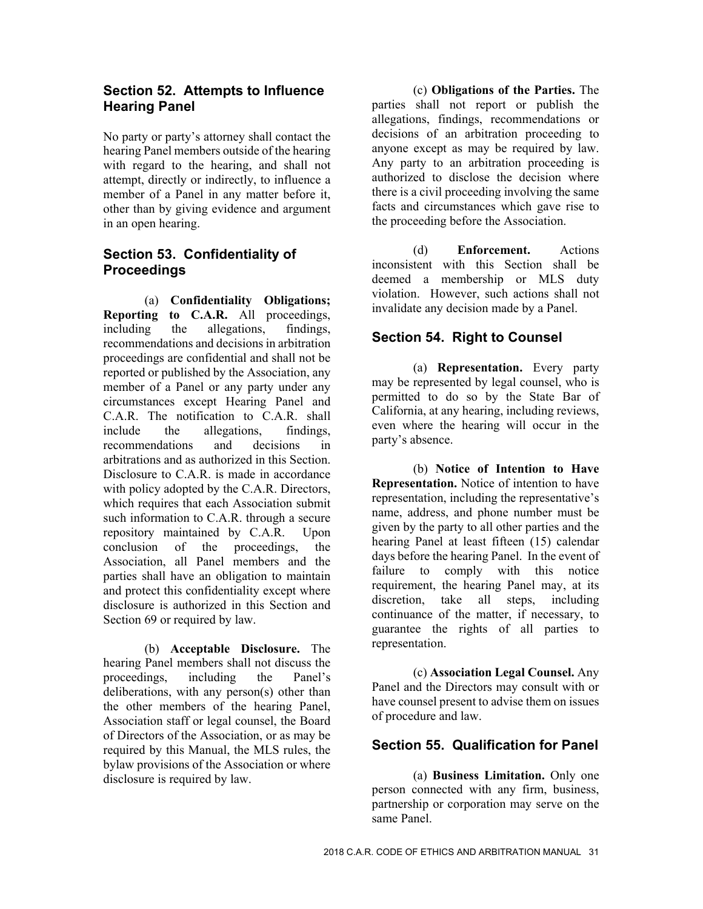## Section 52. Attempts to Influence Hearing Panel

No party or party's attorney shall contact the hearing Panel members outside of the hearing with regard to the hearing, and shall not attempt, directly or indirectly, to influence a member of a Panel in any matter before it, other than by giving evidence and argument in an open hearing.

## Section 53. Confidentiality of Proceedings

(a) **Confidentiality Obligations; Reporting to C.A.R.** All proceedings, including the allegations, findings, recommendations and decisions in arbitration proceedings are confidential and shall not be reported or published by the Association, any member of a Panel or any party under any circumstances except Hearing Panel and C.A.R. The notification to C.A.R. shall include the allegations, findings, recommendations and decisions in arbitrations and as authorized in this Section. Disclosure to C.A.R. is made in accordance with policy adopted by the C.A.R. Directors, which requires that each Association submit such information to C.A.R. through a secure repository maintained by C.A.R. Upon conclusion of the proceedings, the Association, all Panel members and the parties shall have an obligation to maintain and protect this confidentiality except where disclosure is authorized in this Section and Section 69 or required by law.

(b) **Acceptable Disclosure.** The hearing Panel members shall not discuss the proceedings, including the Panel's deliberations, with any person(s) other than the other members of the hearing Panel, Association staff or legal counsel, the Board of Directors of the Association, or as may be required by this Manual, the MLS rules, the bylaw provisions of the Association or where disclosure is required by law.

(c) **Obligations of the Parties.** The parties shall not report or publish the allegations, findings, recommendations or decisions of an arbitration proceeding to anyone except as may be required by law. Any party to an arbitration proceeding is authorized to disclose the decision where there is a civil proceeding involving the same facts and circumstances which gave rise to the proceeding before the Association.

(d) **Enforcement.** Actions inconsistent with this Section shall be deemed a membership or MLS duty violation. However, such actions shall not invalidate any decision made by a Panel.

## Section 54. Right to Counsel

(a) **Representation.** Every party may be represented by legal counsel, who is permitted to do so by the State Bar of California, at any hearing, including reviews, even where the hearing will occur in the party's absence.

(b) **Notice of Intention to Have Representation.** Notice of intention to have representation, including the representative's name, address, and phone number must be given by the party to all other parties and the hearing Panel at least fifteen (15) calendar days before the hearing Panel. In the event of failure to comply with this notice requirement, the hearing Panel may, at its discretion, take all steps, including continuance of the matter, if necessary, to guarantee the rights of all parties to representation.

(c) **Association Legal Counsel.** Any Panel and the Directors may consult with or have counsel present to advise them on issues of procedure and law.

## Section 55. Qualification for Panel

(a) **Business Limitation.** Only one person connected with any firm, business, partnership or corporation may serve on the same Panel.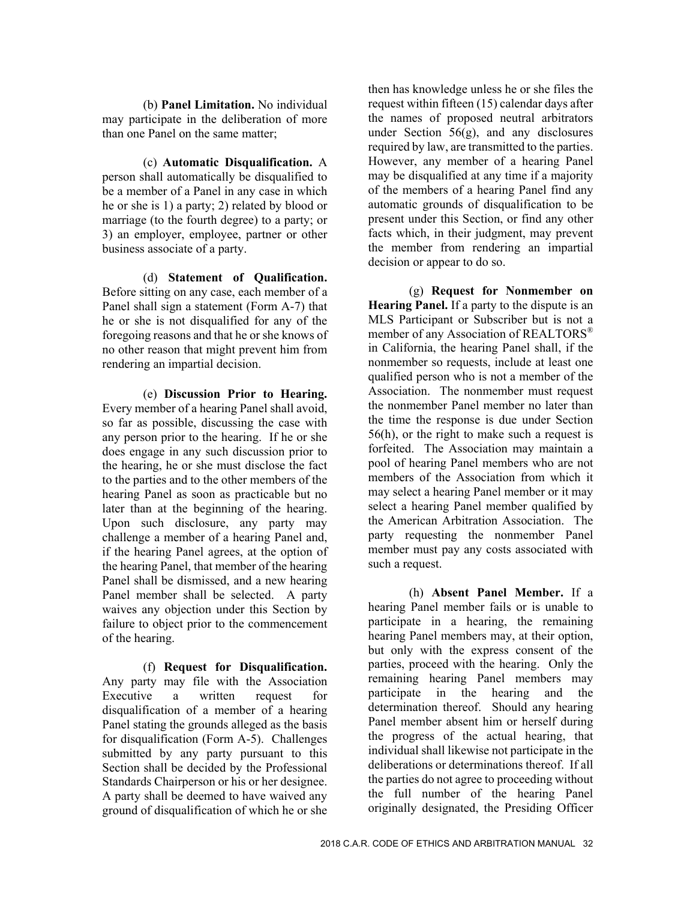(b) **Panel Limitation.** No individual may participate in the deliberation of more than one Panel on the same matter;

(c) **Automatic Disqualification.** A person shall automatically be disqualified to be a member of a Panel in any case in which he or she is 1) a party; 2) related by blood or marriage (to the fourth degree) to a party; or 3) an employer, employee, partner or other business associate of a party.

(d) **Statement of Qualification.** Before sitting on any case, each member of a Panel shall sign a statement (Form A-7) that he or she is not disqualified for any of the foregoing reasons and that he or she knows of no other reason that might prevent him from rendering an impartial decision.

(e) **Discussion Prior to Hearing.** Every member of a hearing Panel shall avoid, so far as possible, discussing the case with any person prior to the hearing. If he or she does engage in any such discussion prior to the hearing, he or she must disclose the fact to the parties and to the other members of the hearing Panel as soon as practicable but no later than at the beginning of the hearing. Upon such disclosure, any party may challenge a member of a hearing Panel and, if the hearing Panel agrees, at the option of the hearing Panel, that member of the hearing Panel shall be dismissed, and a new hearing Panel member shall be selected. A party waives any objection under this Section by failure to object prior to the commencement of the hearing.

(f) **Request for Disqualification.** Any party may file with the Association Executive a written request for disqualification of a member of a hearing Panel stating the grounds alleged as the basis for disqualification (Form A-5). Challenges submitted by any party pursuant to this Section shall be decided by the Professional Standards Chairperson or his or her designee. A party shall be deemed to have waived any ground of disqualification of which he or she then has knowledge unless he or she files the request within fifteen (15) calendar days after the names of proposed neutral arbitrators under Section 56(g), and any disclosures required by law, are transmitted to the parties. However, any member of a hearing Panel may be disqualified at any time if a majority of the members of a hearing Panel find any automatic grounds of disqualification to be present under this Section, or find any other facts which, in their judgment, may prevent the member from rendering an impartial decision or appear to do so.

(g) **Request for Nonmember on Hearing Panel.** If a party to the dispute is an MLS Participant or Subscriber but is not a member of any Association of REALTORS® in California, the hearing Panel shall, if the nonmember so requests, include at least one qualified person who is not a member of the Association. The nonmember must request the nonmember Panel member no later than the time the response is due under Section 56(h), or the right to make such a request is forfeited. The Association may maintain a pool of hearing Panel members who are not members of the Association from which it may select a hearing Panel member or it may select a hearing Panel member qualified by the American Arbitration Association. The party requesting the nonmember Panel member must pay any costs associated with such a request.

(h) **Absent Panel Member.** If a hearing Panel member fails or is unable to participate in a hearing, the remaining hearing Panel members may, at their option, but only with the express consent of the parties, proceed with the hearing. Only the remaining hearing Panel members may participate in the hearing and the determination thereof. Should any hearing Panel member absent him or herself during the progress of the actual hearing, that individual shall likewise not participate in the deliberations or determinations thereof. If all the parties do not agree to proceeding without the full number of the hearing Panel originally designated, the Presiding Officer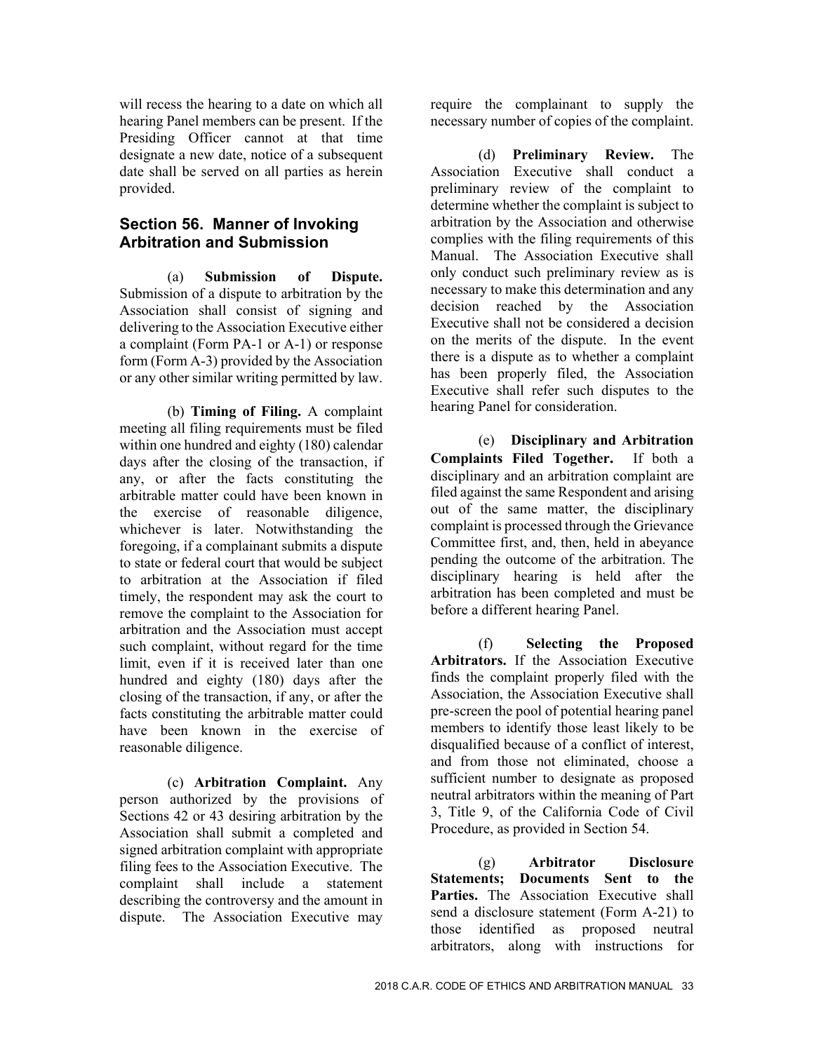will recess the hearing to a date on which all hearing Panel members can be present. If the Presiding Officer cannot at that time designate a new date, notice of a subsequent date shall be served on all parties as herein provided.

## Section 56. Manner of Invoking Arbitration and Submission

(a) **Submission of Dispute.** Submission of a dispute to arbitration by the Association shall consist of signing and delivering to the Association Executive either a complaint (Form PA-1 or A-1) or response form (Form A-3) provided by the Association or any other similar writing permitted by law.

(b) **Timing of Filing.** A complaint meeting all filing requirements must be filed within one hundred and eighty (180) calendar days after the closing of the transaction, if any, or after the facts constituting the arbitrable matter could have been known in the exercise of reasonable diligence, whichever is later. Notwithstanding the foregoing, if a complainant submits a dispute to state or federal court that would be subject to arbitration at the Association if filed timely, the respondent may ask the court to remove the complaint to the Association for arbitration and the Association must accept such complaint, without regard for the time limit, even if it is received later than one hundred and eighty (180) days after the closing of the transaction, if any, or after the facts constituting the arbitrable matter could have been known in the exercise of reasonable diligence.

(c) **Arbitration Complaint.** Any person authorized by the provisions of Sections 42 or 43 desiring arbitration by the Association shall submit a completed and signed arbitration complaint with appropriate filing fees to the Association Executive. The complaint shall include a statement describing the controversy and the amount in dispute. The Association Executive may require the complainant to supply the necessary number of copies of the complaint.

(d) **Preliminary Review.** The Association Executive shall conduct a preliminary review of the complaint to determine whether the complaint is subject to arbitration by the Association and otherwise complies with the filing requirements of this Manual. The Association Executive shall only conduct such preliminary review as is necessary to make this determination and any decision reached by the Association Executive shall not be considered a decision on the merits of the dispute. In the event there is a dispute as to whether a complaint has been properly filed, the Association Executive shall refer such disputes to the hearing Panel for consideration.

(e) **Disciplinary and Arbitration Complaints Filed Together.** If both a disciplinary and an arbitration complaint are filed against the same Respondent and arising out of the same matter, the disciplinary complaint is processed through the Grievance Committee first, and, then, held in abeyance pending the outcome of the arbitration. The disciplinary hearing is held after the arbitration has been completed and must be before a different hearing Panel.

(f) **Selecting the Proposed Arbitrators.** If the Association Executive finds the complaint properly filed with the Association, the Association Executive shall pre-screen the pool of potential hearing panel members to identify those least likely to be disqualified because of a conflict of interest, and from those not eliminated, choose a sufficient number to designate as proposed neutral arbitrators within the meaning of Part 3, Title 9, of the California Code of Civil Procedure, as provided in Section 54.

(g) **Arbitrator Disclosure Statements; Documents Sent to the Parties.** The Association Executive shall send a disclosure statement (Form A-21) to those identified as proposed neutral arbitrators, along with instructions for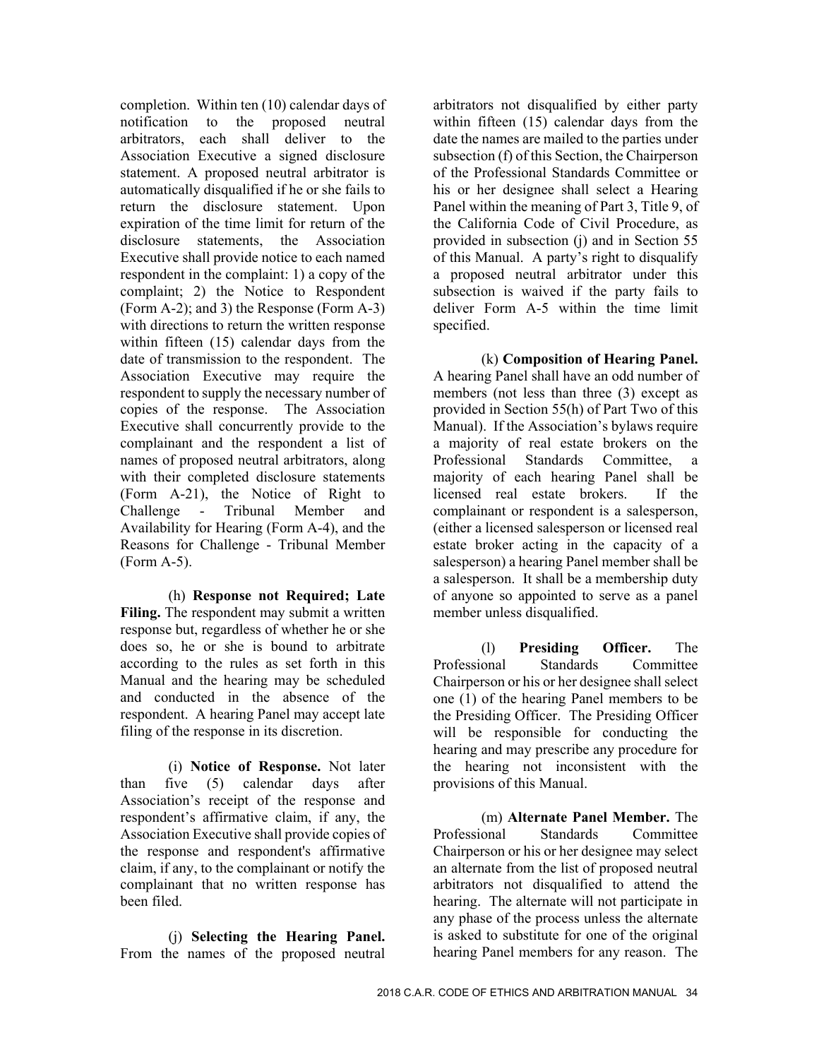completion. Within ten (10) calendar days of notification to the proposed neutral arbitrators, each shall deliver to the Association Executive a signed disclosure statement. A proposed neutral arbitrator is automatically disqualified if he or she fails to return the disclosure statement. Upon expiration of the time limit for return of the disclosure statements, the Association Executive shall provide notice to each named respondent in the complaint: 1) a copy of the complaint; 2) the Notice to Respondent (Form A-2); and 3) the Response (Form A-3) with directions to return the written response within fifteen (15) calendar days from the date of transmission to the respondent. The Association Executive may require the respondent to supply the necessary number of copies of the response. The Association Executive shall concurrently provide to the complainant and the respondent a list of names of proposed neutral arbitrators, along with their completed disclosure statements (Form A-21), the Notice of Right to Challenge - Tribunal Member and Availability for Hearing (Form A-4), and the Reasons for Challenge - Tribunal Member (Form A-5).

(h) **Response not Required; Late Filing.** The respondent may submit a written response but, regardless of whether he or she does so, he or she is bound to arbitrate according to the rules as set forth in this Manual and the hearing may be scheduled and conducted in the absence of the respondent. A hearing Panel may accept late filing of the response in its discretion.

(i) **Notice of Response.** Not later than five (5) calendar days after Association's receipt of the response and respondent's affirmative claim, if any, the Association Executive shall provide copies of the response and respondent's affirmative claim, if any, to the complainant or notify the complainant that no written response has been filed.

(j) **Selecting the Hearing Panel.** From the names of the proposed neutral arbitrators not disqualified by either party within fifteen (15) calendar days from the date the names are mailed to the parties under subsection (f) of this Section, the Chairperson of the Professional Standards Committee or his or her designee shall select a Hearing Panel within the meaning of Part 3, Title 9, of the California Code of Civil Procedure, as provided in subsection (j) and in Section 55 of this Manual. A party's right to disqualify a proposed neutral arbitrator under this subsection is waived if the party fails to deliver Form A-5 within the time limit specified.

(k) **Composition of Hearing Panel.** A hearing Panel shall have an odd number of members (not less than three (3) except as provided in Section 55(h) of Part Two of this Manual). If the Association's bylaws require a majority of real estate brokers on the Professional Standards Committee, a majority of each hearing Panel shall be licensed real estate brokers. If the complainant or respondent is a salesperson, (either a licensed salesperson or licensed real estate broker acting in the capacity of a salesperson) a hearing Panel member shall be a salesperson. It shall be a membership duty of anyone so appointed to serve as a panel member unless disqualified.

(l) **Presiding Officer.** The Professional Standards Committee Chairperson or his or her designee shall select one (1) of the hearing Panel members to be the Presiding Officer. The Presiding Officer will be responsible for conducting the hearing and may prescribe any procedure for the hearing not inconsistent with the provisions of this Manual.

(m) **Alternate Panel Member.** The Professional Standards Committee Chairperson or his or her designee may select an alternate from the list of proposed neutral arbitrators not disqualified to attend the hearing. The alternate will not participate in any phase of the process unless the alternate is asked to substitute for one of the original hearing Panel members for any reason. The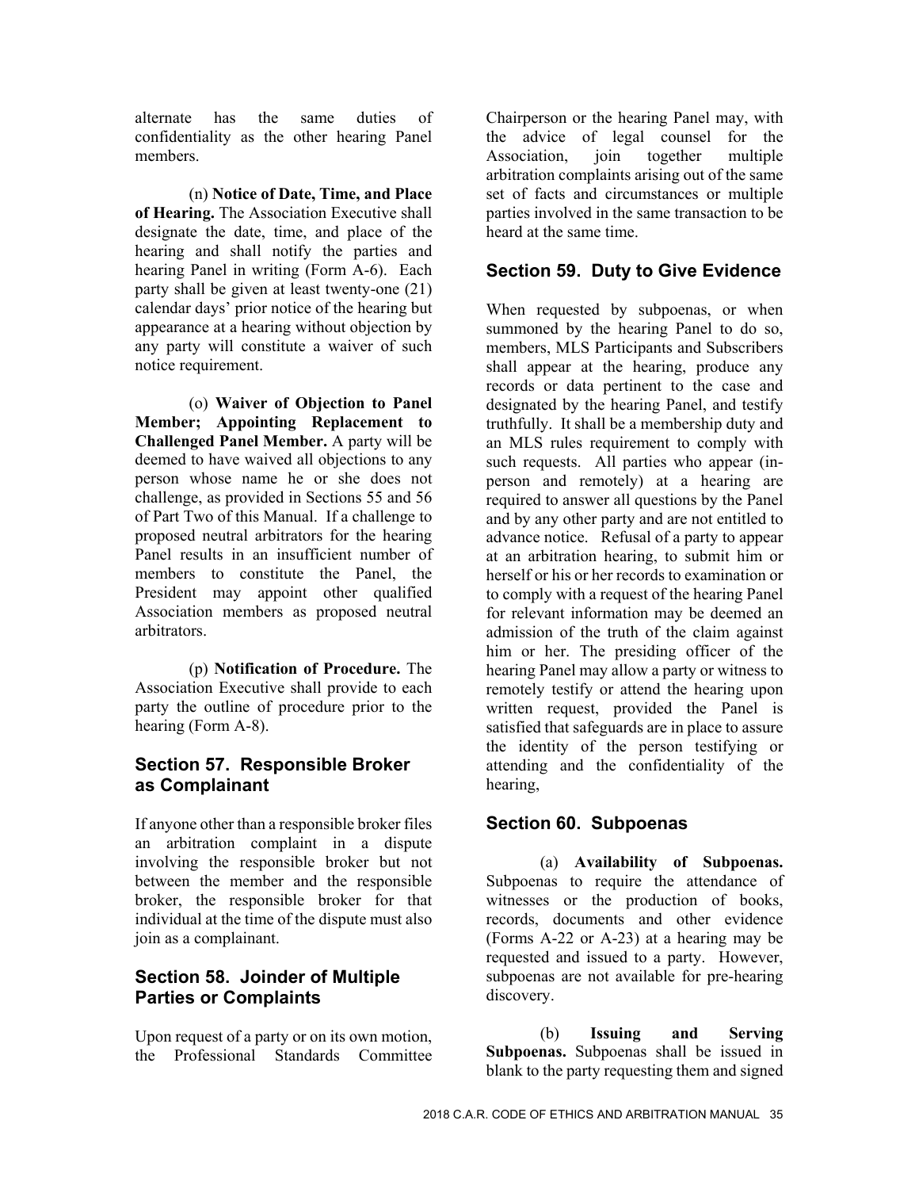alternate has the same duties of confidentiality as the other hearing Panel members.

(n) **Notice of Date, Time, and Place of Hearing.** The Association Executive shall designate the date, time, and place of the hearing and shall notify the parties and hearing Panel in writing (Form A-6). Each party shall be given at least twenty-one (21) calendar days' prior notice of the hearing but appearance at a hearing without objection by any party will constitute a waiver of such notice requirement.

(o) **Waiver of Objection to Panel Member; Appointing Replacement to Challenged Panel Member.** A party will be deemed to have waived all objections to any person whose name he or she does not challenge, as provided in Sections 55 and 56 of Part Two of this Manual. If a challenge to proposed neutral arbitrators for the hearing Panel results in an insufficient number of members to constitute the Panel, the President may appoint other qualified Association members as proposed neutral arbitrators.

(p) **Notification of Procedure.** The Association Executive shall provide to each party the outline of procedure prior to the hearing (Form A-8).

## Section 57. Responsible Broker as Complainant

If anyone other than a responsible broker files an arbitration complaint in a dispute involving the responsible broker but not between the member and the responsible broker, the responsible broker for that individual at the time of the dispute must also join as a complainant.

## Section 58. Joinder of Multiple Parties or Complaints

Upon request of a party or on its own motion, the Professional Standards Committee Chairperson or the hearing Panel may, with the advice of legal counsel for the Association, join together multiple arbitration complaints arising out of the same set of facts and circumstances or multiple parties involved in the same transaction to be heard at the same time.

## Section 59. Duty to Give Evidence

When requested by subpoenas, or when summoned by the hearing Panel to do so, members, MLS Participants and Subscribers shall appear at the hearing, produce any records or data pertinent to the case and designated by the hearing Panel, and testify truthfully. It shall be a membership duty and an MLS rules requirement to comply with such requests. All parties who appear (in-person and remotely) at a hearing are required to answer all questions by the Panel and by any other party and are not entitled to advance notice. Refusal of a party to appear at an arbitration hearing, to submit him or herself or his or her records to examination or to comply with a request of the hearing Panel for relevant information may be deemed an admission of the truth of the claim against him or her. The presiding officer of the hearing Panel may allow a party or witness to remotely testify or attend the hearing upon written request, provided the Panel is satisfied that safeguards are in place to assure the identity of the person testifying or attending and the confidentiality of the hearing,

## Section 60. Subpoenas

(a) **Availability of Subpoenas.** Subpoenas to require the attendance of witnesses or the production of books, records, documents and other evidence (Forms A-22 or A-23) at a hearing may be requested and issued to a party. However, subpoenas are not available for pre-hearing discovery.

(b) **Issuing and Serving Subpoenas.** Subpoenas shall be issued in blank to the party requesting them and signed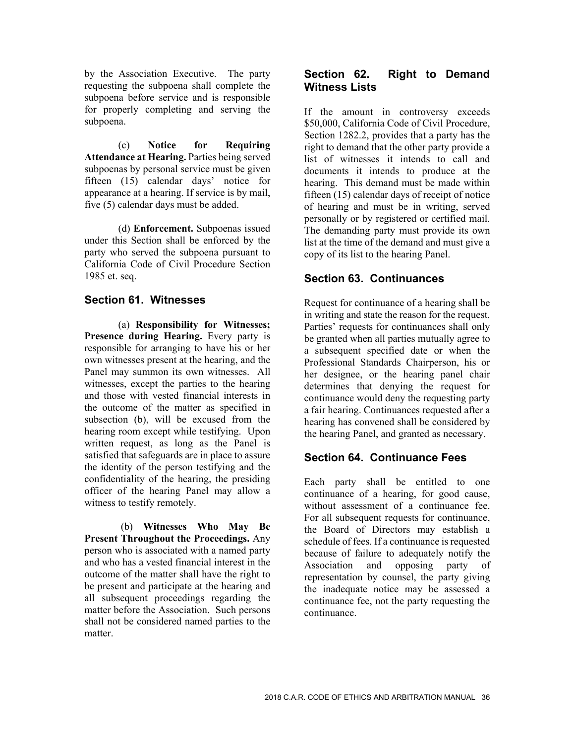by the Association Executive. The party requesting the subpoena shall complete the subpoena before service and is responsible for properly completing and serving the subpoena.

(c) **Notice for Requiring Attendance at Hearing.** Parties being served subpoenas by personal service must be given fifteen (15) calendar days' notice for appearance at a hearing. If service is by mail, five (5) calendar days must be added.

(d) **Enforcement.** Subpoenas issued under this Section shall be enforced by the party who served the subpoena pursuant to California Code of Civil Procedure Section 1985 et. seq.

## Section 61. Witnesses

(a) **Responsibility for Witnesses; Presence during Hearing.** Every party is responsible for arranging to have his or her own witnesses present at the hearing, and the Panel may summon its own witnesses. All witnesses, except the parties to the hearing and those with vested financial interests in the outcome of the matter as specified in subsection (b), will be excused from the hearing room except while testifying. Upon written request, as long as the Panel is satisfied that safeguards are in place to assure the identity of the person testifying and the confidentiality of the hearing, the presiding officer of the hearing Panel may allow a witness to testify remotely.

(b) **Witnesses Who May Be Present Throughout the Proceedings.** Any person who is associated with a named party and who has a vested financial interest in the outcome of the matter shall have the right to be present and participate at the hearing and all subsequent proceedings regarding the matter before the Association. Such persons shall not be considered named parties to the matter.

## Section 62. Right to Demand Witness Lists

If the amount in controversy exceeds $50,000, California Code of Civil Procedure, Section 1282.2, provides that a party has the right to demand that the other party provide a list of witnesses it intends to call and documents it intends to produce at the hearing. This demand must be made within fifteen (15) calendar days of receipt of notice of hearing and must be in writing, served personally or by registered or certified mail. The demanding party must provide its own list at the time of the demand and must give a copy of its list to the hearing Panel.

## Section 63. Continuances

Request for continuance of a hearing shall be in writing and state the reason for the request. Parties' requests for continuances shall only be granted when all parties mutually agree to a subsequent specified date or when the Professional Standards Chairperson, his or her designee, or the hearing panel chair determines that denying the request for continuance would deny the requesting party a fair hearing. Continuances requested after a hearing has convened shall be considered by the hearing Panel, and granted as necessary.

## Section 64. Continuance Fees

Each party shall be entitled to one continuance of a hearing, for good cause, without assessment of a continuance fee. For all subsequent requests for continuance, the Board of Directors may establish a schedule of fees. If a continuance is requested because of failure to adequately notify the Association and opposing party of representation by counsel, the party giving the inadequate notice may be assessed a continuance fee, not the party requesting the continuance.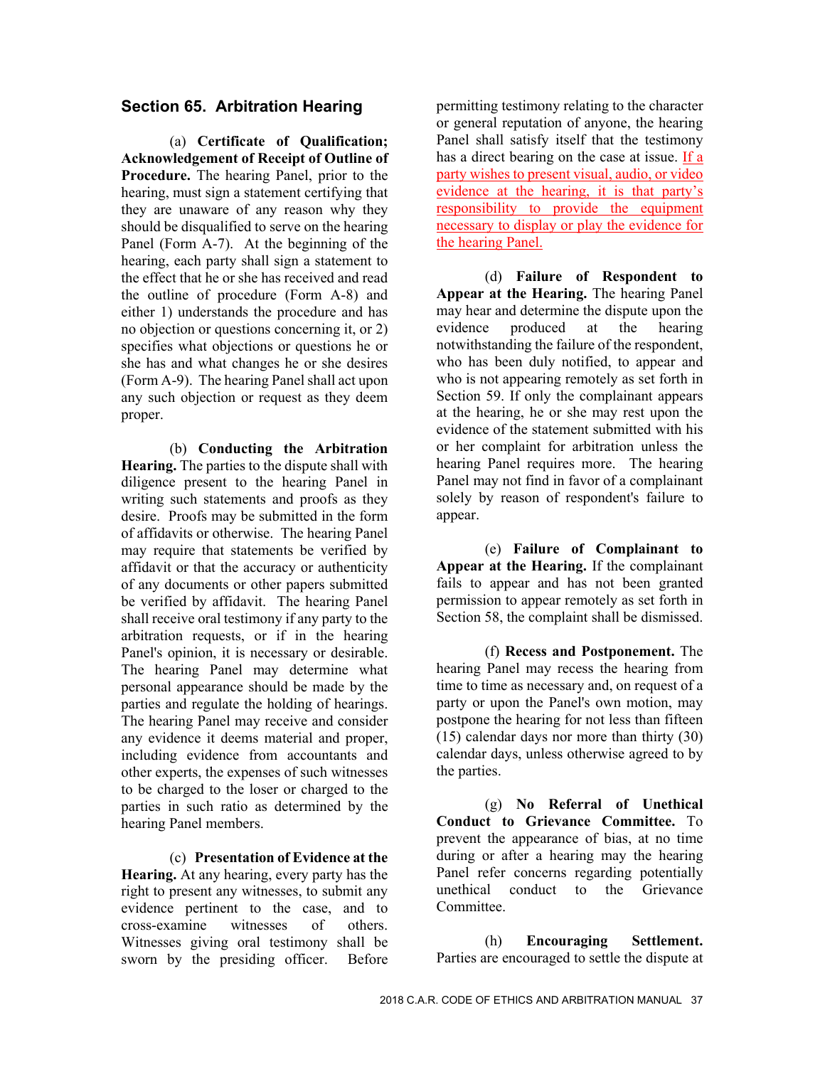## Section 65. Arbitration Hearing

(a) **Certificate of Qualification; Acknowledgement of Receipt of Outline of Procedure.** The hearing Panel, prior to the hearing, must sign a statement certifying that they are unaware of any reason why they should be disqualified to serve on the hearing Panel (Form A-7). At the beginning of the hearing, each party shall sign a statement to the effect that he or she has received and read the outline of procedure (Form A-8) and either 1) understands the procedure and has no objection or questions concerning it, or 2) specifies what objections or questions he or she has and what changes he or she desires (Form A-9). The hearing Panel shall act upon any such objection or request as they deem proper.

(b) **Conducting the Arbitration Hearing.** The parties to the dispute shall with diligence present to the hearing Panel in writing such statements and proofs as they desire. Proofs may be submitted in the form of affidavits or otherwise. The hearing Panel may require that statements be verified by affidavit or that the accuracy or authenticity of any documents or other papers submitted be verified by affidavit. The hearing Panel shall receive oral testimony if any party to the arbitration requests, or if in the hearing Panel's opinion, it is necessary or desirable. The hearing Panel may determine what personal appearance should be made by the parties and regulate the holding of hearings. The hearing Panel may receive and consider any evidence it deems material and proper, including evidence from accountants and other experts, the expenses of such witnesses to be charged to the loser or charged to the parties in such ratio as determined by the hearing Panel members.

(c) **Presentation of Evidence at the Hearing.** At any hearing, every party has the right to present any witnesses, to submit any evidence pertinent to the case, and to cross-examine witnesses of others. Witnesses giving oral testimony shall be sworn by the presiding officer. Before permitting testimony relating to the character or general reputation of anyone, the hearing Panel shall satisfy itself that the testimony has a direct bearing on the case at issue. If a party wishes to present visual, audio, or video evidence at the hearing, it is that party's responsibility to provide the equipment necessary to display or play the evidence for the hearing Panel.

(d) **Failure of Respondent to Appear at the Hearing.** The hearing Panel may hear and determine the dispute upon the evidence produced at the hearing notwithstanding the failure of the respondent, who has been duly notified, to appear and who is not appearing remotely as set forth in Section 59. If only the complainant appears at the hearing, he or she may rest upon the evidence of the statement submitted with his or her complaint for arbitration unless the hearing Panel requires more. The hearing Panel may not find in favor of a complainant solely by reason of respondent's failure to appear.

(e) **Failure of Complainant to Appear at the Hearing.** If the complainant fails to appear and has not been granted permission to appear remotely as set forth in Section 58, the complaint shall be dismissed.

(f) **Recess and Postponement.** The hearing Panel may recess the hearing from time to time as necessary and, on request of a party or upon the Panel's own motion, may postpone the hearing for not less than fifteen (15) calendar days nor more than thirty (30) calendar days, unless otherwise agreed to by the parties.

(g) **No Referral of Unethical Conduct to Grievance Committee.** To prevent the appearance of bias, at no time during or after a hearing may the hearing Panel refer concerns regarding potentially unethical conduct to the Grievance Committee.

(h) **Encouraging Settlement.** Parties are encouraged to settle the dispute at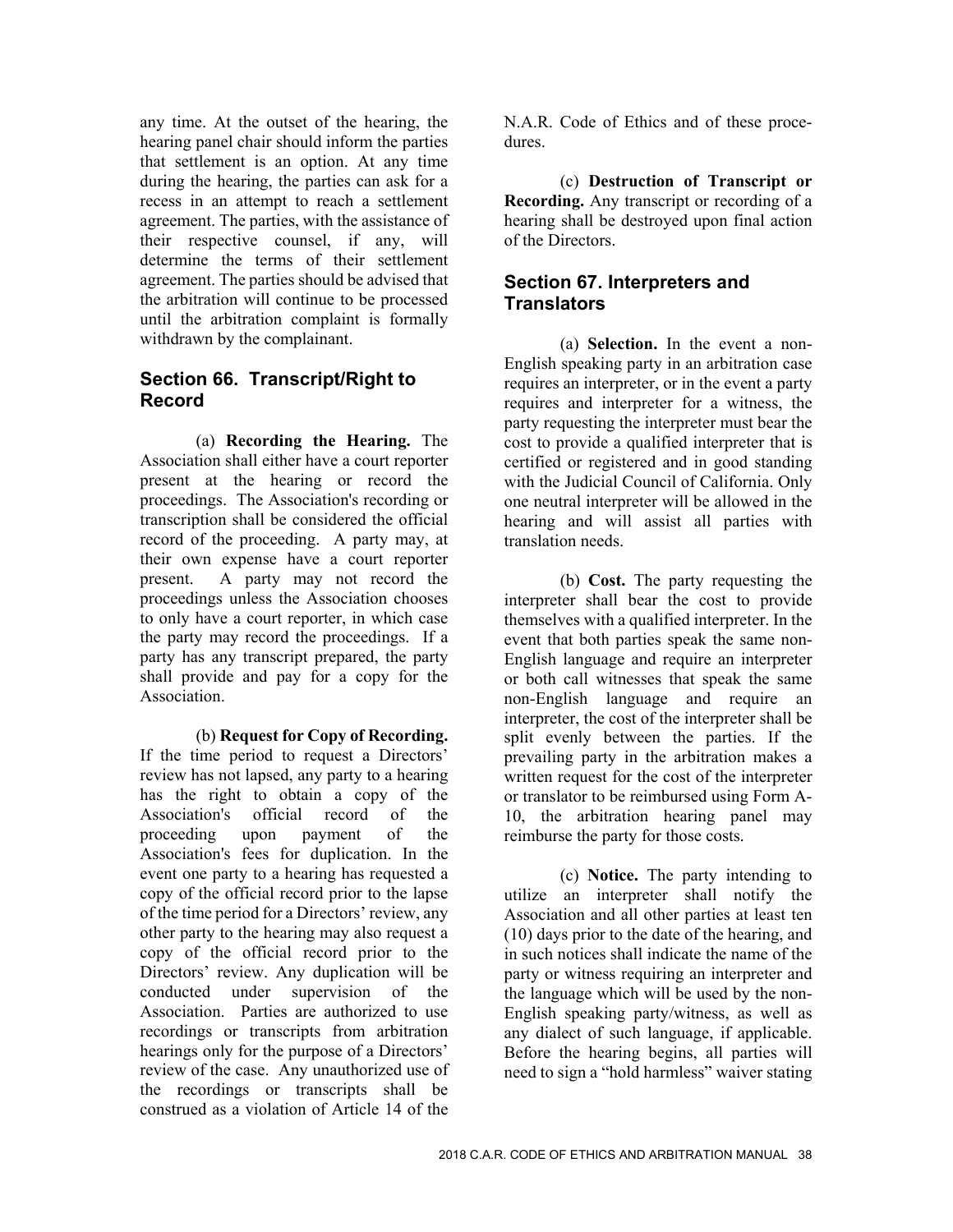any time. At the outset of the hearing, the hearing panel chair should inform the parties that settlement is an option. At any time during the hearing, the parties can ask for a recess in an attempt to reach a settlement agreement. The parties, with the assistance of their respective counsel, if any, will determine the terms of their settlement agreement. The parties should be advised that the arbitration will continue to be processed until the arbitration complaint is formally withdrawn by the complainant.

## Section 66. Transcript/Right to Record

(a) **Recording the Hearing.** The Association shall either have a court reporter present at the hearing or record the proceedings. The Association's recording or transcription shall be considered the official record of the proceeding. A party may, at their own expense have a court reporter present. A party may not record the proceedings unless the Association chooses to only have a court reporter, in which case the party may record the proceedings. If a party has any transcript prepared, the party shall provide and pay for a copy for the Association.

(b) **Request for Copy of Recording.** If the time period to request a Directors' review has not lapsed, any party to a hearing has the right to obtain a copy of the Association's official record of the proceeding upon payment of the Association's fees for duplication. In the event one party to a hearing has requested a copy of the official record prior to the lapse of the time period for a Directors' review, any other party to the hearing may also request a copy of the official record prior to the Directors' review. Any duplication will be conducted under supervision of the Association. Parties are authorized to use recordings or transcripts from arbitration hearings only for the purpose of a Directors' review of the case. Any unauthorized use of the recordings or transcripts shall be construed as a violation of Article 14 of the N.A.R. Code of Ethics and of these procedures.

(c) **Destruction of Transcript or Recording.** Any transcript or recording of a hearing shall be destroyed upon final action of the Directors.

## Section 67. Interpreters and Translators

(a) **Selection.** In the event a non-English speaking party in an arbitration case requires an interpreter, or in the event a party requires and interpreter for a witness, the party requesting the interpreter must bear the cost to provide a qualified interpreter that is certified or registered and in good standing with the Judicial Council of California. Only one neutral interpreter will be allowed in the hearing and will assist all parties with translation needs.

(b) **Cost.** The party requesting the interpreter shall bear the cost to provide themselves with a qualified interpreter. In the event that both parties speak the same non-English language and require an interpreter or both call witnesses that speak the same non-English language and require an interpreter, the cost of the interpreter shall be split evenly between the parties. If the prevailing party in the arbitration makes a written request for the cost of the interpreter or translator to be reimbursed using Form A-10, the arbitration hearing panel may reimburse the party for those costs.

(c) **Notice.** The party intending to utilize an interpreter shall notify the Association and all other parties at least ten (10) days prior to the date of the hearing, and in such notices shall indicate the name of the party or witness requiring an interpreter and the language which will be used by the non-English speaking party/witness, as well as any dialect of such language, if applicable. Before the hearing begins, all parties will need to sign a "hold harmless" waiver stating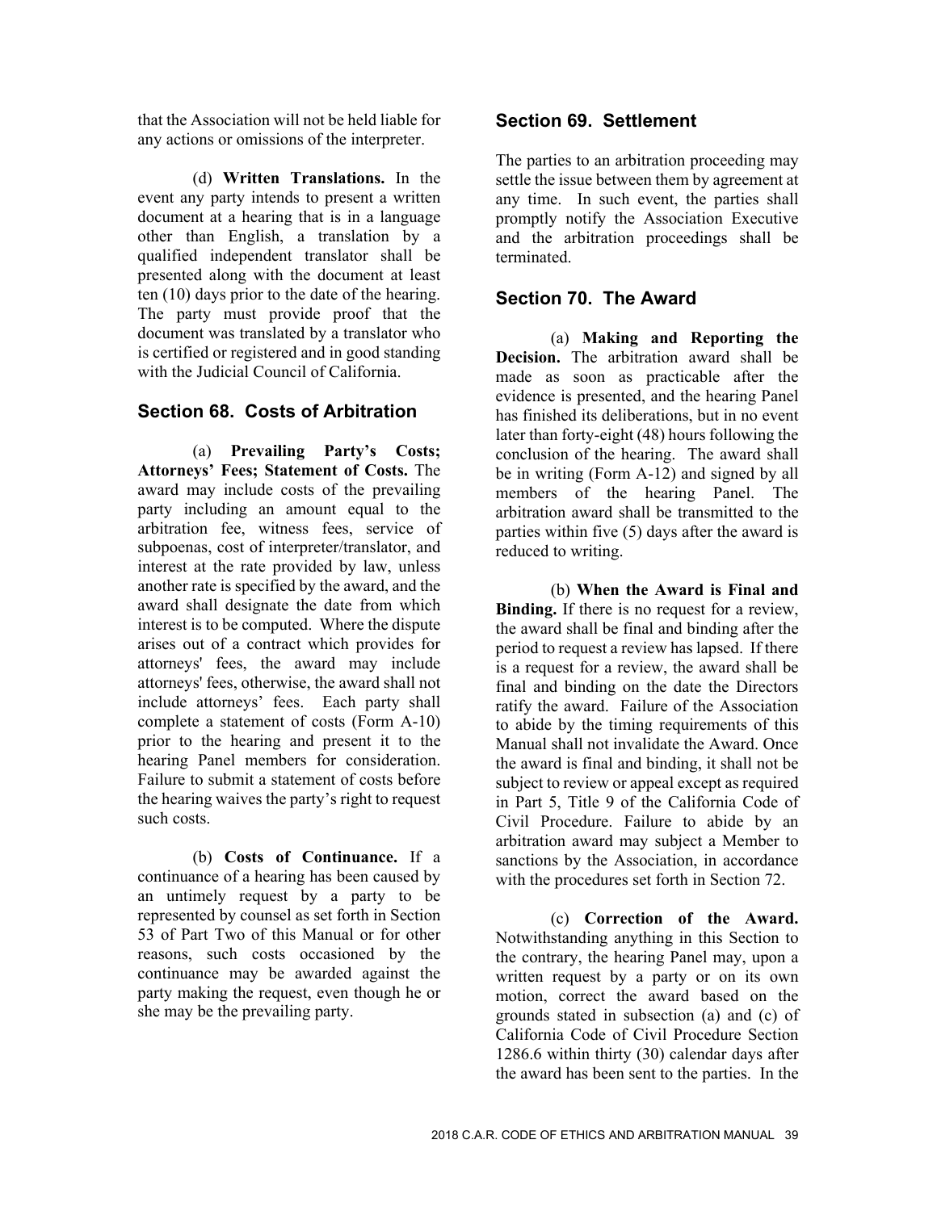that the Association will not be held liable for any actions or omissions of the interpreter.

(d) **Written Translations.** In the event any party intends to present a written document at a hearing that is in a language other than English, a translation by a qualified independent translator shall be presented along with the document at least ten (10) days prior to the date of the hearing. The party must provide proof that the document was translated by a translator who is certified or registered and in good standing with the Judicial Council of California.

## Section 68. Costs of Arbitration

(a) **Prevailing Party's Costs; Attorneys' Fees; Statement of Costs.** The award may include costs of the prevailing party including an amount equal to the arbitration fee, witness fees, service of subpoenas, cost of interpreter/translator, and interest at the rate provided by law, unless another rate is specified by the award, and the award shall designate the date from which interest is to be computed. Where the dispute arises out of a contract which provides for attorneys' fees, the award may include attorneys' fees, otherwise, the award shall not include attorneys' fees. Each party shall complete a statement of costs (Form A-10) prior to the hearing and present it to the hearing Panel members for consideration. Failure to submit a statement of costs before the hearing waives the party's right to request such costs.

(b) **Costs of Continuance.** If a continuance of a hearing has been caused by an untimely request by a party to be represented by counsel as set forth in Section 53 of Part Two of this Manual or for other reasons, such costs occasioned by the continuance may be awarded against the party making the request, even though he or she may be the prevailing party.

## Section 69. Settlement

The parties to an arbitration proceeding may settle the issue between them by agreement at any time. In such event, the parties shall promptly notify the Association Executive and the arbitration proceedings shall be terminated.

## Section 70. The Award

(a) **Making and Reporting the Decision.** The arbitration award shall be made as soon as practicable after the evidence is presented, and the hearing Panel has finished its deliberations, but in no event later than forty-eight (48) hours following the conclusion of the hearing. The award shall be in writing (Form A-12) and signed by all members of the hearing Panel. The arbitration award shall be transmitted to the parties within five (5) days after the award is reduced to writing.

(b) **When the Award is Final and Binding.** If there is no request for a review, the award shall be final and binding after the period to request a review has lapsed. If there is a request for a review, the award shall be final and binding on the date the Directors ratify the award. Failure of the Association to abide by the timing requirements of this Manual shall not invalidate the Award. Once the award is final and binding, it shall not be subject to review or appeal except as required in Part 5, Title 9 of the California Code of Civil Procedure. Failure to abide by an arbitration award may subject a Member to sanctions by the Association, in accordance with the procedures set forth in Section 72.

(c) **Correction of the Award.** Notwithstanding anything in this Section to the contrary, the hearing Panel may, upon a written request by a party or on its own motion, correct the award based on the grounds stated in subsection (a) and (c) of California Code of Civil Procedure Section 1286.6 within thirty (30) calendar days after the award has been sent to the parties. In the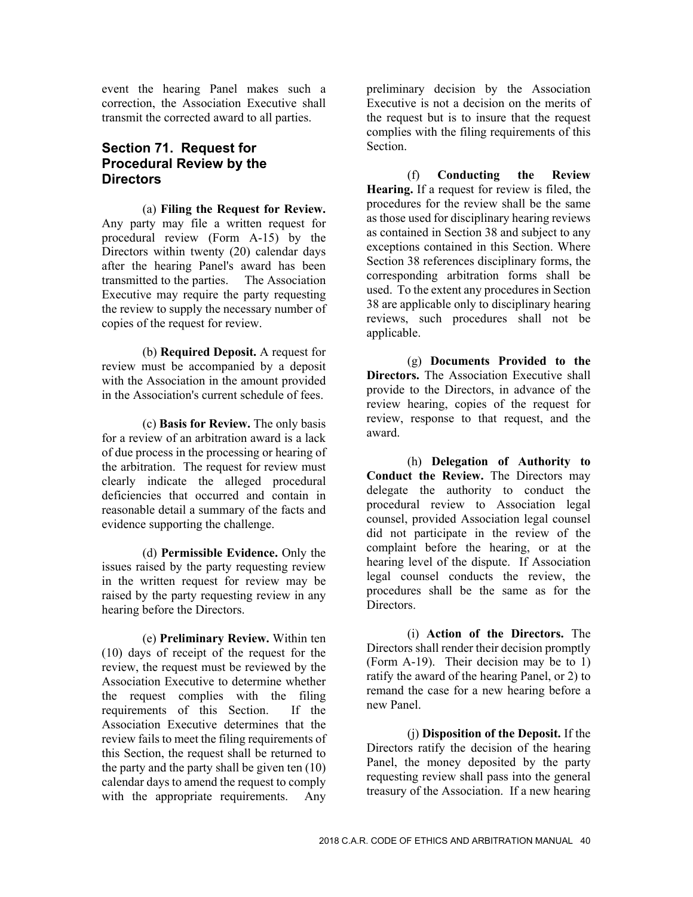event the hearing Panel makes such a correction, the Association Executive shall transmit the corrected award to all parties.

## Section 71. Request for Procedural Review by the Directors

(a) **Filing the Request for Review.** Any party may file a written request for procedural review (Form A-15) by the Directors within twenty (20) calendar days after the hearing Panel's award has been transmitted to the parties. The Association Executive may require the party requesting the review to supply the necessary number of copies of the request for review.

(b) **Required Deposit.** A request for review must be accompanied by a deposit with the Association in the amount provided in the Association's current schedule of fees.

(c) **Basis for Review.** The only basis for a review of an arbitration award is a lack of due process in the processing or hearing of the arbitration. The request for review must clearly indicate the alleged procedural deficiencies that occurred and contain in reasonable detail a summary of the facts and evidence supporting the challenge.

(d) **Permissible Evidence.** Only the issues raised by the party requesting review in the written request for review may be raised by the party requesting review in any hearing before the Directors.

(e) **Preliminary Review.** Within ten (10) days of receipt of the request for the review, the request must be reviewed by the Association Executive to determine whether the request complies with the filing requirements of this Section. If the Association Executive determines that the review fails to meet the filing requirements of this Section, the request shall be returned to the party and the party shall be given ten (10) calendar days to amend the request to comply with the appropriate requirements. Any preliminary decision by the Association Executive is not a decision on the merits of the request but is to insure that the request complies with the filing requirements of this Section.

(f) **Conducting the Review Hearing.** If a request for review is filed, the procedures for the review shall be the same as those used for disciplinary hearing reviews as contained in Section 38 and subject to any exceptions contained in this Section. Where Section 38 references disciplinary forms, the corresponding arbitration forms shall be used. To the extent any procedures in Section 38 are applicable only to disciplinary hearing reviews, such procedures shall not be applicable.

(g) **Documents Provided to the Directors.** The Association Executive shall provide to the Directors, in advance of the review hearing, copies of the request for review, response to that request, and the award.

(h) **Delegation of Authority to Conduct the Review.** The Directors may delegate the authority to conduct the procedural review to Association legal counsel, provided Association legal counsel did not participate in the review of the complaint before the hearing, or at the hearing level of the dispute. If Association legal counsel conducts the review, the procedures shall be the same as for the Directors.

(i) **Action of the Directors.** The Directors shall render their decision promptly (Form A-19). Their decision may be to 1) ratify the award of the hearing Panel, or 2) to remand the case for a new hearing before a new Panel.

(j) **Disposition of the Deposit.** If the Directors ratify the decision of the hearing Panel, the money deposited by the party requesting review shall pass into the general treasury of the Association. If a new hearing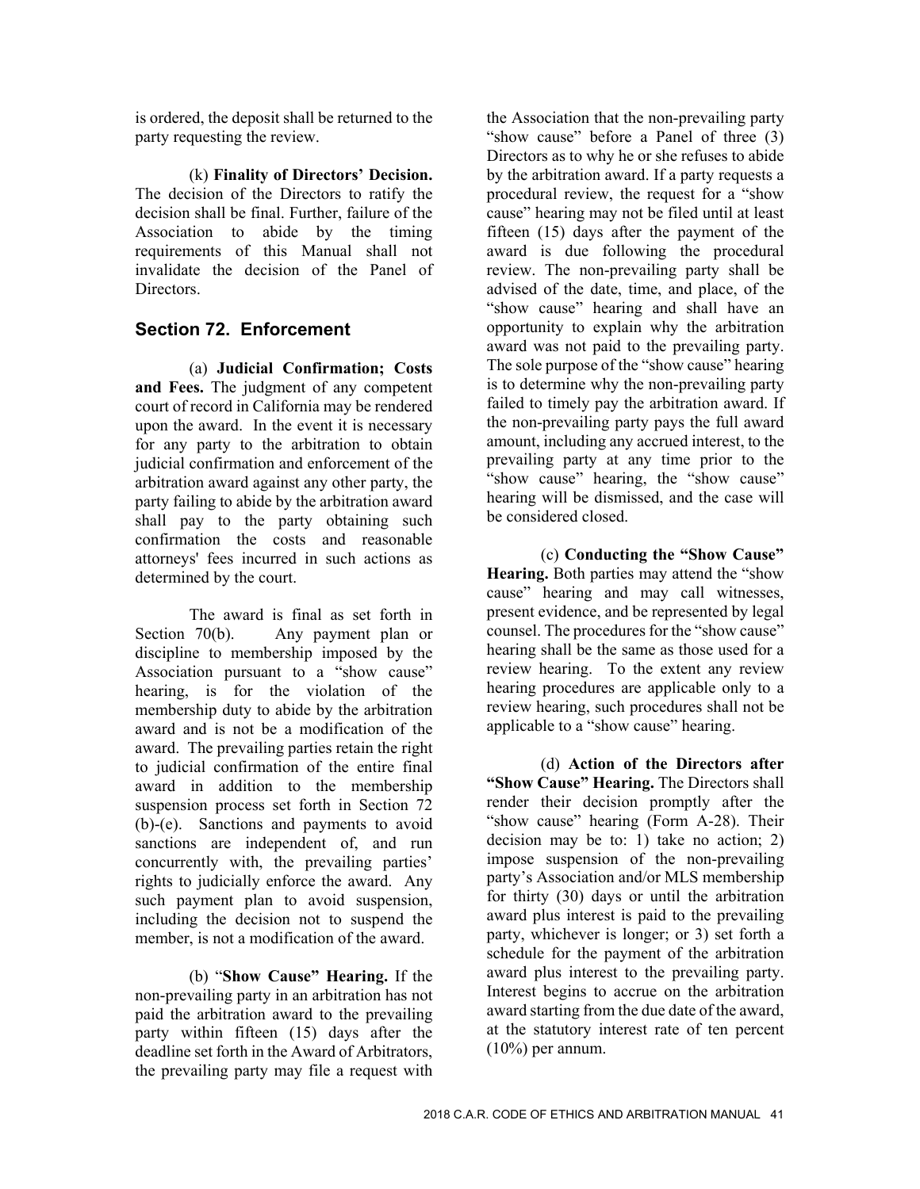is ordered, the deposit shall be returned to the party requesting the review.

(k) **Finality of Directors' Decision.** The decision of the Directors to ratify the decision shall be final. Further, failure of the Association to abide by the timing requirements of this Manual shall not invalidate the decision of the Panel of Directors.

## Section 72. Enforcement

(a) **Judicial Confirmation; Costs and Fees.** The judgment of any competent court of record in California may be rendered upon the award. In the event it is necessary for any party to the arbitration to obtain judicial confirmation and enforcement of the arbitration award against any other party, the party failing to abide by the arbitration award shall pay to the party obtaining such confirmation the costs and reasonable attorneys' fees incurred in such actions as determined by the court.

The award is final as set forth in Section 70(b). Any payment plan or discipline to membership imposed by the Association pursuant to a "show cause" hearing, is for the violation of the membership duty to abide by the arbitration award and is not be a modification of the award. The prevailing parties retain the right to judicial confirmation of the entire final award in addition to the membership suspension process set forth in Section 72 (b)-(e). Sanctions and payments to avoid sanctions are independent of, and run concurrently with, the prevailing parties' rights to judicially enforce the award. Any such payment plan to avoid suspension, including the decision not to suspend the member, is not a modification of the award.

(b) "**Show Cause" Hearing.** If the non-prevailing party in an arbitration has not paid the arbitration award to the prevailing party within fifteen (15) days after the deadline set forth in the Award of Arbitrators, the prevailing party may file a request with the Association that the non-prevailing party "show cause" before a Panel of three (3) Directors as to why he or she refuses to abide by the arbitration award. If a party requests a procedural review, the request for a "show cause" hearing may not be filed until at least fifteen (15) days after the payment of the award is due following the procedural review. The non-prevailing party shall be advised of the date, time, and place, of the "show cause" hearing and shall have an opportunity to explain why the arbitration award was not paid to the prevailing party. The sole purpose of the "show cause" hearing is to determine why the non-prevailing party failed to timely pay the arbitration award. If the non-prevailing party pays the full award amount, including any accrued interest, to the prevailing party at any time prior to the "show cause" hearing, the "show cause" hearing will be dismissed, and the case will be considered closed.

(c) **Conducting the "Show Cause" Hearing.** Both parties may attend the "show cause" hearing and may call witnesses, present evidence, and be represented by legal counsel. The procedures for the "show cause" hearing shall be the same as those used for a review hearing. To the extent any review hearing procedures are applicable only to a review hearing, such procedures shall not be applicable to a "show cause" hearing.

(d) **Action of the Directors after "Show Cause" Hearing.** The Directors shall render their decision promptly after the "show cause" hearing (Form A-28). Their decision may be to: 1) take no action; 2) impose suspension of the non-prevailing party's Association and/or MLS membership for thirty (30) days or until the arbitration award plus interest is paid to the prevailing party, whichever is longer; or 3) set forth a schedule for the payment of the arbitration award plus interest to the prevailing party. Interest begins to accrue on the arbitration award starting from the due date of the award, at the statutory interest rate of ten percent (10%) per annum.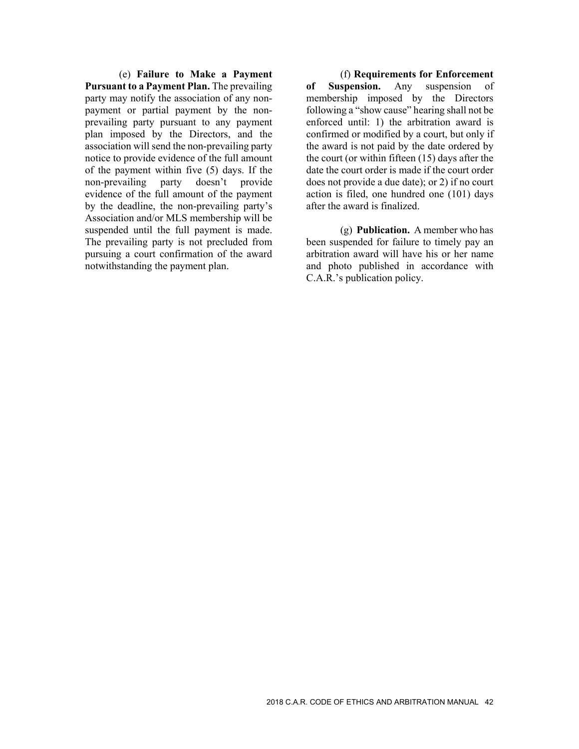(e) **Failure to Make a Payment Pursuant to a Payment Plan.** The prevailing party may notify the association of any non-payment or partial payment by the non-prevailing party pursuant to any payment plan imposed by the Directors, and the association will send the non-prevailing party notice to provide evidence of the full amount of the payment within five (5) days. If the non-prevailing party doesn't provide evidence of the full amount of the payment by the deadline, the non-prevailing party's Association and/or MLS membership will be suspended until the full payment is made. The prevailing party is not precluded from pursuing a court confirmation of the award notwithstanding the payment plan.

(f) **Requirements for Enforcement of Suspension.** Any suspension of membership imposed by the Directors following a "show cause" hearing shall not be enforced until: 1) the arbitration award is confirmed or modified by a court, but only if the award is not paid by the date ordered by the court (or within fifteen (15) days after the date the court order is made if the court order does not provide a due date); or 2) if no court action is filed, one hundred one (101) days after the award is finalized.

(g) **Publication.** A member who has been suspended for failure to timely pay an arbitration award will have his or her name and photo published in accordance with C.A.R.'s publication policy.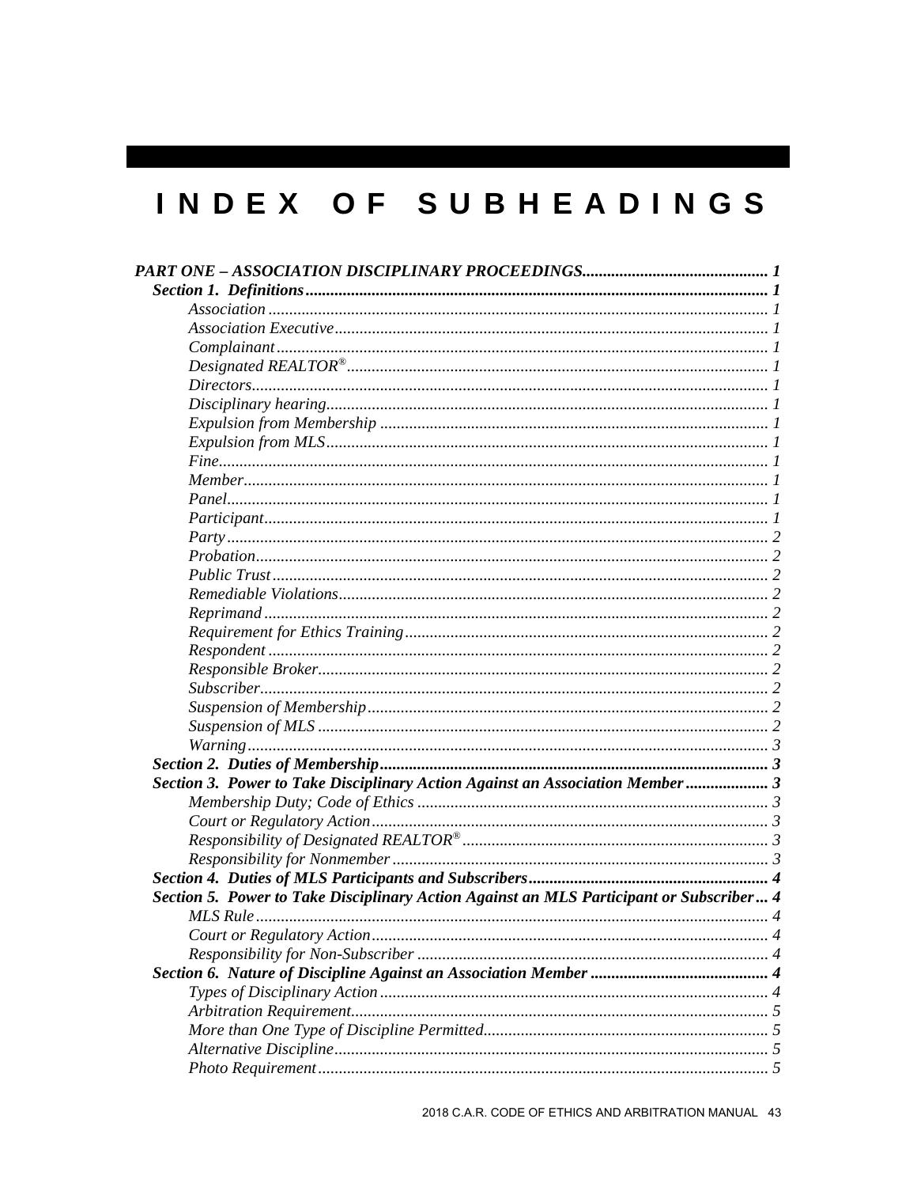# INDEX OF SUBHEADINGS

***PART ONE – ASSOCIATION DISCIPLINARY PROCEEDINGS*** ............................................ 1

***Section 1. Definitions*** ............................................................................................................ 1

*Association* ........................................................................................................................ 1

*Association Executive* ........................................................................................................ 1

*Complainant* ...................................................................................................................... 1

*Designated REALTOR®* .................................................................................................... 1

*Directors* ............................................................................................................................ 1

*Disciplinary hearing* .......................................................................................................... 1

*Expulsion from Membership* ............................................................................................. 1

*Expulsion from MLS* ......................................................................................................... 1

*Fine* .................................................................................................................................... 1

*Member* .............................................................................................................................. 1

*Panel* .................................................................................................................................. 1

*Participant* ......................................................................................................................... 1

*Party* .................................................................................................................................. 2

*Probation* ........................................................................................................................... 2

*Public Trust* ....................................................................................................................... 2

*Remediable Violations* ....................................................................................................... 2

*Reprimand* ......................................................................................................................... 2

*Requirement for Ethics Training* ....................................................................................... 2

*Respondent* ........................................................................................................................ 2

*Responsible Broker* ............................................................................................................ 2

*Subscriber* .......................................................................................................................... 2

*Suspension of Membership* ................................................................................................ 2

*Suspension of MLS* ............................................................................................................ 2

*Warning* ............................................................................................................................. 3

***Section 2. Duties of Membership*** ............................................................................................ 3

***Section 3. Power to Take Disciplinary Action Against an Association Member*** .................... 3

*Membership Duty; Code of Ethics* .................................................................................... 3

*Court or Regulatory Action* ............................................................................................... 3

*Responsibility of Designated REALTOR®* ......................................................................... 3

*Responsibility for Nonmember* .......................................................................................... 3

***Section 4. Duties of MLS Participants and Subscribers*** ......................................................... 4

***Section 5. Power to Take Disciplinary Action Against an MLS Participant or Subscriber*** ... 4

*MLS Rule* ........................................................................................................................... 4

*Court or Regulatory Action* ............................................................................................... 4

*Responsibility for Non-Subscriber* .................................................................................... 4

***Section 6. Nature of Discipline Against an Association Member*** ........................................... 4

*Types of Disciplinary Action* ............................................................................................. 4

*Arbitration Requirement* .................................................................................................... 5

*More than One Type of Discipline Permitted* .................................................................... 5

*Alternative Discipline* ........................................................................................................ 5

*Photo Requirement* ............................................................................................................ 5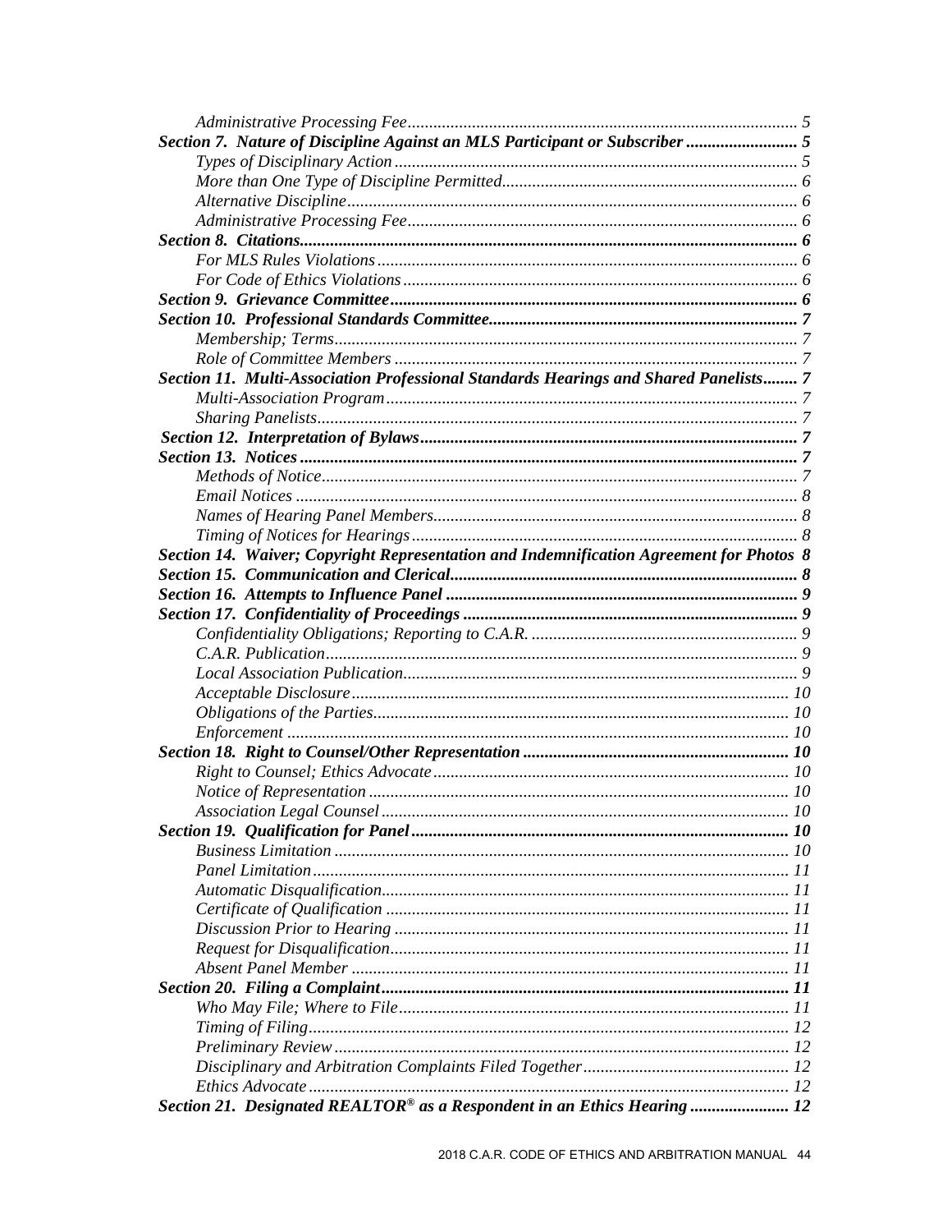*Administrative Processing Fee* ........ 5

***Section 7. Nature of Discipline Against an MLS Participant or Subscriber*** ........ **5**

*Types of Disciplinary Action* ........ 5

*More than One Type of Discipline Permitted* ........ 6

*Alternative Discipline* ........ 6

*Administrative Processing Fee* ........ 6

***Section 8. Citations*** ........ **6**

*For MLS Rules Violations* ........ 6

*For Code of Ethics Violations* ........ 6

***Section 9. Grievance Committee*** ........ **6**

***Section 10. Professional Standards Committee*** ........ **7**

*Membership; Terms* ........ 7

*Role of Committee Members* ........ 7

***Section 11. Multi-Association Professional Standards Hearings and Shared Panelists*** ........ **7**

*Multi-Association Program* ........ 7

*Sharing Panelists* ........ 7

***Section 12. Interpretation of Bylaws*** ........ **7**

***Section 13. Notices*** ........ **7**

*Methods of Notice* ........ 7

*Email Notices* ........ 8

*Names of Hearing Panel Members* ........ 8

*Timing of Notices for Hearings* ........ 8

***Section 14. Waiver; Copyright Representation and Indemnification Agreement for Photos*** **8**

***Section 15. Communication and Clerical*** ........ **8**

***Section 16. Attempts to Influence Panel*** ........ **9**

***Section 17. Confidentiality of Proceedings*** ........ **9**

*Confidentiality Obligations; Reporting to C.A.R.* ........ 9

*C.A.R. Publication* ........ 9

*Local Association Publication* ........ 9

*Acceptable Disclosure* ........ 10

*Obligations of the Parties* ........ 10

*Enforcement* ........ 10

***Section 18. Right to Counsel/Other Representation*** ........ **10**

*Right to Counsel; Ethics Advocate* ........ 10

*Notice of Representation* ........ 10

*Association Legal Counsel* ........ 10

***Section 19. Qualification for Panel*** ........ **10**

*Business Limitation* ........ 10

*Panel Limitation* ........ 11

*Automatic Disqualification* ........ 11

*Certificate of Qualification* ........ 11

*Discussion Prior to Hearing* ........ 11

*Request for Disqualification* ........ 11

*Absent Panel Member* ........ 11

***Section 20. Filing a Complaint*** ........ **11**

*Who May File; Where to File* ........ 11

*Timing of Filing* ........ 12

*Preliminary Review* ........ 12

*Disciplinary and Arbitration Complaints Filed Together* ........ 12

*Ethics Advocate* ........ 12

***Section 21. Designated REALTOR® as a Respondent in an Ethics Hearing*** ........ **12**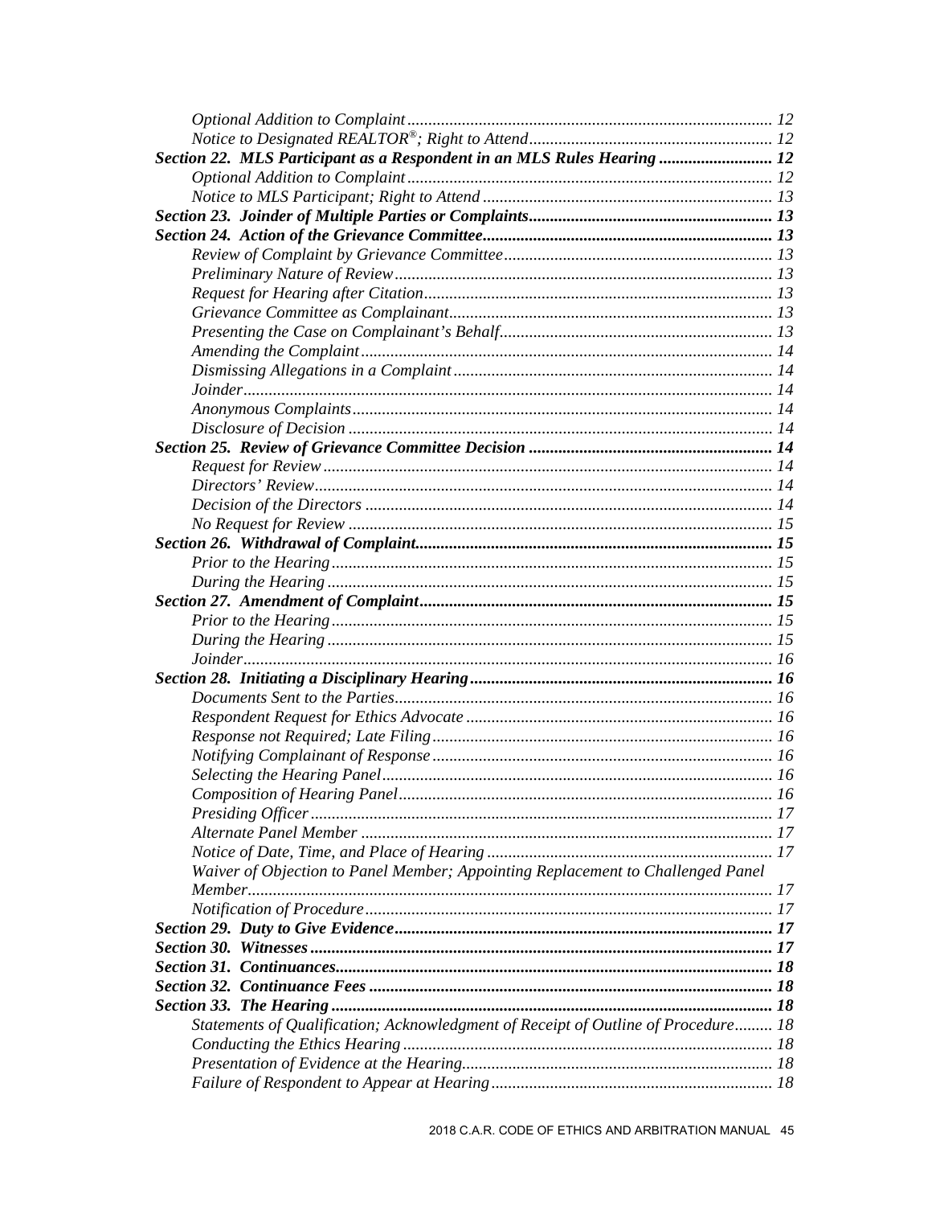*Optional Addition to Complaint* ...................................................................................... 12
*Notice to Designated REALTOR®; Right to Attend* ......................................................... 12
***Section 22. MLS Participant as a Respondent in an MLS Rules Hearing*** ........................... 12
*Optional Addition to Complaint* ...................................................................................... 12
*Notice to MLS Participant; Right to Attend* ..................................................................... 13
***Section 23. Joinder of Multiple Parties or Complaints*** .......................................................... 13
***Section 24. Action of the Grievance Committee*** ..................................................................... 13
*Review of Complaint by Grievance Committee* ................................................................ 13
*Preliminary Nature of Review* ......................................................................................... 13
*Request for Hearing after Citation* .................................................................................. 13
*Grievance Committee as Complainant* ............................................................................ 13
*Presenting the Case on Complainant's Behalf* ................................................................. 13
*Amending the Complaint* ................................................................................................. 14
*Dismissing Allegations in a Complaint* ........................................................................... 14
*Joinder* ............................................................................................................................. 14
*Anonymous Complaints* ................................................................................................... 14
*Disclosure of Decision* .................................................................................................... 14
***Section 25. Review of Grievance Committee Decision*** .......................................................... 14
*Request for Review* .......................................................................................................... 14
*Directors' Review* ............................................................................................................ 14
*Decision of the Directors* ................................................................................................ 14
*No Request for Review* .................................................................................................... 15
***Section 26. Withdrawal of Complaint*** ..................................................................................... 15
*Prior to the Hearing* ........................................................................................................ 15
*During the Hearing* ......................................................................................................... 15
***Section 27. Amendment of Complaint*** .................................................................................... 15
*Prior to the Hearing* ........................................................................................................ 15
*During the Hearing* ......................................................................................................... 15
*Joinder* ............................................................................................................................. 16
***Section 28. Initiating a Disciplinary Hearing*** ........................................................................ 16
*Documents Sent to the Parties* ......................................................................................... 16
*Respondent Request for Ethics Advocate* ......................................................................... 16
*Response not Required; Late Filing* ................................................................................ 16
*Notifying Complainant of Response* ................................................................................ 16
*Selecting the Hearing Panel* ............................................................................................ 16
*Composition of Hearing Panel* ........................................................................................ 16
*Presiding Officer* ............................................................................................................. 17
*Alternate Panel Member* ................................................................................................. 17
*Notice of Date, Time, and Place of Hearing* .................................................................... 17
*Waiver of Objection to Panel Member; Appointing Replacement to Challenged Panel Member* ........................................................................................................................... 17
*Notification of Procedure* ................................................................................................ 17
***Section 29. Duty to Give Evidence*** .......................................................................................... 17
***Section 30. Witnesses*** ............................................................................................................. 17
***Section 31. Continuances*** ....................................................................................................... 18
***Section 32. Continuance Fees*** ................................................................................................ 18
***Section 33. The Hearing*** ........................................................................................................ 18
*Statements of Qualification; Acknowledgment of Receipt of Outline of Procedure* ......... 18
*Conducting the Ethics Hearing* ....................................................................................... 18
*Presentation of Evidence at the Hearing* .......................................................................... 18
*Failure of Respondent to Appear at Hearing* .................................................................. 18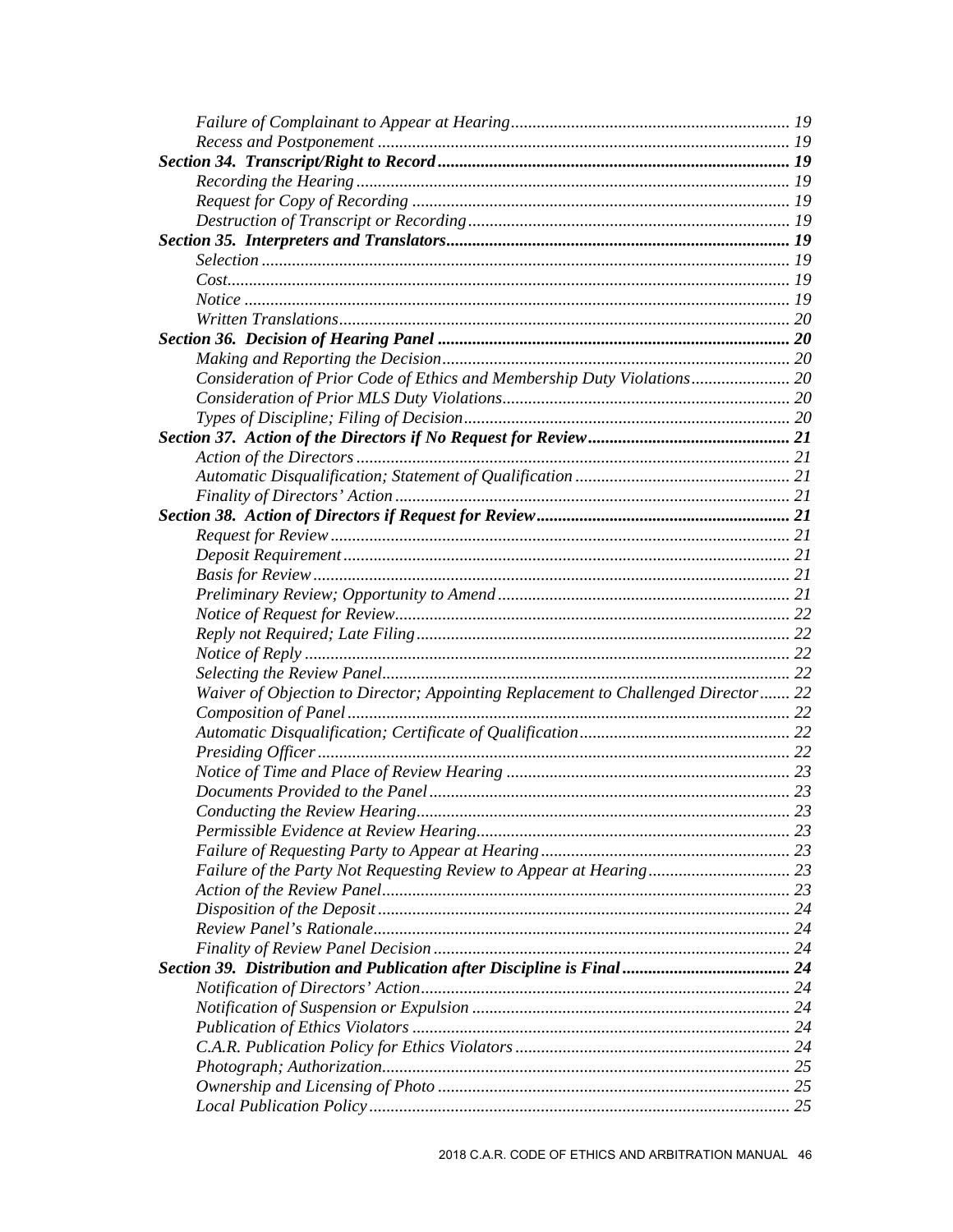*Failure of Complainant to Appear at Hearing* ................................................................ 19
*Recess and Postponement* ............................................................................................ 19

***Section 34. Transcript/Right to Record*** ........................................................................... 19
*Recording the Hearing* .................................................................................................. 19
*Request for Copy of Recording* .................................................................................... 19
*Destruction of Transcript or Recording* ........................................................................ 19

***Section 35. Interpreters and Translators*** .......................................................................... 19
*Selection* ...................................................................................................................... 19
*Cost* .............................................................................................................................. 19
*Notice* .......................................................................................................................... 19
*Written Translations* ..................................................................................................... 20

***Section 36. Decision of Hearing Panel*** ............................................................................... 20
*Making and Reporting the Decision* ............................................................................. 20
*Consideration of Prior Code of Ethics and Membership Duty Violations* ...................... 20
*Consideration of Prior MLS Duty Violations* ................................................................ 20
*Types of Discipline; Filing of Decision* ......................................................................... 20

***Section 37. Action of the Directors if No Request for Review*** ........................................... 21
*Action of the Directors* .................................................................................................. 21
*Automatic Disqualification; Statement of Qualification* ................................................ 21
*Finality of Directors' Action* ......................................................................................... 21

***Section 38. Action of Directors if Request for Review*** ........................................................ 21
*Request for Review* ....................................................................................................... 21
*Deposit Requirement* ..................................................................................................... 21
*Basis for Review* ........................................................................................................... 21
*Preliminary Review; Opportunity to Amend* ................................................................. 21
*Notice of Request for Review* ........................................................................................ 22
*Reply not Required; Late Filing* ................................................................................... 22
*Notice of Reply* ............................................................................................................. 22
*Selecting the Review Panel* ........................................................................................... 22
*Waiver of Objection to Director; Appointing Replacement to Challenged Director* ....... 22
*Composition of Panel* .................................................................................................... 22
*Automatic Disqualification; Certificate of Qualification* ............................................... 22
*Presiding Officer* ........................................................................................................... 22
*Notice of Time and Place of Review Hearing* ................................................................ 23
*Documents Provided to the Panel* .................................................................................. 23
*Conducting the Review Hearing* .................................................................................... 23
*Permissible Evidence at Review Hearing* ....................................................................... 23
*Failure of Requesting Party to Appear at Hearing* ......................................................... 23
*Failure of the Party Not Requesting Review to Appear at Hearing* ................................ 23
*Action of the Review Panel* ........................................................................................... 23
*Disposition of the Deposit* ............................................................................................. 24
*Review Panel's Rationale* .............................................................................................. 24
*Finality of Review Panel Decision* ................................................................................. 24

***Section 39. Distribution and Publication after Discipline is Final*** ...................................... 24
*Notification of Directors' Action* ................................................................................... 24
*Notification of Suspension or Expulsion* ........................................................................ 24
*Publication of Ethics Violators* ..................................................................................... 24
*C.A.R. Publication Policy for Ethics Violators* .............................................................. 24
*Photograph; Authorization* ............................................................................................ 25
*Ownership and Licensing of Photo* ................................................................................ 25
*Local Publication Policy* ............................................................................................... 25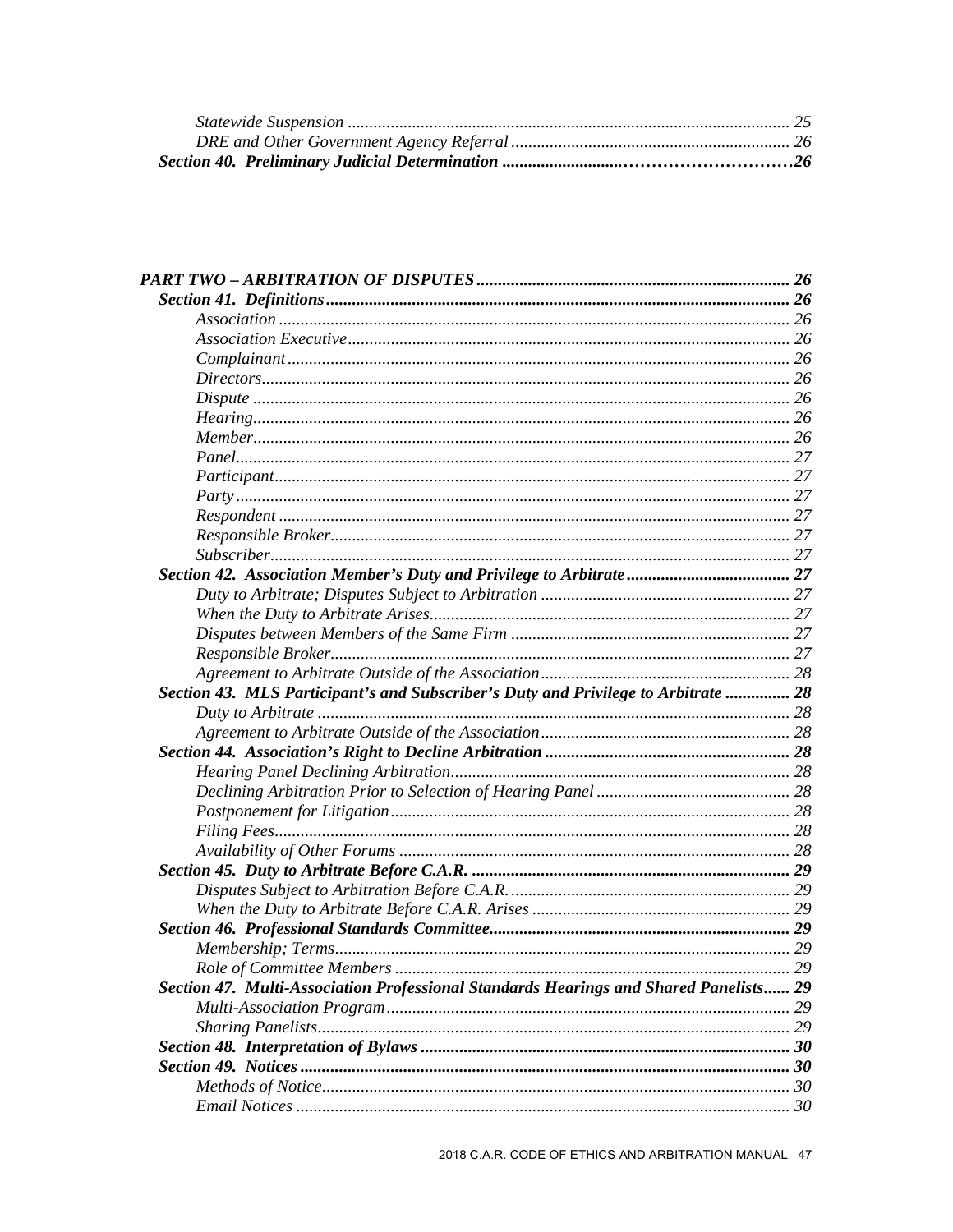*Statewide Suspension* ........................................................................................................ 25
*DRE and Other Government Agency Referral* ................................................................. 26
***Section 40. Preliminary Judicial Determination* ..........................................................26**

***PART TWO – ARBITRATION OF DISPUTES* ......................................................................... 26**
***Section 41. Definitions* ........................................................................................................... 26**
*Association* ........................................................................................................................ 26
*Association Executive* ........................................................................................................ 26
*Complainant* ...................................................................................................................... 26
*Directors* ............................................................................................................................ 26
*Dispute* .............................................................................................................................. 26
*Hearing* .............................................................................................................................. 26
*Member* .............................................................................................................................. 26
*Panel* .................................................................................................................................. 27
*Participant* ......................................................................................................................... 27
*Party* .................................................................................................................................. 27
*Respondent* ........................................................................................................................ 27
*Responsible Broker* ............................................................................................................ 27
*Subscriber* .......................................................................................................................... 27
***Section 42. Association Member's Duty and Privilege to Arbitrate* ...................................... 27**
*Duty to Arbitrate; Disputes Subject to Arbitration* .......................................................... 27
*When the Duty to Arbitrate Arises* .................................................................................... 27
*Disputes between Members of the Same Firm* ................................................................. 27
*Responsible Broker* ............................................................................................................ 27
*Agreement to Arbitrate Outside of the Association* .......................................................... 28
***Section 43. MLS Participant's and Subscriber's Duty and Privilege to Arbitrate* ............... 28**
*Duty to Arbitrate* ................................................................................................................ 28
*Agreement to Arbitrate Outside of the Association* .......................................................... 28
***Section 44. Association's Right to Decline Arbitration* ......................................................... 28**
*Hearing Panel Declining Arbitration* ................................................................................ 28
*Declining Arbitration Prior to Selection of Hearing Panel* ............................................. 28
*Postponement for Litigation* .............................................................................................. 28
*Filing Fees* .......................................................................................................................... 28
*Availability of Other Forums* ............................................................................................. 28
***Section 45. Duty to Arbitrate Before C.A.R.* ........................................................................... 29**
*Disputes Subject to Arbitration Before C.A.R.* .................................................................. 29
*When the Duty to Arbitrate Before C.A.R. Arises* ............................................................ 29
***Section 46. Professional Standards Committee* ...................................................................... 29**
*Membership; Terms* ........................................................................................................... 29
*Role of Committee Members* ............................................................................................. 29
***Section 47. Multi-Association Professional Standards Hearings and Shared Panelists* ...... 29**
*Multi-Association Program* ................................................................................................ 29
*Sharing Panelists* ................................................................................................................ 29
***Section 48. Interpretation of Bylaws* ..................................................................................... 30**
***Section 49. Notices* ................................................................................................................. 30**
*Methods of Notice* .............................................................................................................. 30
*Email Notices* ..................................................................................................................... 30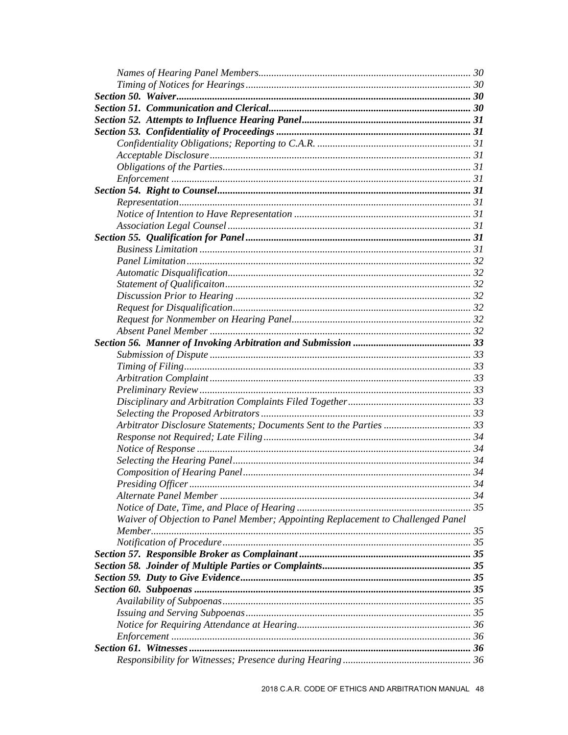*Names of Hearing Panel Members*.......... 30
*Timing of Notices for Hearings*.......... 30
***Section 50. Waiver***.......... **30**
***Section 51. Communication and Clerical***.......... **30**
***Section 52. Attempts to Influence Hearing Panel***.......... **31**
***Section 53. Confidentiality of Proceedings***.......... **31**
*Confidentiality Obligations; Reporting to C.A.R.*.......... 31
*Acceptable Disclosure*.......... 31
*Obligations of the Parties*.......... 31
*Enforcement*.......... 31
***Section 54. Right to Counsel***.......... **31**
*Representation*.......... 31
*Notice of Intention to Have Representation*.......... 31
*Association Legal Counsel*.......... 31
***Section 55. Qualification for Panel***.......... **31**
*Business Limitation*.......... 31
*Panel Limitation*.......... 32
*Automatic Disqualification*.......... 32
*Statement of Qualificaiton*.......... 32
*Discussion Prior to Hearing*.......... 32
*Request for Disqualification*.......... 32
*Request for Nonmember on Hearing Panel*.......... 32
*Absent Panel Member*.......... 32
***Section 56. Manner of Invoking Arbitration and Submission***.......... **33**
*Submission of Dispute*.......... 33
*Timing of Filing*.......... 33
*Arbitration Complaint*.......... 33
*Preliminary Review*.......... 33
*Disciplinary and Arbitration Complaints Filed Together*.......... 33
*Selecting the Proposed Arbitrators*.......... 33
*Arbitrator Disclosure Statements; Documents Sent to the Parties*.......... 33
*Response not Required; Late Filing*.......... 34
*Notice of Response*.......... 34
*Selecting the Hearing Panel*.......... 34
*Composition of Hearing Panel*.......... 34
*Presiding Officer*.......... 34
*Alternate Panel Member*.......... 34
*Notice of Date, Time, and Place of Hearing*.......... 35
*Waiver of Objection to Panel Member; Appointing Replacement to Challenged Panel Member*.......... 35
*Notification of Procedure*.......... 35
***Section 57. Responsible Broker as Complainant***.......... **35**
***Section 58. Joinder of Multiple Parties or Complaints***.......... **35**
***Section 59. Duty to Give Evidence***.......... **35**
***Section 60. Subpoenas***.......... **35**
*Availability of Subpoenas*.......... 35
*Issuing and Serving Subpoenas*.......... 35
*Notice for Requiring Attendance at Hearing*.......... 36
*Enforcement*.......... 36
***Section 61. Witnesses***.......... **36**
*Responsibility for Witnesses; Presence during Hearing*.......... 36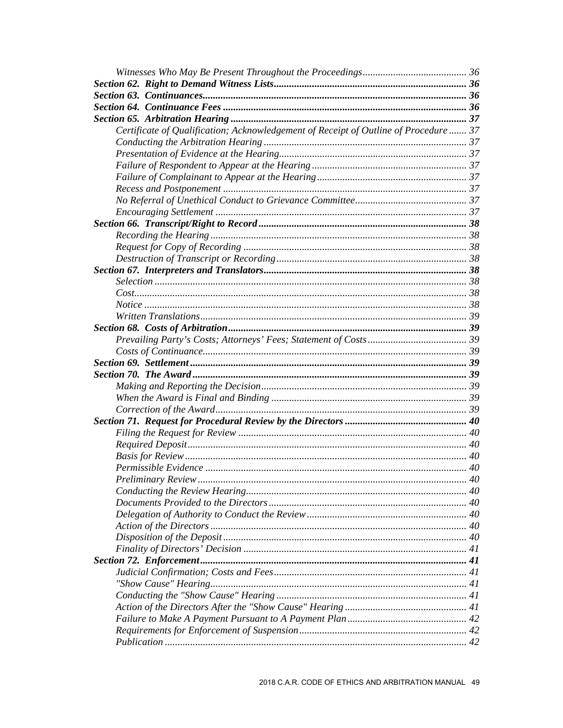*Witnesses Who May Be Present Throughout the Proceedings* ........................................ 36
***Section 62. Right to Demand Witness Lists*** ........................................................................... 36
***Section 63. Continuances*** ......................................................................................................... 36
***Section 64. Continuance Fees*** ................................................................................................. 36
***Section 65. Arbitration Hearing*** ............................................................................................. 37
*Certificate of Qualification; Acknowledgement of Receipt of Outline of Procedure* ....... 37
*Conducting the Arbitration Hearing* ............................................................................... 37
*Presentation of Evidence at the Hearing* ......................................................................... 37
*Failure of Respondent to Appear at the Hearing* ............................................................ 37
*Failure of Complainant to Appear at the Hearing* .......................................................... 37
*Recess and Postponement* ............................................................................................... 37
*No Referral of Unethical Conduct to Grievance Committee* ........................................... 37
*Encouraging Settlement* .................................................................................................. 37
***Section 66. Transcript/Right to Record*** ................................................................................. 38
*Recording the Hearing* .................................................................................................... 38
*Request for Copy of Recording* ....................................................................................... 38
*Destruction of Transcript or Recording* .......................................................................... 38
***Section 67. Interpreters and Translators*** ............................................................................... 38
*Selection* .......................................................................................................................... 38
*Cost* ................................................................................................................................. 38
*Notice* ............................................................................................................................. 38
*Written Translations* ........................................................................................................ 39
***Section 68. Costs of Arbitration*** ............................................................................................. 39
*Prevailing Party's Costs; Attorneys' Fees; Statement of Costs* ....................................... 39
*Costs of Continuance* ....................................................................................................... 39
***Section 69. Settlement*** ............................................................................................................ 39
***Section 70. The Award*** ........................................................................................................... 39
*Making and Reporting the Decision* ................................................................................ 39
*When the Award is Final and Binding* ............................................................................ 39
*Correction of the Award* .................................................................................................. 39
***Section 71. Request for Procedural Review by the Directors*** ............................................... 40
*Filing the Request for Review* ......................................................................................... 40
*Required Deposit* ............................................................................................................. 40
*Basis for Review* .............................................................................................................. 40
*Permissible Evidence* ...................................................................................................... 40
*Preliminary Review* ......................................................................................................... 40
*Conducting the Review Hearing* ...................................................................................... 40
*Documents Provided to the Directors* ............................................................................. 40
*Delegation of Authority to Conduct the Review* .............................................................. 40
*Action of the Directors* .................................................................................................... 40
*Disposition of the Deposit* ............................................................................................... 40
*Finality of Directors' Decision* ....................................................................................... 41
***Section 72. Enforcement*** ......................................................................................................... 41
*Judicial Confirmation; Costs and Fees* ........................................................................... 41
*"Show Cause" Hearing* .................................................................................................... 41
*Conducting the "Show Cause" Hearing* .......................................................................... 41
*Action of the Directors After the "Show Cause" Hearing* ............................................... 41
*Failure to Make A Payment Pursuant to A Payment Plan* .............................................. 42
*Requirements for Enforcement of Suspension* ................................................................. 42
*Publication* ...................................................................................................................... 42